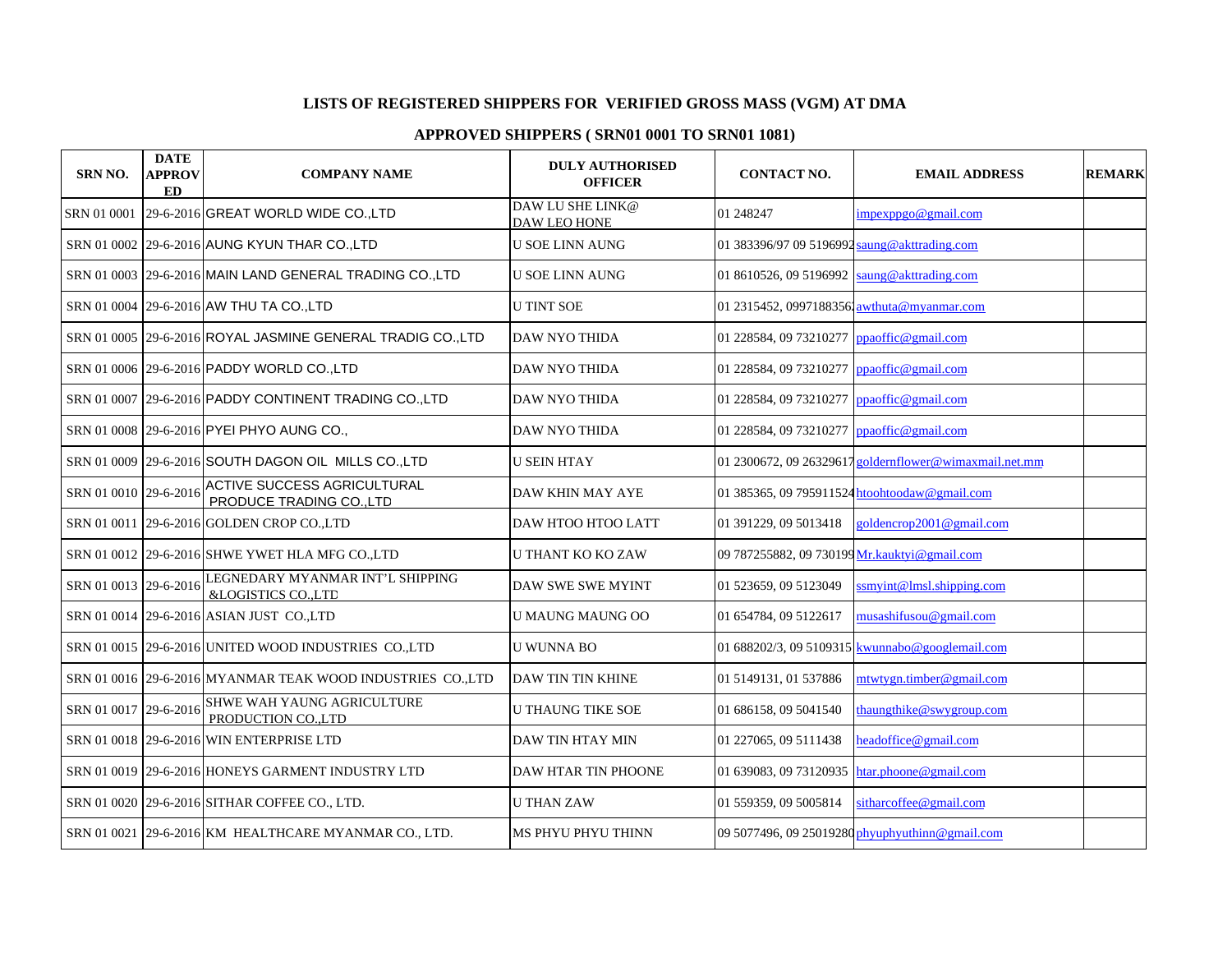# LISTS OF REGISTERED SHIPPERS FOR VERIFIED GROSS MASS (VGM) AT DMA

## APPROVED SHIPPERS ( SRN01 0001 TO SRN01 1081)

| SRN NO. | DATE APPROVED | COMPANY NAME | DULY AUTHORISED OFFICER | CONTACT NO. | EMAIL ADDRESS | REMARK |
|---|---|---|---|---|---|---|
| SRN 01 0001 | 29-6-2016 | GREAT WORLD WIDE CO.,LTD | DAW LU SHE LINK@ DAW LEO HONE | 01 248247 | impexppgo@gmail.com | |
| SRN 01 0002 | 29-6-2016 | AUNG KYUN THAR CO.,LTD | U SOE LINN AUNG | 01 383396/97 09 5196992 | saung@akttrading.com | |
| SRN 01 0003 | 29-6-2016 | MAIN LAND GENERAL TRADING CO.,LTD | U SOE LINN AUNG | 01 8610526, 09 5196992 | saung@akttrading.com | |
| SRN 01 0004 | 29-6-2016 | AW THU TA CO.,LTD | U TINT SOE | 01 2315452, 0997188356 | awthuta@myanmar.com | |
| SRN 01 0005 | 29-6-2016 | ROYAL JASMINE GENERAL TRADIG CO.,LTD | DAW NYO THIDA | 01 228584, 09 73210277 | ppaoffic@gmail.com | |
| SRN 01 0006 | 29-6-2016 | PADDY WORLD CO.,LTD | DAW NYO THIDA | 01 228584, 09 73210277 | ppaoffic@gmail.com | |
| SRN 01 0007 | 29-6-2016 | PADDY CONTINENT TRADING CO.,LTD | DAW NYO THIDA | 01 228584, 09 73210277 | ppaoffic@gmail.com | |
| SRN 01 0008 | 29-6-2016 | PYEI PHYO AUNG CO., | DAW NYO THIDA | 01 228584, 09 73210277 | ppaoffic@gmail.com | |
| SRN 01 0009 | 29-6-2016 | SOUTH DAGON OIL MILLS CO.,LTD | U SEIN HTAY | 01 2300672, 09 26329617 | goldernflower@wimaxmail.net.mm | |
| SRN 01 0010 | 29-6-2016 | ACTIVE SUCCESS AGRICULTURAL PRODUCE TRADING CO.,LTD | DAW KHIN MAY AYE | 01 385365, 09 795911524 | htoohtoodaw@gmail.com | |
| SRN 01 0011 | 29-6-2016 | GOLDEN CROP CO.,LTD | DAW HTOO HTOO LATT | 01 391229, 09 5013418 | goldencrop2001@gmail.com | |
| SRN 01 0012 | 29-6-2016 | SHWE YWET HLA MFG CO.,LTD | U THANT KO KO ZAW | 09 787255882, 09 730199 | Mr.kauktyi@gmail.com | |
| SRN 01 0013 | 29-6-2016 | LEGNEDARY MYANMAR INT'L SHIPPING &LOGISTICS CO.,LTD | DAW SWE SWE MYINT | 01 523659, 09 5123049 | ssmyint@lmsl.shipping.com | |
| SRN 01 0014 | 29-6-2016 | ASIAN JUST CO.,LTD | U MAUNG MAUNG OO | 01 654784, 09 5122617 | musashifusou@gmail.com | |
| SRN 01 0015 | 29-6-2016 | UNITED WOOD INDUSTRIES CO.,LTD | U WUNNA BO | 01 688202/3, 09 5109315 | kwunnabo@googlemail.com | |
| SRN 01 0016 | 29-6-2016 | MYANMAR TEAK WOOD INDUSTRIES CO.,LTD | DAW TIN TIN KHINE | 01 5149131, 01 537886 | mtwtygn.timber@gmail.com | |
| SRN 01 0017 | 29-6-2016 | SHWE WAH YAUNG AGRICULTURE PRODUCTION CO.,LTD | U THAUNG TIKE SOE | 01 686158, 09 5041540 | thaungthike@swygroup.com | |
| SRN 01 0018 | 29-6-2016 | WIN ENTERPRISE LTD | DAW TIN HTAY MIN | 01 227065, 09 5111438 | headoffice@gmail.com | |
| SRN 01 0019 | 29-6-2016 | HONEYS GARMENT INDUSTRY LTD | DAW HTAR TIN PHOONE | 01 639083, 09 73120935 | htar.phoone@gmail.com | |
| SRN 01 0020 | 29-6-2016 | SITHAR COFFEE CO., LTD. | U THAN ZAW | 01 559359, 09 5005814 | sitharcoffee@gmail.com | |
| SRN 01 0021 | 29-6-2016 | KM HEALTHCARE MYANMAR CO., LTD. | MS PHYU PHYU THINN | 09 5077496, 09 25019280 | phyuphyuthinn@gmail.com | |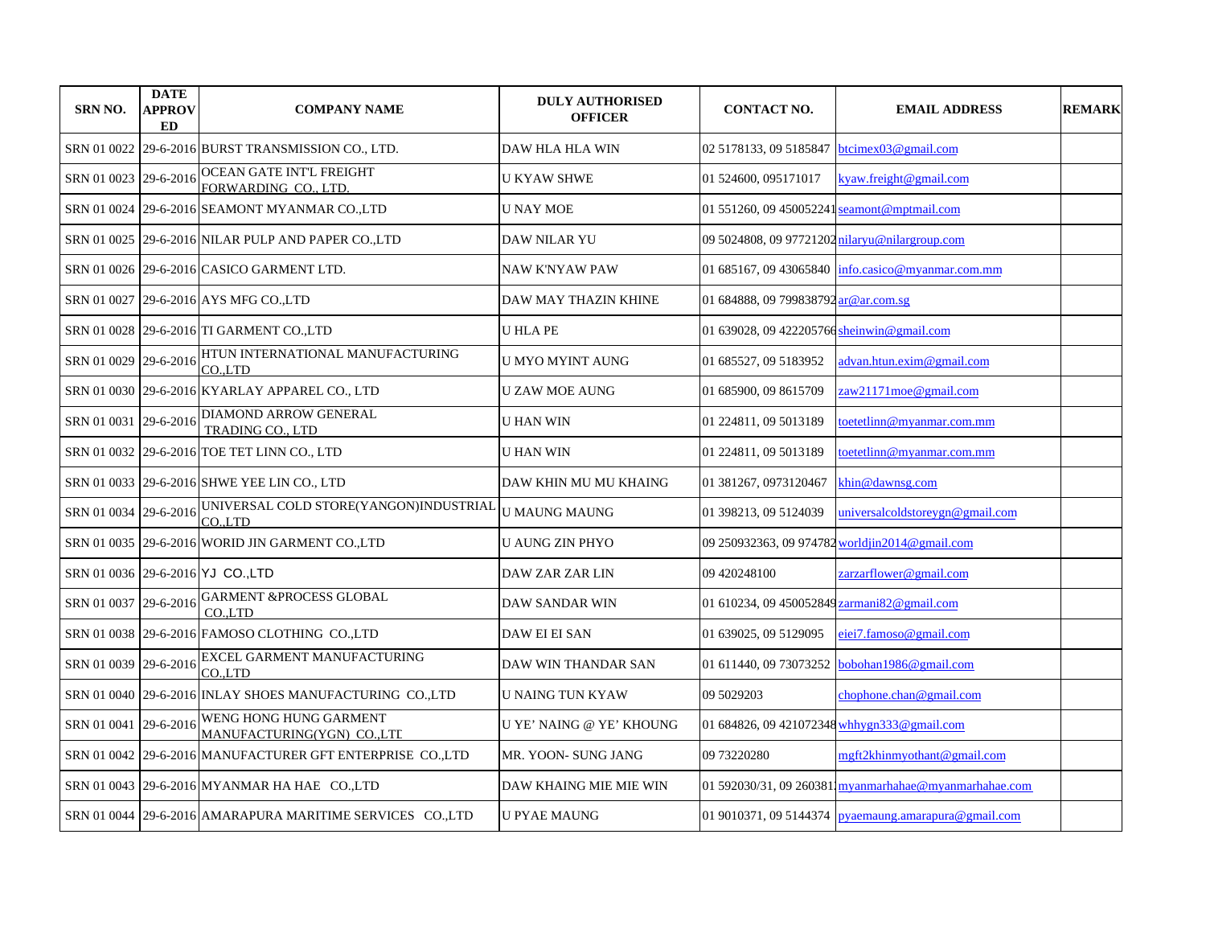| SRN NO. | DATE APPROVED | COMPANY NAME | DULY AUTHORISED OFFICER | CONTACT NO. | EMAIL ADDRESS | REMARK |
|---|---|---|---|---|---|---|
| SRN 01 0022 | 29-6-2016 | BURST TRANSMISSION CO., LTD. | DAW HLA HLA WIN | 02 5178133, 09 5185847 | btcimex03@gmail.com | |
| SRN 01 0023 | 29-6-2016 | OCEAN GATE INT'L FREIGHT FORWARDING CO., LTD. | U KYAW SHWE | 01 524600, 095171017 | kyaw.freight@gmail.com | |
| SRN 01 0024 | 29-6-2016 | SEAMONT MYANMAR CO.,LTD | U NAY MOE | 01 551260, 09 450052241 | seamont@mptmail.com | |
| SRN 01 0025 | 29-6-2016 | NILAR PULP AND PAPER CO.,LTD | DAW NILAR YU | 09 5024808, 09 97721202 | nilaryu@nilargroup.com | |
| SRN 01 0026 | 29-6-2016 | CASICO GARMENT LTD. | NAW K'NYAW PAW | 01 685167, 09 43065840 | info.casico@myanmar.com.mm | |
| SRN 01 0027 | 29-6-2016 | AYS MFG CO.,LTD | DAW MAY THAZIN KHINE | 01 684888, 09 799838792 | ar@ar.com.sg | |
| SRN 01 0028 | 29-6-2016 | TI GARMENT CO.,LTD | U HLA PE | 01 639028, 09 422205766 | sheinwin@gmail.com | |
| SRN 01 0029 | 29-6-2016 | HTUN INTERNATIONAL MANUFACTURING CO.,LTD | U MYO MYINT AUNG | 01 685527, 09 5183952 | advan.htun.exim@gmail.com | |
| SRN 01 0030 | 29-6-2016 | KYARLAY APPAREL CO., LTD | U ZAW MOE AUNG | 01 685900, 09 8615709 | zaw21171moe@gmail.com | |
| SRN 01 0031 | 29-6-2016 | DIAMOND ARROW GENERAL TRADING CO., LTD | U HAN WIN | 01 224811, 09 5013189 | toetetlinn@myanmar.com.mm | |
| SRN 01 0032 | 29-6-2016 | TOE TET LINN CO., LTD | U HAN WIN | 01 224811, 09 5013189 | toetetlinn@myanmar.com.mm | |
| SRN 01 0033 | 29-6-2016 | SHWE YEE LIN CO., LTD | DAW KHIN MU MU KHAING | 01 381267, 0973120467 | khin@dawnsg.com | |
| SRN 01 0034 | 29-6-2016 | UNIVERSAL COLD STORE(YANGON)INDUSTRIAL CO.,LTD | U MAUNG MAUNG | 01 398213, 09 5124039 | universalcoldstoreygn@gmail.com | |
| SRN 01 0035 | 29-6-2016 | WORID JIN GARMENT CO.,LTD | U AUNG ZIN PHYO | 09 250932363, 09 974782 | worldjin2014@gmail.com | |
| SRN 01 0036 | 29-6-2016 | YJ CO.,LTD | DAW ZAR ZAR LIN | 09 420248100 | zarzarflower@gmail.com | |
| SRN 01 0037 | 29-6-2016 | GARMENT &PROCESS GLOBAL CO.,LTD | DAW SANDAR WIN | 01 610234, 09 450052849 | zarmani82@gmail.com | |
| SRN 01 0038 | 29-6-2016 | FAMOSO CLOTHING CO.,LTD | DAW EI EI SAN | 01 639025, 09 5129095 | eiei7.famoso@gmail.com | |
| SRN 01 0039 | 29-6-2016 | EXCEL GARMENT MANUFACTURING CO.,LTD | DAW WIN THANDAR SAN | 01 611440, 09 73073252 | bobohan1986@gmail.com | |
| SRN 01 0040 | 29-6-2016 | INLAY SHOES MANUFACTURING CO.,LTD | U NAING TUN KYAW | 09 5029203 | chophone.chan@gmail.com | |
| SRN 01 0041 | 29-6-2016 | WENG HONG HUNG GARMENT MANUFACTURING(YGN) CO.,LTD | U YE' NAING @ YE' KHOUNG | 01 684826, 09 421072348 | whhygn333@gmail.com | |
| SRN 01 0042 | 29-6-2016 | MANUFACTURER GFT ENTERPRISE CO.,LTD | MR. YOON- SUNG JANG | 09 73220280 | mgft2khinmyothant@gmail.com | |
| SRN 01 0043 | 29-6-2016 | MYANMAR HA HAE CO.,LTD | DAW KHAING MIE MIE WIN | 01 592030/31, 09 260381 | myanmarhahae@myanmarhahae.com | |
| SRN 01 0044 | 29-6-2016 | AMARAPURA MARITIME SERVICES CO.,LTD | U PYAE MAUNG | 01 9010371, 09 5144374 | pyaemaung.amarapura@gmail.com | |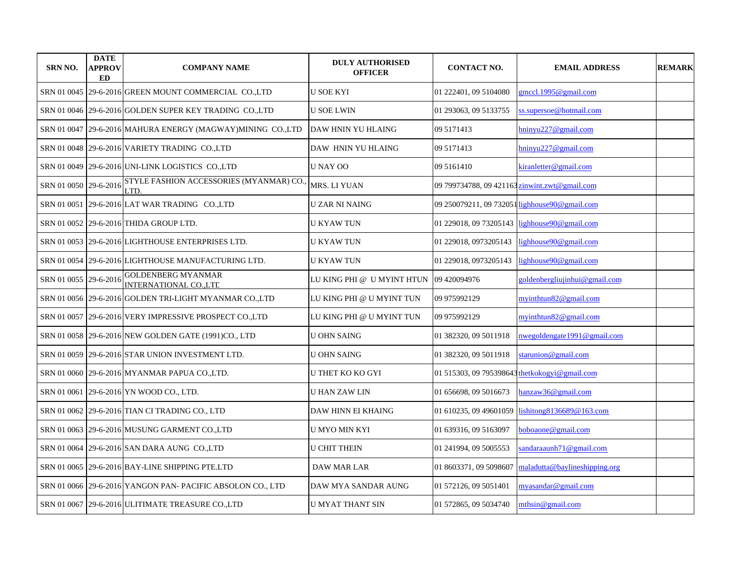| SRN NO. | DATE APPROVED | COMPANY NAME | DULY AUTHORISED OFFICER | CONTACT NO. | EMAIL ADDRESS | REMARK |
|---|---|---|---|---|---|---|
| SRN 01 0045 | 29-6-2016 | GREEN MOUNT COMMERCIAL CO.,LTD | U SOE KYI | 01 222401, 09 5104080 | gmccl.1995@gmail.com | |
| SRN 01 0046 | 29-6-2016 | GOLDEN SUPER KEY TRADING CO.,LTD | U SOE LWIN | 01 293063, 09 5133755 | ss.supersoe@hotmail.com | |
| SRN 01 0047 | 29-6-2016 | MAHURA ENERGY (MAGWAY)MINING CO.,LTD | DAW HNIN YU HLAING | 09 5171413 | hninyu227@gmail.com | |
| SRN 01 0048 | 29-6-2016 | VARIETY TRADING CO.,LTD | DAW HNIN YU HLAING | 09 5171413 | hninyu227@gmail.com | |
| SRN 01 0049 | 29-6-2016 | UNI-LINK LOGISTICS CO.,LTD | U NAY OO | 09 5161410 | kiranletter@gmail.com | |
| SRN 01 0050 | 29-6-2016 | STYLE FASHION ACCESSORIES (MYANMAR) CO., LTD. | MRS. LI YUAN | 09 799734788, 09 421163 | zinwint.zwt@gmail.com | |
| SRN 01 0051 | 29-6-2016 | LAT WAR TRADING CO.,LTD | U ZAR NI NAING | 09 250079211, 09 732051 | lighhouse90@gmail.com | |
| SRN 01 0052 | 29-6-2016 | THIDA GROUP LTD. | U KYAW TUN | 01 229018, 09 73205143 | lighhouse90@gmail.com | |
| SRN 01 0053 | 29-6-2016 | LIGHTHOUSE ENTERPRISES LTD. | U KYAW TUN | 01 229018, 0973205143 | lighhouse90@gmail.com | |
| SRN 01 0054 | 29-6-2016 | LIGHTHOUSE MANUFACTURING LTD. | U KYAW TUN | 01 229018, 0973205143 | lighhouse90@gmail.com | |
| SRN 01 0055 | 29-6-2016 | GOLDENBERG MYANMAR INTERNATIONAL CO.,LTD | LU KING PHI @ U MYINT HTUN | 09 420094976 | goldenbergliujinhui@gmail.com | |
| SRN 01 0056 | 29-6-2016 | GOLDEN TRI-LIGHT MYANMAR CO.,LTD | LU KING PHI @ U MYINT TUN | 09 975992129 | myinthtun82@gmail.com | |
| SRN 01 0057 | 29-6-2016 | VERY IMPRESSIVE PROSPECT CO.,LTD | LU KING PHI @ U MYINT TUN | 09 975992129 | myinthtun82@gmail.com | |
| SRN 01 0058 | 29-6-2016 | NEW GOLDEN GATE (1991)CO., LTD | U OHN SAING | 01 382320, 09 5011918 | nwegoldengate1991@gmail.com | |
| SRN 01 0059 | 29-6-2016 | STAR UNION INVESTMENT LTD. | U OHN SAING | 01 382320, 09 5011918 | starunion@gmail.com | |
| SRN 01 0060 | 29-6-2016 | MYANMAR PAPUA CO.,LTD. | U THET KO KO GYI | 01 515303, 09 795398643 | thetkokogyi@gmail.com | |
| SRN 01 0061 | 29-6-2016 | YN WOOD CO., LTD. | U HAN ZAW LIN | 01 656698, 09 5016673 | hanzaw36@gmail.com | |
| SRN 01 0062 | 29-6-2016 | TIAN CI TRADING CO., LTD | DAW HINN EI KHAING | 01 610235, 09 49601059 | lishitong8136689@163.com | |
| SRN 01 0063 | 29-6-2016 | MUSUNG GARMENT CO.,LTD | U MYO MIN KYI | 01 639316, 09 5163097 | boboaone@gmail.com | |
| SRN 01 0064 | 29-6-2016 | SAN DARA AUNG CO.,LTD | U CHIT THEIN | 01 241994, 09 5005553 | sandaraaunh71@gmail.com | |
| SRN 01 0065 | 29-6-2016 | BAY-LINE SHIPPING PTE.LTD | DAW MAR LAR | 01 8603371, 09 5098607 | maladutta@baylineshipping.org | |
| SRN 01 0066 | 29-6-2016 | YANGON PAN- PACIFIC ABSOLON CO., LTD | DAW MYA SANDAR AUNG | 01 572126, 09 5051401 | myasandar@gmail.com | |
| SRN 01 0067 | 29-6-2016 | ULITIMATE TREASURE CO.,LTD | U MYAT THANT SIN | 01 572865, 09 5034740 | mthsin@gmail.com | |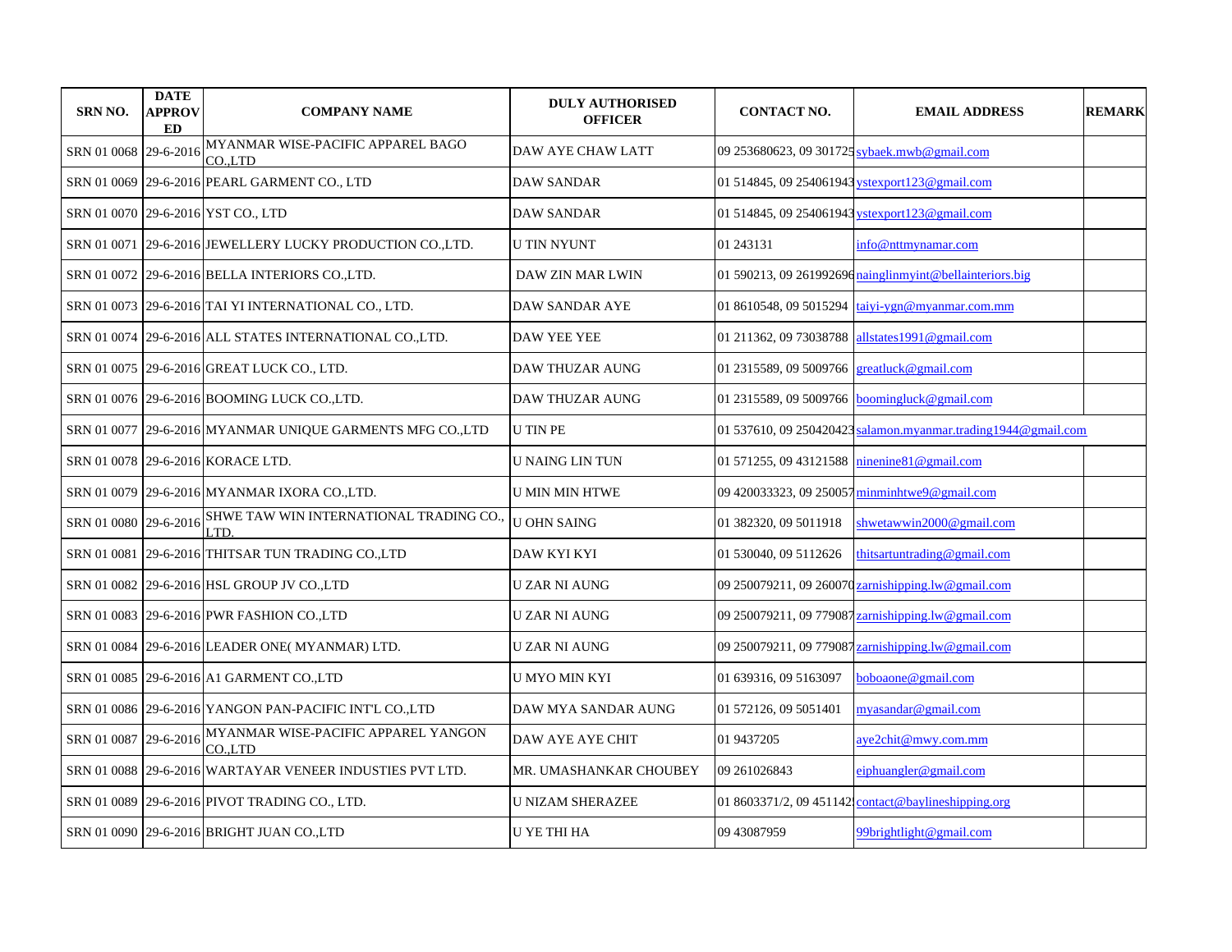| SRN NO. | DATE APPROVED | COMPANY NAME | DULY AUTHORISED OFFICER | CONTACT NO. | EMAIL ADDRESS | REMARK |
|---|---|---|---|---|---|---|
| SRN 01 0068 | 29-6-2016 | MYANMAR WISE-PACIFIC APPAREL BAGO CO.,LTD | DAW AYE CHAW LATT | 09 253680623, 09 301725 | sybaek.mwb@gmail.com | |
| SRN 01 0069 | 29-6-2016 | PEARL GARMENT CO., LTD | DAW SANDAR | 01 514845, 09 254061943 | ystexport123@gmail.com | |
| SRN 01 0070 | 29-6-2016 | YST CO., LTD | DAW SANDAR | 01 514845, 09 254061943 | ystexport123@gmail.com | |
| SRN 01 0071 | 29-6-2016 | JEWELLERY LUCKY PRODUCTION CO.,LTD. | U TIN NYUNT | 01 243131 | info@nttmynamar.com | |
| SRN 01 0072 | 29-6-2016 | BELLA INTERIORS CO.,LTD. | DAW ZIN MAR LWIN | 01 590213, 09 261992696 | nainglinmyint@bellainteriors.big | |
| SRN 01 0073 | 29-6-2016 | TAI YI INTERNATIONAL CO., LTD. | DAW SANDAR AYE | 01 8610548, 09 5015294 | taiyi-ygn@myanmar.com.mm | |
| SRN 01 0074 | 29-6-2016 | ALL STATES INTERNATIONAL CO.,LTD. | DAW YEE YEE | 01 211362, 09 73038788 | allstates1991@gmail.com | |
| SRN 01 0075 | 29-6-2016 | GREAT LUCK CO., LTD. | DAW THUZAR AUNG | 01 2315589, 09 5009766 | greatluck@gmail.com | |
| SRN 01 0076 | 29-6-2016 | BOOMING LUCK CO.,LTD. | DAW THUZAR AUNG | 01 2315589, 09 5009766 | boomingluck@gmail.com | |
| SRN 01 0077 | 29-6-2016 | MYANMAR UNIQUE GARMENTS MFG CO.,LTD | U TIN PE | 01 537610, 09 250420423 | salamon.myanmar.trading1944@gmail.com | |
| SRN 01 0078 | 29-6-2016 | KORACE LTD. | U NAING LIN TUN | 01 571255, 09 43121588 | ninenine81@gmail.com | |
| SRN 01 0079 | 29-6-2016 | MYANMAR IXORA CO.,LTD. | U MIN MIN HTWE | 09 420033323, 09 250057 | minminhtwe9@gmail.com | |
| SRN 01 0080 | 29-6-2016 | SHWE TAW WIN INTERNATIONAL TRADING CO., LTD. | U OHN SAING | 01 382320, 09 5011918 | shwetawwin2000@gmail.com | |
| SRN 01 0081 | 29-6-2016 | THITSAR TUN TRADING CO.,LTD | DAW KYI KYI | 01 530040, 09 5112626 | thitsartuntrading@gmail.com | |
| SRN 01 0082 | 29-6-2016 | HSL GROUP JV CO.,LTD | U ZAR NI AUNG | 09 250079211, 09 260070 | zarnishipping.lw@gmail.com | |
| SRN 01 0083 | 29-6-2016 | PWR FASHION CO.,LTD | U ZAR NI AUNG | 09 250079211, 09 779087 | zarnishipping.lw@gmail.com | |
| SRN 01 0084 | 29-6-2016 | LEADER ONE( MYANMAR) LTD. | U ZAR NI AUNG | 09 250079211, 09 779087 | zarnishipping.lw@gmail.com | |
| SRN 01 0085 | 29-6-2016 | A1 GARMENT CO.,LTD | U MYO MIN KYI | 01 639316, 09 5163097 | boboaone@gmail.com | |
| SRN 01 0086 | 29-6-2016 | YANGON PAN-PACIFIC INT'L CO.,LTD | DAW MYA SANDAR AUNG | 01 572126, 09 5051401 | myasandar@gmail.com | |
| SRN 01 0087 | 29-6-2016 | MYANMAR WISE-PACIFIC APPAREL YANGON CO.,LTD | DAW AYE AYE CHIT | 01 9437205 | aye2chit@mwy.com.mm | |
| SRN 01 0088 | 29-6-2016 | WARTAYAR VENEER INDUSTIES PVT LTD. | MR. UMASHANKAR CHOUBEY | 09 261026843 | eiphuangler@gmail.com | |
| SRN 01 0089 | 29-6-2016 | PIVOT TRADING CO., LTD. | U NIZAM SHERAZEE | 01 8603371/2, 09 451142 | contact@baylineshipping.org | |
| SRN 01 0090 | 29-6-2016 | BRIGHT JUAN CO.,LTD | U YE THI HA | 09 43087959 | 99brightlight@gmail.com | |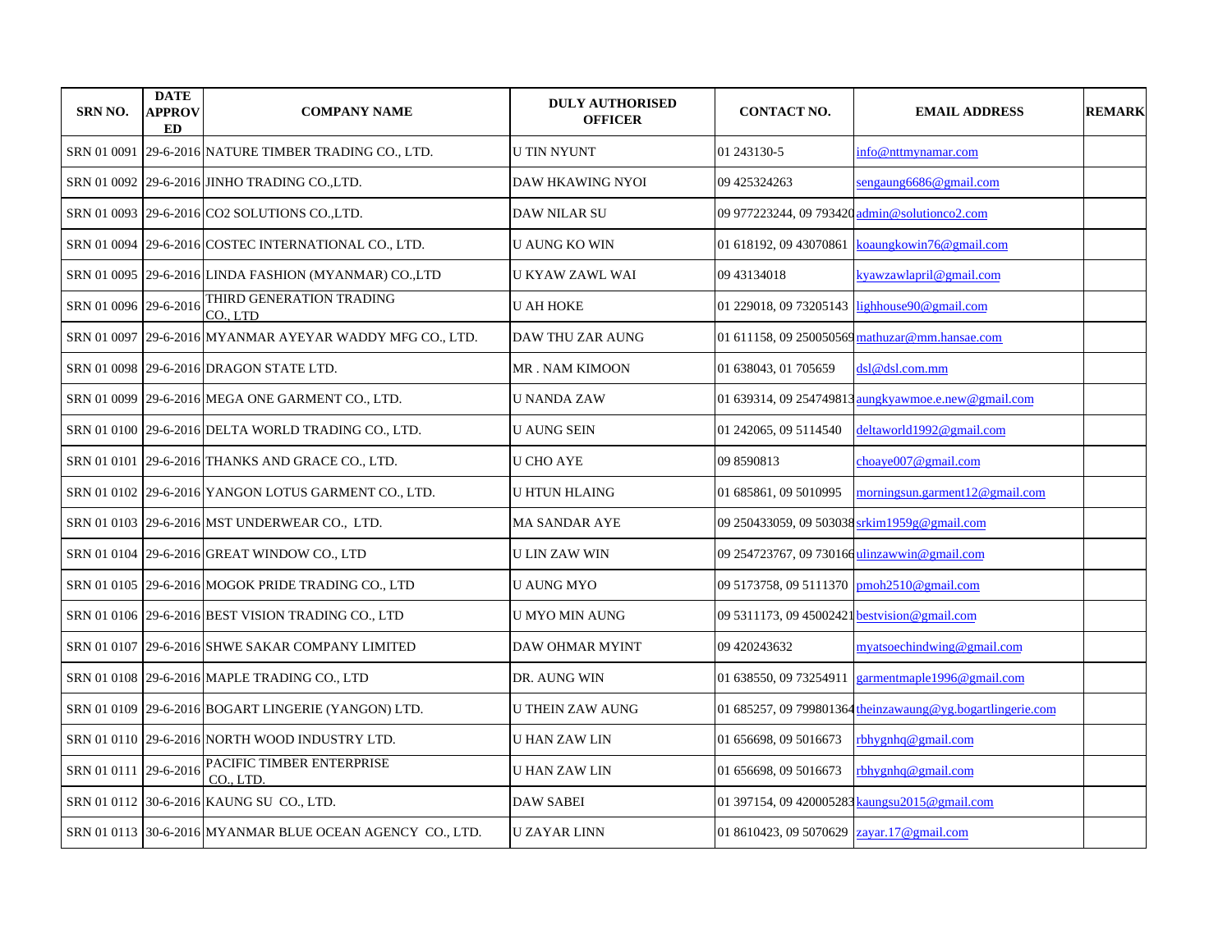| SRN NO. | DATE APPROVED | COMPANY NAME | DULY AUTHORISED OFFICER | CONTACT NO. | EMAIL ADDRESS | REMARK |
|---|---|---|---|---|---|---|
| SRN 01 0091 | 29-6-2016 | NATURE TIMBER TRADING CO., LTD. | U TIN NYUNT | 01 243130-5 | info@nttmynamar.com | |
| SRN 01 0092 | 29-6-2016 | JINHO TRADING CO.,LTD. | DAW HKAWING NYOI | 09 425324263 | sengaung6686@gmail.com | |
| SRN 01 0093 | 29-6-2016 | CO2 SOLUTIONS CO.,LTD. | DAW NILAR SU | 09 977223244, 09 793420 | admin@solutionco2.com | |
| SRN 01 0094 | 29-6-2016 | COSTEC INTERNATIONAL CO., LTD. | U AUNG KO WIN | 01 618192, 09 43070861 | koaungkowin76@gmail.com | |
| SRN 01 0095 | 29-6-2016 | LINDA FASHION (MYANMAR) CO.,LTD | U KYAW ZAWL WAI | 09 43134018 | kyawzawlapril@gmail.com | |
| SRN 01 0096 | 29-6-2016 | THIRD GENERATION TRADING CO., LTD | U AH HOKE | 01 229018, 09 73205143 | lighhouse90@gmail.com | |
| SRN 01 0097 | 29-6-2016 | MYANMAR AYEYAR WADDY MFG CO., LTD. | DAW THU ZAR AUNG | 01 611158, 09 250050569 | mathuzar@mm.hansae.com | |
| SRN 01 0098 | 29-6-2016 | DRAGON STATE LTD. | MR . NAM KIMOON | 01 638043, 01 705659 | dsl@dsl.com.mm | |
| SRN 01 0099 | 29-6-2016 | MEGA ONE GARMENT CO., LTD. | U NANDA ZAW | 01 639314, 09 254749813 | aungkyawmoe.e.new@gmail.com | |
| SRN 01 0100 | 29-6-2016 | DELTA WORLD TRADING CO., LTD. | U AUNG SEIN | 01 242065, 09 5114540 | deltaworld1992@gmail.com | |
| SRN 01 0101 | 29-6-2016 | THANKS AND GRACE CO., LTD. | U CHO AYE | 09 8590813 | choaye007@gmail.com | |
| SRN 01 0102 | 29-6-2016 | YANGON LOTUS GARMENT CO., LTD. | U HTUN HLAING | 01 685861, 09 5010995 | morningsun.garment12@gmail.com | |
| SRN 01 0103 | 29-6-2016 | MST UNDERWEAR CO., LTD. | MA SANDAR AYE | 09 250433059, 09 503038 | srkim1959g@gmail.com | |
| SRN 01 0104 | 29-6-2016 | GREAT WINDOW CO., LTD | U LIN ZAW WIN | 09 254723767, 09 730166 | ulinzawwin@gmail.com | |
| SRN 01 0105 | 29-6-2016 | MOGOK PRIDE TRADING CO., LTD | U AUNG MYO | 09 5173758, 09 5111370 | pmoh2510@gmail.com | |
| SRN 01 0106 | 29-6-2016 | BEST VISION TRADING CO., LTD | U MYO MIN AUNG | 09 5311173, 09 45002421 | bestvision@gmail.com | |
| SRN 01 0107 | 29-6-2016 | SHWE SAKAR COMPANY LIMITED | DAW OHMAR MYINT | 09 420243632 | myatsoechindwing@gmail.com | |
| SRN 01 0108 | 29-6-2016 | MAPLE TRADING CO., LTD | DR. AUNG WIN | 01 638550, 09 73254911 | garmentmaple1996@gmail.com | |
| SRN 01 0109 | 29-6-2016 | BOGART LINGERIE (YANGON) LTD. | U THEIN ZAW AUNG | 01 685257, 09 799801364 | theinzawaung@yg.bogartlingerie.com | |
| SRN 01 0110 | 29-6-2016 | NORTH WOOD INDUSTRY LTD. | U HAN ZAW LIN | 01 656698, 09 5016673 | rbhygnhq@gmail.com | |
| SRN 01 0111 | 29-6-2016 | PACIFIC TIMBER ENTERPRISE CO., LTD. | U HAN ZAW LIN | 01 656698, 09 5016673 | rbhygnhq@gmail.com | |
| SRN 01 0112 | 30-6-2016 | KAUNG SU CO., LTD. | DAW SABEI | 01 397154, 09 420005283 | kaungsu2015@gmail.com | |
| SRN 01 0113 | 30-6-2016 | MYANMAR BLUE OCEAN AGENCY CO., LTD. | U ZAYAR LINN | 01 8610423, 09 5070629 | zayar.17@gmail.com | |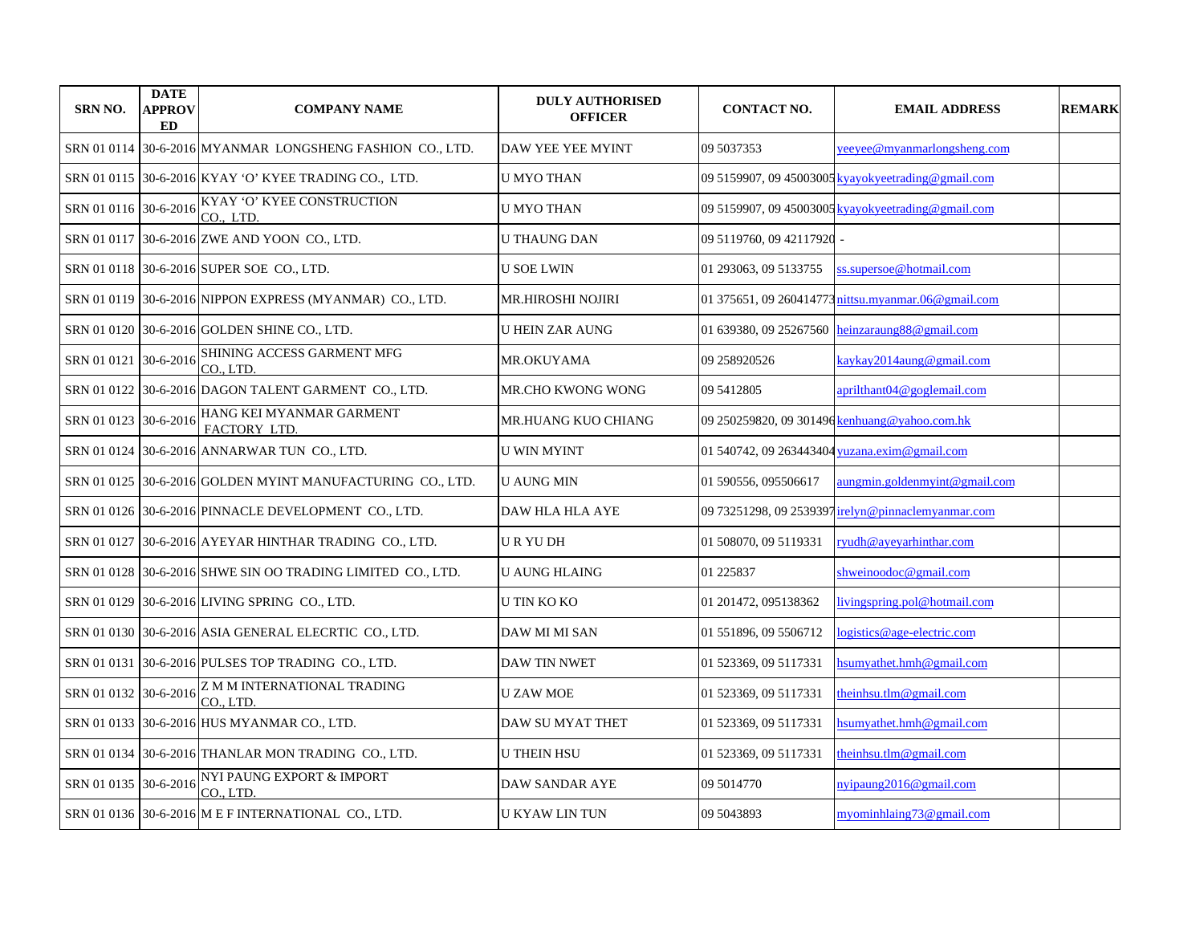| SRN NO. | DATE APPROVED | COMPANY NAME | DULY AUTHORISED OFFICER | CONTACT NO. | EMAIL ADDRESS | REMARK |
|---|---|---|---|---|---|---|
| SRN 01 0114 | 30-6-2016 | MYANMAR LONGSHENG FASHION CO., LTD. | DAW YEE YEE MYINT | 09 5037353 | yeeyee@myanmarlongsheng.com | |
| SRN 01 0115 | 30-6-2016 | KYAY 'O' KYEE TRADING CO., LTD. | U MYO THAN | 09 5159907, 09 45003005 | kyayokyeetrading@gmail.com | |
| SRN 01 0116 | 30-6-2016 | KYAY 'O' KYEE CONSTRUCTION CO., LTD. | U MYO THAN | 09 5159907, 09 45003005 | kyayokyeetrading@gmail.com | |
| SRN 01 0117 | 30-6-2016 | ZWE AND YOON CO., LTD. | U THAUNG DAN | 09 5119760, 09 42117920 | - | |
| SRN 01 0118 | 30-6-2016 | SUPER SOE CO., LTD. | U SOE LWIN | 01 293063, 09 5133755 | ss.supersoe@hotmail.com | |
| SRN 01 0119 | 30-6-2016 | NIPPON EXPRESS (MYANMAR) CO., LTD. | MR.HIROSHI NOJIRI | 01 375651, 09 260414773 | nittsu.myanmar.06@gmail.com | |
| SRN 01 0120 | 30-6-2016 | GOLDEN SHINE CO., LTD. | U HEIN ZAR AUNG | 01 639380, 09 25267560 | heinzaraung88@gmail.com | |
| SRN 01 0121 | 30-6-2016 | SHINING ACCESS GARMENT MFG CO., LTD. | MR.OKUYAMA | 09 258920526 | kaykay2014aung@gmail.com | |
| SRN 01 0122 | 30-6-2016 | DAGON TALENT GARMENT CO., LTD. | MR.CHO KWONG WONG | 09 5412805 | aprilthant04@goglemail.com | |
| SRN 01 0123 | 30-6-2016 | HANG KEI MYANMAR GARMENT FACTORY LTD. | MR.HUANG KUO CHIANG | 09 250259820, 09 301496 | kenhuang@yahoo.com.hk | |
| SRN 01 0124 | 30-6-2016 | ANNARWAR TUN CO., LTD. | U WIN MYINT | 01 540742, 09 263443404 | yuzana.exim@gmail.com | |
| SRN 01 0125 | 30-6-2016 | GOLDEN MYINT MANUFACTURING CO., LTD. | U AUNG MIN | 01 590556, 095506617 | aungmin.goldenmyint@gmail.com | |
| SRN 01 0126 | 30-6-2016 | PINNACLE DEVELOPMENT CO., LTD. | DAW HLA HLA AYE | 09 73251298, 09 2539397 | irelyn@pinnaclemyanmar.com | |
| SRN 01 0127 | 30-6-2016 | AYEYAR HINTHAR TRADING CO., LTD. | U R YU DH | 01 508070, 09 5119331 | ryudh@ayeyarhinthar.com | |
| SRN 01 0128 | 30-6-2016 | SHWE SIN OO TRADING LIMITED CO., LTD. | U AUNG HLAING | 01 225837 | shweinoodoc@gmail.com | |
| SRN 01 0129 | 30-6-2016 | LIVING SPRING CO., LTD. | U TIN KO KO | 01 201472, 095138362 | livingspring.pol@hotmail.com | |
| SRN 01 0130 | 30-6-2016 | ASIA GENERAL ELECRTIC CO., LTD. | DAW MI MI SAN | 01 551896, 09 5506712 | logistics@age-electric.com | |
| SRN 01 0131 | 30-6-2016 | PULSES TOP TRADING CO., LTD. | DAW TIN NWET | 01 523369, 09 5117331 | hsumyathet.hmh@gmail.com | |
| SRN 01 0132 | 30-6-2016 | Z M M INTERNATIONAL TRADING CO., LTD. | U ZAW MOE | 01 523369, 09 5117331 | theinhsu.tlm@gmail.com | |
| SRN 01 0133 | 30-6-2016 | HUS MYANMAR CO., LTD. | DAW SU MYAT THET | 01 523369, 09 5117331 | hsumyathet.hmh@gmail.com | |
| SRN 01 0134 | 30-6-2016 | THANLAR MON TRADING CO., LTD. | U THEIN HSU | 01 523369, 09 5117331 | theinhsu.tlm@gmail.com | |
| SRN 01 0135 | 30-6-2016 | NYI PAUNG EXPORT & IMPORT CO., LTD. | DAW SANDAR AYE | 09 5014770 | nyipaung2016@gmail.com | |
| SRN 01 0136 | 30-6-2016 | M E F INTERNATIONAL CO., LTD. | U KYAW LIN TUN | 09 5043893 | myominhlaing73@gmail.com | |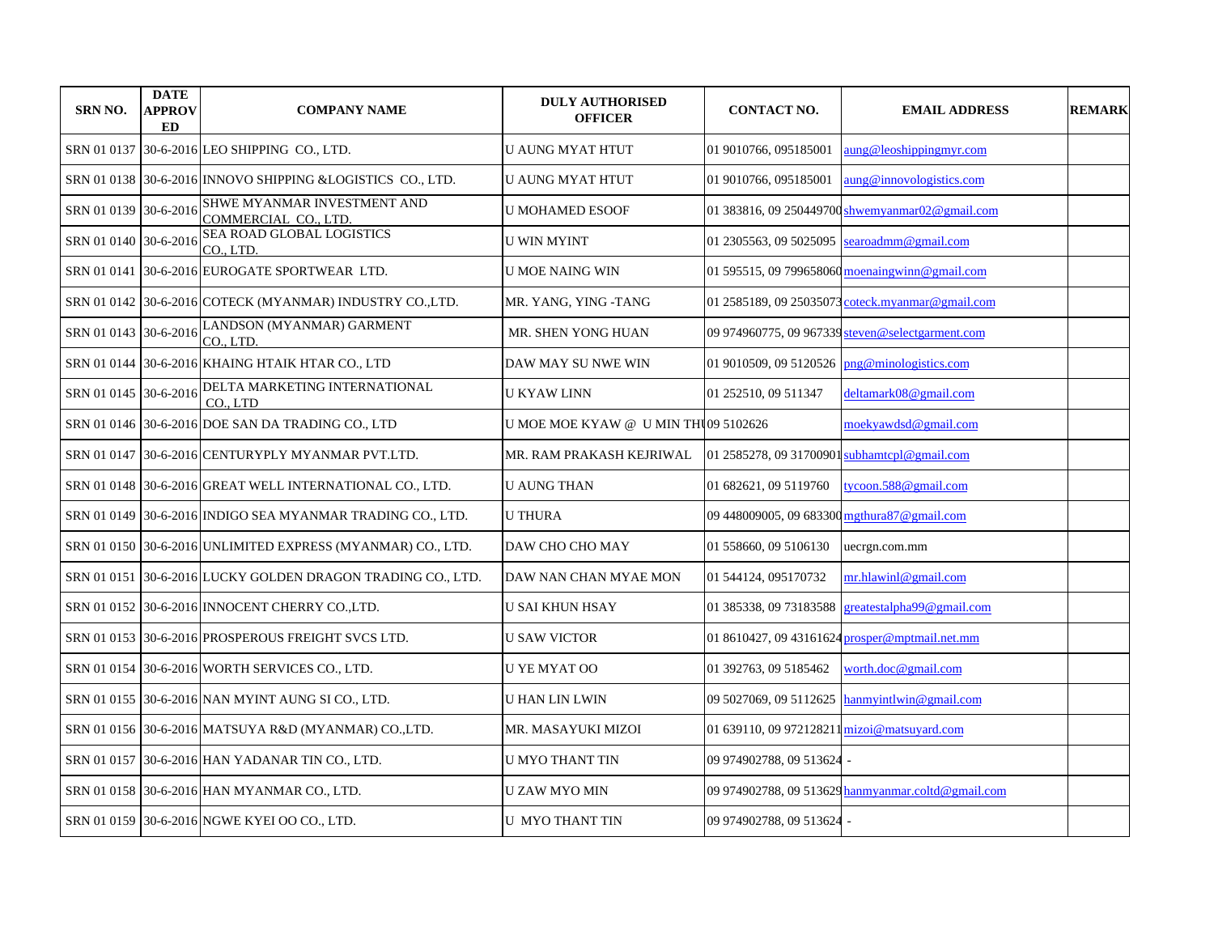| SRN NO. | DATE APPROVED | COMPANY NAME | DULY AUTHORISED OFFICER | CONTACT NO. | EMAIL ADDRESS | REMARK |
|---|---|---|---|---|---|---|
| SRN 01 0137 | 30-6-2016 | LEO SHIPPING CO., LTD. | U AUNG MYAT HTUT | 01 9010766, 095185001 | aung@leoshippingmyr.com | |
| SRN 01 0138 | 30-6-2016 | INNOVO SHIPPING &LOGISTICS CO., LTD. | U AUNG MYAT HTUT | 01 9010766, 095185001 | aung@innovologistics.com | |
| SRN 01 0139 | 30-6-2016 | SHWE MYANMAR INVESTMENT AND COMMERCIAL CO., LTD. | U MOHAMED ESOOF | 01 383816, 09 250449700 | shwemyanmar02@gmail.com | |
| SRN 01 0140 | 30-6-2016 | SEA ROAD GLOBAL LOGISTICS CO., LTD. | U WIN MYINT | 01 2305563, 09 5025095 | searoadmm@gmail.com | |
| SRN 01 0141 | 30-6-2016 | EUROGATE SPORTWEAR LTD. | U MOE NAING WIN | 01 595515, 09 799658060 | moenaingwinn@gmail.com | |
| SRN 01 0142 | 30-6-2016 | COTECK (MYANMAR) INDUSTRY CO.,LTD. | MR. YANG, YING -TANG | 01 2585189, 09 25035073 | coteck.myanmar@gmail.com | |
| SRN 01 0143 | 30-6-2016 | LANDSON (MYANMAR) GARMENT CO., LTD. | MR. SHEN YONG HUAN | 09 974960775, 09 967339 | steven@selectgarment.com | |
| SRN 01 0144 | 30-6-2016 | KHAING HTAIK HTAR CO., LTD | DAW MAY SU NWE WIN | 01 9010509, 09 5120526 | png@minologistics.com | |
| SRN 01 0145 | 30-6-2016 | DELTA MARKETING INTERNATIONAL CO., LTD | U KYAW LINN | 01 252510, 09 511347 | deltamark08@gmail.com | |
| SRN 01 0146 | 30-6-2016 | DOE SAN DA TRADING CO., LTD | U MOE MOE KYAW @ U MIN THU | 09 5102626 | moekyawdsd@gmail.com | |
| SRN 01 0147 | 30-6-2016 | CENTURYPLY MYANMAR PVT.LTD. | MR. RAM PRAKASH KEJRIWAL | 01 2585278, 09 31700901 | subhamtcpl@gmail.com | |
| SRN 01 0148 | 30-6-2016 | GREAT WELL INTERNATIONAL CO., LTD. | U AUNG THAN | 01 682621, 09 5119760 | tycoon.588@gmail.com | |
| SRN 01 0149 | 30-6-2016 | INDIGO SEA MYANMAR TRADING CO., LTD. | U THURA | 09 448009005, 09 683300 | mgthura87@gmail.com | |
| SRN 01 0150 | 30-6-2016 | UNLIMITED EXPRESS (MYANMAR) CO., LTD. | DAW CHO CHO MAY | 01 558660, 09 5106130 | uecrgn.com.mm | |
| SRN 01 0151 | 30-6-2016 | LUCKY GOLDEN DRAGON TRADING CO., LTD. | DAW NAN CHAN MYAE MON | 01 544124, 095170732 | mr.hlawinl@gmail.com | |
| SRN 01 0152 | 30-6-2016 | INNOCENT CHERRY CO.,LTD. | U SAI KHUN HSAY | 01 385338, 09 73183588 | greatestalpha99@gmail.com | |
| SRN 01 0153 | 30-6-2016 | PROSPEROUS FREIGHT SVCS LTD. | U SAW VICTOR | 01 8610427, 09 43161624 | prosper@mptmail.net.mm | |
| SRN 01 0154 | 30-6-2016 | WORTH SERVICES CO., LTD. | U YE MYAT OO | 01 392763, 09 5185462 | worth.doc@gmail.com | |
| SRN 01 0155 | 30-6-2016 | NAN MYINT AUNG SI CO., LTD. | U HAN LIN LWIN | 09 5027069, 09 5112625 | hanmyintlwin@gmail.com | |
| SRN 01 0156 | 30-6-2016 | MATSUYA R&D (MYANMAR) CO.,LTD. | MR. MASAYUKI MIZOI | 01 639110, 09 972128211 | mizoi@matsuyard.com | |
| SRN 01 0157 | 30-6-2016 | HAN YADANAR TIN CO., LTD. | U MYO THANT TIN | 09 974902788, 09 513624 | - | |
| SRN 01 0158 | 30-6-2016 | HAN MYANMAR CO., LTD. | U ZAW MYO MIN | 09 974902788, 09 513629 | hanmyanmar.coltd@gmail.com | |
| SRN 01 0159 | 30-6-2016 | NGWE KYEI OO CO., LTD. | U MYO THANT TIN | 09 974902788, 09 513624 | - | |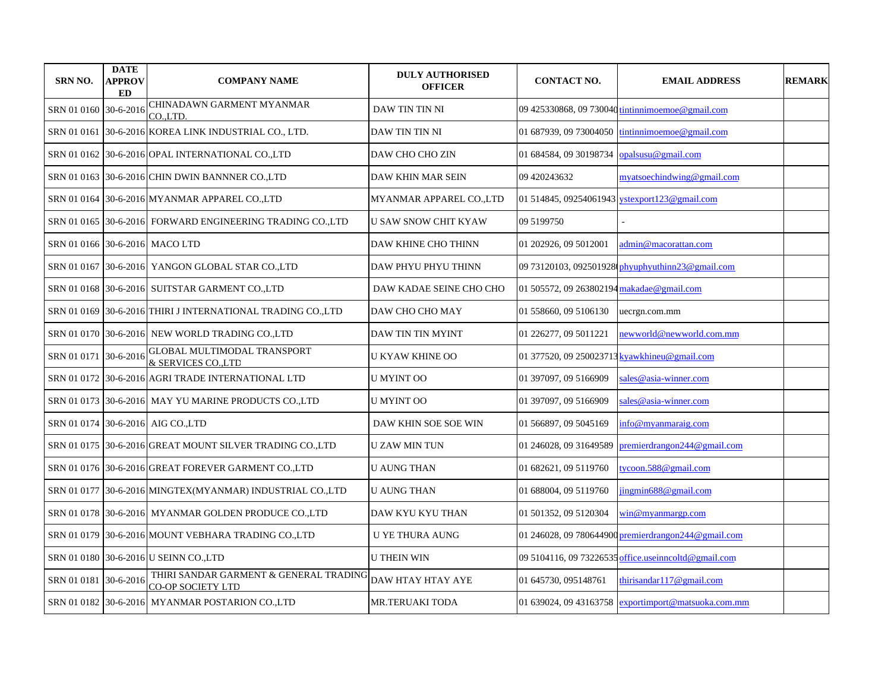| SRN NO. | DATE APPROVED | COMPANY NAME | DULY AUTHORISED OFFICER | CONTACT NO. | EMAIL ADDRESS | REMARK |
|---|---|---|---|---|---|---|
| SRN 01 0160 | 30-6-2016 | CHINADAWN GARMENT MYANMAR CO.,LTD. | DAW TIN TIN NI | 09 425330868, 09 730040 | tintinnimoemoe@gmail.com | |
| SRN 01 0161 | 30-6-2016 | KOREA LINK INDUSTRIAL CO., LTD. | DAW TIN TIN NI | 01 687939, 09 73004050 | tintinnimoemoe@gmail.com | |
| SRN 01 0162 | 30-6-2016 | OPAL INTERNATIONAL CO.,LTD | DAW CHO CHO ZIN | 01 684584, 09 30198734 | opalsusu@gmail.com | |
| SRN 01 0163 | 30-6-2016 | CHIN DWIN BANNNER CO.,LTD | DAW KHIN MAR SEIN | 09 420243632 | myatsoechindwing@gmail.com | |
| SRN 01 0164 | 30-6-2016 | MYANMAR APPAREL CO.,LTD | MYANMAR APPAREL CO.,LTD | 01 514845, 09254061943 | ystexport123@gmail.com | |
| SRN 01 0165 | 30-6-2016 | FORWARD ENGINEERING TRADING CO.,LTD | U SAW SNOW CHIT KYAW | 09 5199750 | - | |
| SRN 01 0166 | 30-6-2016 | MACO LTD | DAW KHINE CHO THINN | 01 202926, 09 5012001 | admin@macorattan.com | |
| SRN 01 0167 | 30-6-2016 | YANGON GLOBAL STAR CO.,LTD | DAW PHYU PHYU THINN | 09 73120103, 092501928 | phyuphyuthinn23@gmail.com | |
| SRN 01 0168 | 30-6-2016 | SUITSTAR GARMENT CO.,LTD | DAW KADAE SEINE CHO CHO | 01 505572, 09 263802194 | makadae@gmail.com | |
| SRN 01 0169 | 30-6-2016 | THIRI J INTERNATIONAL TRADING CO.,LTD | DAW CHO CHO MAY | 01 558660, 09 5106130 | uecrgn.com.mm | |
| SRN 01 0170 | 30-6-2016 | NEW WORLD TRADING CO.,LTD | DAW TIN TIN MYINT | 01 226277, 09 5011221 | newworld@newworld.com.mm | |
| SRN 01 0171 | 30-6-2016 | GLOBAL MULTIMODAL TRANSPORT & SERVICES CO.,LTD | U KYAW KHINE OO | 01 377520, 09 250023713 | kyawkhineu@gmail.com | |
| SRN 01 0172 | 30-6-2016 | AGRI TRADE INTERNATIONAL LTD | U MYINT OO | 01 397097, 09 5166909 | sales@asia-winner.com | |
| SRN 01 0173 | 30-6-2016 | MAY YU MARINE PRODUCTS CO.,LTD | U MYINT OO | 01 397097, 09 5166909 | sales@asia-winner.com | |
| SRN 01 0174 | 30-6-2016 | AIG CO.,LTD | DAW KHIN SOE SOE WIN | 01 566897, 09 5045169 | info@myanmaraig.com | |
| SRN 01 0175 | 30-6-2016 | GREAT MOUNT SILVER TRADING CO.,LTD | U ZAW MIN TUN | 01 246028, 09 31649589 | premierdrangon244@gmail.com | |
| SRN 01 0176 | 30-6-2016 | GREAT FOREVER GARMENT CO.,LTD | U AUNG THAN | 01 682621, 09 5119760 | tycoon.588@gmail.com | |
| SRN 01 0177 | 30-6-2016 | MINGTEX(MYANMAR) INDUSTRIAL CO.,LTD | U AUNG THAN | 01 688004, 09 5119760 | jingmin688@gmail.com | |
| SRN 01 0178 | 30-6-2016 | MYANMAR GOLDEN PRODUCE CO.,LTD | DAW KYU KYU THAN | 01 501352, 09 5120304 | win@myanmargp.com | |
| SRN 01 0179 | 30-6-2016 | MOUNT VEBHARA TRADING CO.,LTD | U YE THURA AUNG | 01 246028, 09 780644900 | premierdrangon244@gmail.com | |
| SRN 01 0180 | 30-6-2016 | U SEINN CO.,LTD | U THEIN WIN | 09 5104116, 09 73226535 | office.useinncoltd@gmail.com | |
| SRN 01 0181 | 30-6-2016 | THIRI SANDAR GARMENT & GENERAL TRADING CO-OP SOCIETY LTD | DAW HTAY HTAY AYE | 01 645730, 095148761 | thirisandar117@gmail.com | |
| SRN 01 0182 | 30-6-2016 | MYANMAR POSTARION CO.,LTD | MR.TERUAKI TODA | 01 639024, 09 43163758 | exportimport@matsuoka.com.mm | |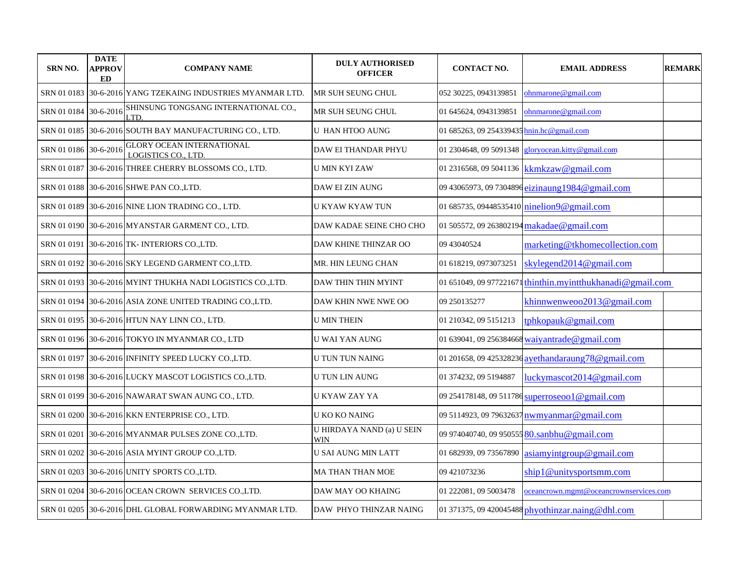| SRN NO. | DATE APPROVED | COMPANY NAME | DULY AUTHORISED OFFICER | CONTACT NO. | EMAIL ADDRESS | REMARK |
|---|---|---|---|---|---|---|
| SRN 01 0183 | 30-6-2016 | YANG TZEKAING INDUSTRIES MYANMAR LTD. | MR SUH SEUNG CHUL | 052 30225, 0943139851 | ohnmarone@gmail.com | |
| SRN 01 0184 | 30-6-2016 | SHINSUNG TONGSANG INTERNATIONAL CO., LTD. | MR SUH SEUNG CHUL | 01 645624, 0943139851 | ohnmarone@gmail.com | |
| SRN 01 0185 | 30-6-2016 | SOUTH BAY MANUFACTURING CO., LTD. | U HAN HTOO AUNG | 01 685263, 09 254339435 | hnin.hc@gmail.com | |
| SRN 01 0186 | 30-6-2016 | GLORY OCEAN INTERNATIONAL LOGISTICS CO., LTD. | DAW EI THANDAR PHYU | 01 2304648, 09 5091348 | gloryocean.kitty@gmail.com | |
| SRN 01 0187 | 30-6-2016 | THREE CHERRY BLOSSOMS CO., LTD. | U MIN KYI ZAW | 01 2316568, 09 5041136 | kkmkzaw@gmail.com | |
| SRN 01 0188 | 30-6-2016 | SHWE PAN CO.,LTD. | DAW EI ZIN AUNG | 09 43065973, 09 7304896 | eizinaung1984@gmail.com | |
| SRN 01 0189 | 30-6-2016 | NINE LION TRADING CO., LTD. | U KYAW KYAW TUN | 01 685735, 09448535410 | ninelion9@gmail.com | |
| SRN 01 0190 | 30-6-2016 | MYANSTAR GARMENT CO., LTD. | DAW KADAE SEINE CHO CHO | 01 505572, 09 263802194 | makadae@gmail.com | |
| SRN 01 0191 | 30-6-2016 | TK- INTERIORS CO.,LTD. | DAW KHINE THINZAR OO | 09 43040524 | marketing@tkhomecollection.com | |
| SRN 01 0192 | 30-6-2016 | SKY LEGEND GARMENT CO.,LTD. | MR. HIN LEUNG CHAN | 01 618219, 0973073251 | skylegend2014@gmail.com | |
| SRN 01 0193 | 30-6-2016 | MYINT THUKHA NADI LOGISTICS CO.,LTD. | DAW THIN THIN MYINT | 01 651049, 09 977221671 | thinthin.myintthukhanadi@gmail.com | |
| SRN 01 0194 | 30-6-2016 | ASIA ZONE UNITED TRADING CO.,LTD. | DAW KHIN NWE NWE OO | 09 250135277 | khinnwenweoo2013@gmail.com | |
| SRN 01 0195 | 30-6-2016 | HTUN NAY LINN CO., LTD. | U MIN THEIN | 01 210342, 09 5151213 | tphkopauk@gmail.com | |
| SRN 01 0196 | 30-6-2016 | TOKYO IN MYANMAR CO., LTD | U WAI YAN AUNG | 01 639041, 09 256384668 | waiyantrade@gmail.com | |
| SRN 01 0197 | 30-6-2016 | INFINITY SPEED LUCKY CO.,LTD. | U TUN TUN NAING | 01 201658, 09 425328236 | ayethandaraung78@gmail.com | |
| SRN 01 0198 | 30-6-2016 | LUCKY MASCOT LOGISTICS CO.,LTD. | U TUN LIN AUNG | 01 374232, 09 5194887 | luckymascot2014@gmail.com | |
| SRN 01 0199 | 30-6-2016 | NAWARAT SWAN AUNG CO., LTD. | U KYAW ZAY YA | 09 254178148, 09 511786 | superroseoo1@gmail.com | |
| SRN 01 0200 | 30-6-2016 | KKN ENTERPRISE CO., LTD. | U KO KO NAING | 09 5114923, 09 79632637 | nwmyanmar@gmail.com | |
| SRN 01 0201 | 30-6-2016 | MYANMAR PULSES ZONE CO.,LTD. | U HIRDAYA NAND (a) U SEIN WIN | 09 974040740, 09 950555 | 80.sanbhu@gmail.com | |
| SRN 01 0202 | 30-6-2016 | ASIA MYINT GROUP CO.,LTD. | U SAI AUNG MIN LATT | 01 682939, 09 73567890 | asiamyintgroup@gmail.com | |
| SRN 01 0203 | 30-6-2016 | UNITY SPORTS CO.,LTD. | MA THAN THAN MOE | 09 421073236 | ship1@unitysportsmm.com | |
| SRN 01 0204 | 30-6-2016 | OCEAN CROWN SERVICES CO.,LTD. | DAW MAY OO KHAING | 01 222081, 09 5003478 | oceancrown.mgmt@oceancrownservices.com | |
| SRN 01 0205 | 30-6-2016 | DHL GLOBAL FORWARDING MYANMAR LTD. | DAW PHYO THINZAR NAING | 01 371375, 09 420045488 | phyothinzar.naing@dhl.com | |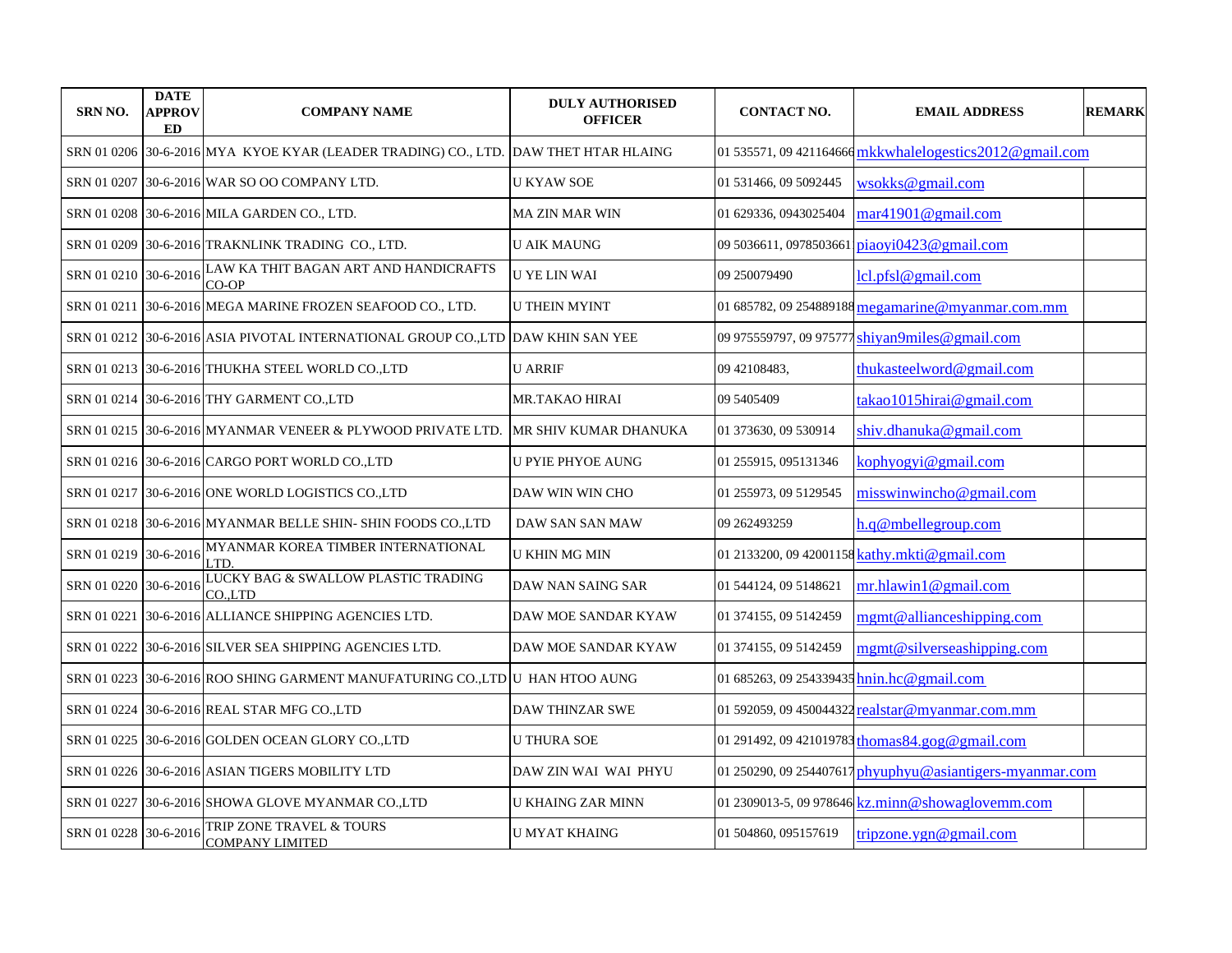| SRN NO. | DATE APPROVED | COMPANY NAME | DULY AUTHORISED OFFICER | CONTACT NO. | EMAIL ADDRESS | REMARK |
|---|---|---|---|---|---|---|
| SRN 01 0206 | 30-6-2016 | MYA KYOE KYAR (LEADER TRADING) CO., LTD. | DAW THET HTAR HLAING | 01 535571, 09 421164666 | mkkwhalelogestics2012@gmail.com | |
| SRN 01 0207 | 30-6-2016 | WAR SO OO COMPANY LTD. | U KYAW SOE | 01 531466, 09 5092445 | wsokks@gmail.com | |
| SRN 01 0208 | 30-6-2016 | MILA GARDEN CO., LTD. | MA ZIN MAR WIN | 01 629336, 0943025404 | mar41901@gmail.com | |
| SRN 01 0209 | 30-6-2016 | TRAKNLINK TRADING CO., LTD. | U AIK MAUNG | 09 5036611, 0978503661 | piaoyi0423@gmail.com | |
| SRN 01 0210 | 30-6-2016 | LAW KA THIT BAGAN ART AND HANDICRAFTS CO-OP | U YE LIN WAI | 09 250079490 | lcl.pfsl@gmail.com | |
| SRN 01 0211 | 30-6-2016 | MEGA MARINE FROZEN SEAFOOD CO., LTD. | U THEIN MYINT | 01 685782, 09 254889188 | megamarine@myanmar.com.mm | |
| SRN 01 0212 | 30-6-2016 | ASIA PIVOTAL INTERNATIONAL GROUP CO.,LTD | DAW KHIN SAN YEE | 09 975559797, 09 975777 | shiyan9miles@gmail.com | |
| SRN 01 0213 | 30-6-2016 | THUKHA STEEL WORLD CO.,LTD | U ARRIF | 09 42108483, | thukasteelword@gmail.com | |
| SRN 01 0214 | 30-6-2016 | THY GARMENT CO.,LTD | MR.TAKAO HIRAI | 09 5405409 | takao1015hirai@gmail.com | |
| SRN 01 0215 | 30-6-2016 | MYANMAR VENEER & PLYWOOD PRIVATE LTD. | MR SHIV KUMAR DHANUKA | 01 373630, 09 530914 | shiv.dhanuka@gmail.com | |
| SRN 01 0216 | 30-6-2016 | CARGO PORT WORLD CO.,LTD | U PYIE PHYOE AUNG | 01 255915, 095131346 | kophyogyi@gmail.com | |
| SRN 01 0217 | 30-6-2016 | ONE WORLD LOGISTICS CO.,LTD | DAW WIN WIN CHO | 01 255973, 09 5129545 | misswinwincho@gmail.com | |
| SRN 01 0218 | 30-6-2016 | MYANMAR BELLE SHIN- SHIN FOODS CO.,LTD | DAW SAN SAN MAW | 09 262493259 | h.q@mbellegroup.com | |
| SRN 01 0219 | 30-6-2016 | MYANMAR KOREA TIMBER INTERNATIONAL LTD. | U KHIN MG MIN | 01 2133200, 09 42001158 | kathy.mkti@gmail.com | |
| SRN 01 0220 | 30-6-2016 | LUCKY BAG & SWALLOW PLASTIC TRADING CO.,LTD | DAW NAN SAING SAR | 01 544124, 09 5148621 | mr.hlawin1@gmail.com | |
| SRN 01 0221 | 30-6-2016 | ALLIANCE SHIPPING AGENCIES LTD. | DAW MOE SANDAR KYAW | 01 374155, 09 5142459 | mgmt@allianceshipping.com | |
| SRN 01 0222 | 30-6-2016 | SILVER SEA SHIPPING AGENCIES LTD. | DAW MOE SANDAR KYAW | 01 374155, 09 5142459 | mgmt@silverseashipping.com | |
| SRN 01 0223 | 30-6-2016 | ROO SHING GARMENT MANUFATURING CO.,LTD | U HAN HTOO AUNG | 01 685263, 09 254339435 | hnin.hc@gmail.com | |
| SRN 01 0224 | 30-6-2016 | REAL STAR MFG CO.,LTD | DAW THINZAR SWE | 01 592059, 09 450044322 | realstar@myanmar.com.mm | |
| SRN 01 0225 | 30-6-2016 | GOLDEN OCEAN GLORY CO.,LTD | U THURA SOE | 01 291492, 09 421019783 | thomas84.gog@gmail.com | |
| SRN 01 0226 | 30-6-2016 | ASIAN TIGERS MOBILITY LTD | DAW ZIN WAI WAI PHYU | 01 250290, 09 254407617 | phyuphyu@asiantigers-myanmar.com | |
| SRN 01 0227 | 30-6-2016 | SHOWA GLOVE MYANMAR CO.,LTD | U KHAING ZAR MINN | 01 2309013-5, 09 978646 | kz.minn@showaglovemm.com | |
| SRN 01 0228 | 30-6-2016 | TRIP ZONE TRAVEL & TOURS COMPANY LIMITED | U MYAT KHAING | 01 504860, 095157619 | tripzone.ygn@gmail.com | |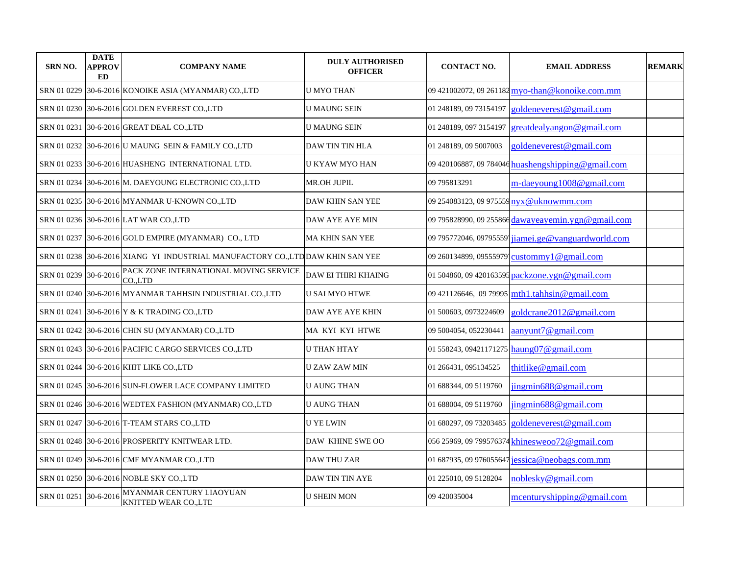| SRN NO. | DATE APPROVED | COMPANY NAME | DULY AUTHORISED OFFICER | CONTACT NO. | EMAIL ADDRESS | REMARK |
|---|---|---|---|---|---|---|
| SRN 01 0229 | 30-6-2016 | KONOIKE ASIA (MYANMAR) CO.,LTD | U MYO THAN | 09 421002072, 09 261182 | myo-than@konoike.com.mm | |
| SRN 01 0230 | 30-6-2016 | GOLDEN EVEREST CO.,LTD | U MAUNG SEIN | 01 248189, 09 73154197 | goldeneverest@gmail.com | |
| SRN 01 0231 | 30-6-2016 | GREAT DEAL CO.,LTD | U MAUNG SEIN | 01 248189, 097 3154197 | greatdealyangon@gmail.com | |
| SRN 01 0232 | 30-6-2016 | U MAUNG SEIN & FAMILY CO.,LTD | DAW TIN TIN HLA | 01 248189, 09 5007003 | goldeneverest@gmail.com | |
| SRN 01 0233 | 30-6-2016 | HUASHENG INTERNATIONAL LTD. | U KYAW MYO HAN | 09 420106887, 09 784046 | huashengshipping@gmail.com | |
| SRN 01 0234 | 30-6-2016 | M. DAEYOUNG ELECTRONIC CO.,LTD | MR.OH JUPIL | 09 795813291 | m-daeyoung1008@gmail.com | |
| SRN 01 0235 | 30-6-2016 | MYANMAR U-KNOWN CO.,LTD | DAW KHIN SAN YEE | 09 254083123, 09 975559 | nyx@uknowmm.com | |
| SRN 01 0236 | 30-6-2016 | LAT WAR CO.,LTD | DAW AYE AYE MIN | 09 795828990, 09 255866 | dawayeayemin.ygn@gmail.com | |
| SRN 01 0237 | 30-6-2016 | GOLD EMPIRE (MYANMAR) CO., LTD | MA KHIN SAN YEE | 09 795772046, 09795559 | jiamei.ge@vanguardworld.com | |
| SRN 01 0238 | 30-6-2016 | XIANG YI INDUSTRIAL MANUFACTORY CO.,LTD | DAW KHIN SAN YEE | 09 260134899, 09555979 | custommy1@gmail.com | |
| SRN 01 0239 | 30-6-2016 | PACK ZONE INTERNATIONAL MOVING SERVICE CO.,LTD | DAW EI THIRI KHAING | 01 504860, 09 420163595 | packzone.ygn@gmail.com | |
| SRN 01 0240 | 30-6-2016 | MYANMAR TAHHSIN INDUSTRIAL CO.,LTD | U SAI MYO HTWE | 09 421126646, 09 79995 | mth1.tahhsin@gmail.com | |
| SRN 01 0241 | 30-6-2016 | Y & K TRADING CO.,LTD | DAW AYE AYE KHIN | 01 500603, 0973224609 | goldcrane2012@gmail.com | |
| SRN 01 0242 | 30-6-2016 | CHIN SU (MYANMAR) CO.,LTD | MA KYI KYI HTWE | 09 5004054, 052230441 | aanyunt7@gmail.com | |
| SRN 01 0243 | 30-6-2016 | PACIFIC CARGO SERVICES CO.,LTD | U THAN HTAY | 01 558243, 09421171275 | haung07@gmail.com | |
| SRN 01 0244 | 30-6-2016 | KHIT LIKE CO.,LTD | U ZAW ZAW MIN | 01 266431, 095134525 | thitlike@gmail.com | |
| SRN 01 0245 | 30-6-2016 | SUN-FLOWER LACE COMPANY LIMITED | U AUNG THAN | 01 688344, 09 5119760 | jingmin688@gmail.com | |
| SRN 01 0246 | 30-6-2016 | WEDTEX FASHION (MYANMAR) CO.,LTD | U AUNG THAN | 01 688004, 09 5119760 | jingmin688@gmail.com | |
| SRN 01 0247 | 30-6-2016 | T-TEAM STARS CO.,LTD | U YE LWIN | 01 680297, 09 73203485 | goldeneverest@gmail.com | |
| SRN 01 0248 | 30-6-2016 | PROSPERITY KNITWEAR LTD. | DAW KHINE SWE OO | 056 25969, 09 799576374 | khinesweoo72@gmail.com | |
| SRN 01 0249 | 30-6-2016 | CMF MYANMAR CO.,LTD | DAW THU ZAR | 01 687935, 09 976055647 | jessica@neobags.com.mm | |
| SRN 01 0250 | 30-6-2016 | NOBLE SKY CO.,LTD | DAW TIN TIN AYE | 01 225010, 09 5128204 | noblesky@gmail.com | |
| SRN 01 0251 | 30-6-2016 | MYANMAR CENTURY LIAOYUAN KNITTED WEAR CO.,LTD | U SHEIN MON | 09 420035004 | mcenturyshipping@gmail.com | |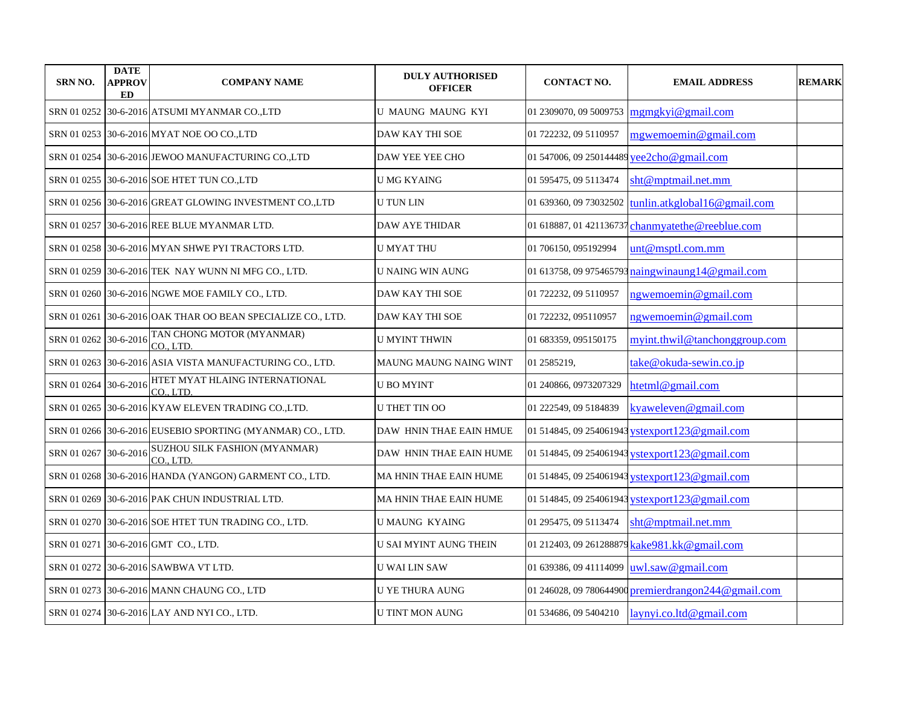| SRN NO. | DATE APPROVED | COMPANY NAME | DULY AUTHORISED OFFICER | CONTACT NO. | EMAIL ADDRESS | REMARK |
|---|---|---|---|---|---|---|
| SRN 01 0252 | 30-6-2016 | ATSUMI MYANMAR CO.,LTD | U MAUNG MAUNG KYI | 01 2309070, 09 5009753 | mgmgkyi@gmail.com | |
| SRN 01 0253 | 30-6-2016 | MYAT NOE OO CO.,LTD | DAW KAY THI SOE | 01 722232, 09 5110957 | mgwemoemin@gmail.com | |
| SRN 01 0254 | 30-6-2016 | JEWOO MANUFACTURING CO.,LTD | DAW YEE YEE CHO | 01 547006, 09 250144489 | yee2cho@gmail.com | |
| SRN 01 0255 | 30-6-2016 | SOE HTET TUN CO.,LTD | U MG KYAING | 01 595475, 09 5113474 | sht@mptmail.net.mm | |
| SRN 01 0256 | 30-6-2016 | GREAT GLOWING INVESTMENT CO.,LTD | U TUN LIN | 01 639360, 09 73032502 | tunlin.atkglobal16@gmail.com | |
| SRN 01 0257 | 30-6-2016 | REE BLUE MYANMAR LTD. | DAW AYE THIDAR | 01 618887, 01 421136737 | chanmyatethe@reeblue.com | |
| SRN 01 0258 | 30-6-2016 | MYAN SHWE PYI TRACTORS LTD. | U MYAT THU | 01 706150, 095192994 | unt@msptl.com.mm | |
| SRN 01 0259 | 30-6-2016 | TEK NAY WUNN NI MFG CO., LTD. | U NAING WIN AUNG | 01 613758, 09 975465793 | naingwinaung14@gmail.com | |
| SRN 01 0260 | 30-6-2016 | NGWE MOE FAMILY CO., LTD. | DAW KAY THI SOE | 01 722232, 09 5110957 | ngwemoemin@gmail.com | |
| SRN 01 0261 | 30-6-2016 | OAK THAR OO BEAN SPECIALIZE CO., LTD. | DAW KAY THI SOE | 01 722232, 095110957 | ngwemoemin@gmail.com | |
| SRN 01 0262 | 30-6-2016 | TAN CHONG MOTOR (MYANMAR) CO., LTD. | U MYINT THWIN | 01 683359, 095150175 | myint.thwil@tanchonggroup.com | |
| SRN 01 0263 | 30-6-2016 | ASIA VISTA MANUFACTURING CO., LTD. | MAUNG MAUNG NAING WINT | 01 2585219, | take@okuda-sewin.co.jp | |
| SRN 01 0264 | 30-6-2016 | HTET MYAT HLAING INTERNATIONAL CO., LTD. | U BO MYINT | 01 240866, 0973207329 | htetml@gmail.com | |
| SRN 01 0265 | 30-6-2016 | KYAW ELEVEN TRADING CO.,LTD. | U THET TIN OO | 01 222549, 09 5184839 | kyaweleven@gmail.com | |
| SRN 01 0266 | 30-6-2016 | EUSEBIO SPORTING (MYANMAR) CO., LTD. | DAW HNIN THAE EAIN HMUE | 01 514845, 09 254061943 | ystexport123@gmail.com | |
| SRN 01 0267 | 30-6-2016 | SUZHOU SILK FASHION (MYANMAR) CO., LTD. | DAW HNIN THAE EAIN HUME | 01 514845, 09 254061943 | ystexport123@gmail.com | |
| SRN 01 0268 | 30-6-2016 | HANDA (YANGON) GARMENT CO., LTD. | MA HNIN THAE EAIN HUME | 01 514845, 09 254061943 | ystexport123@gmail.com | |
| SRN 01 0269 | 30-6-2016 | PAK CHUN INDUSTRIAL LTD. | MA HNIN THAE EAIN HUME | 01 514845, 09 254061943 | ystexport123@gmail.com | |
| SRN 01 0270 | 30-6-2016 | SOE HTET TUN TRADING CO., LTD. | U MAUNG KYAING | 01 295475, 09 5113474 | sht@mptmail.net.mm | |
| SRN 01 0271 | 30-6-2016 | GMT CO., LTD. | U SAI MYINT AUNG THEIN | 01 212403, 09 261288879 | kake981.kk@gmail.com | |
| SRN 01 0272 | 30-6-2016 | SAWBWA VT LTD. | U WAI LIN SAW | 01 639386, 09 41114099 | uwl.saw@gmail.com | |
| SRN 01 0273 | 30-6-2016 | MANN CHAUNG CO., LTD | U YE THURA AUNG | 01 246028, 09 780644900 | premierdrangon244@gmail.com | |
| SRN 01 0274 | 30-6-2016 | LAY AND NYI CO., LTD. | U TINT MON AUNG | 01 534686, 09 5404210 | laynyi.co.ltd@gmail.com | |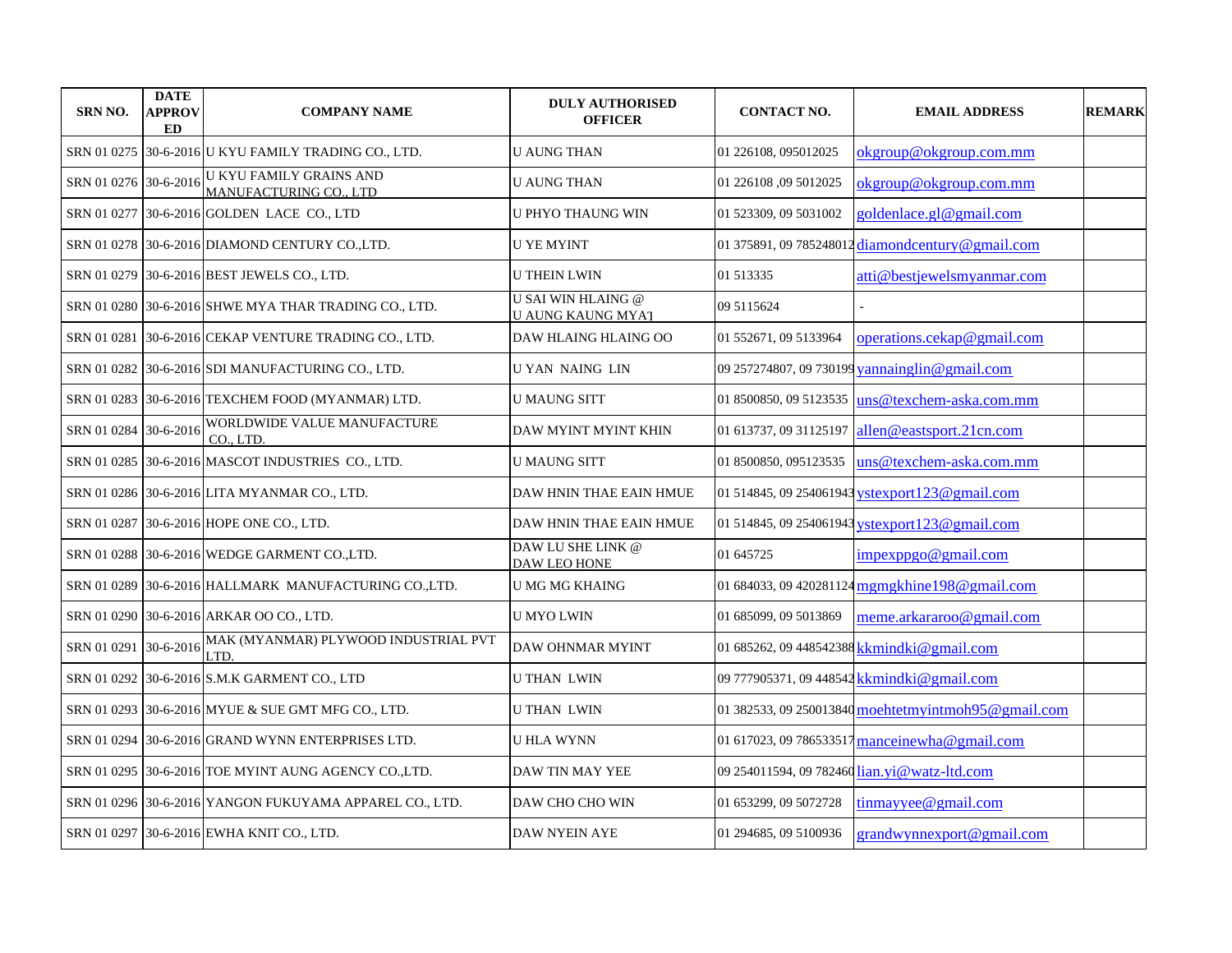| SRN NO. | DATE APPROVED | COMPANY NAME | DULY AUTHORISED OFFICER | CONTACT NO. | EMAIL ADDRESS | REMARK |
|---|---|---|---|---|---|---|
| SRN 01 0275 | 30-6-2016 | U KYU FAMILY TRADING CO., LTD. | U AUNG THAN | 01 226108, 095012025 | okgroup@okgroup.com.mm | |
| SRN 01 0276 | 30-6-2016 | U KYU FAMILY GRAINS AND MANUFACTURING CO., LTD | U AUNG THAN | 01 226108 ,09 5012025 | okgroup@okgroup.com.mm | |
| SRN 01 0277 | 30-6-2016 | GOLDEN LACE CO., LTD | U PHYO THAUNG WIN | 01 523309, 09 5031002 | goldenlace.gl@gmail.com | |
| SRN 01 0278 | 30-6-2016 | DIAMOND CENTURY CO.,LTD. | U YE MYINT | 01 375891, 09 785248012 | diamondcentury@gmail.com | |
| SRN 01 0279 | 30-6-2016 | BEST JEWELS CO., LTD. | U THEIN LWIN | 01 513335 | atti@bestjewelsmyanmar.com | |
| SRN 01 0280 | 30-6-2016 | SHWE MYA THAR TRADING CO., LTD. | U SAI WIN HLAING @ U AUNG KAUNG MYAT | 09 5115624 | - | |
| SRN 01 0281 | 30-6-2016 | CEKAP VENTURE TRADING CO., LTD. | DAW HLAING HLAING OO | 01 552671, 09 5133964 | operations.cekap@gmail.com | |
| SRN 01 0282 | 30-6-2016 | SDI MANUFACTURING CO., LTD. | U YAN NAING LIN | 09 257274807, 09 730199 | yannainglin@gmail.com | |
| SRN 01 0283 | 30-6-2016 | TEXCHEM FOOD (MYANMAR) LTD. | U MAUNG SITT | 01 8500850, 09 5123535 | uns@texchem-aska.com.mm | |
| SRN 01 0284 | 30-6-2016 | WORLDWIDE VALUE MANUFACTURE CO., LTD. | DAW MYINT MYINT KHIN | 01 613737, 09 31125197 | allen@eastsport.21cn.com | |
| SRN 01 0285 | 30-6-2016 | MASCOT INDUSTRIES CO., LTD. | U MAUNG SITT | 01 8500850, 095123535 | uns@texchem-aska.com.mm | |
| SRN 01 0286 | 30-6-2016 | LITA MYANMAR CO., LTD. | DAW HNIN THAE EAIN HMUE | 01 514845, 09 254061943 | ystexport123@gmail.com | |
| SRN 01 0287 | 30-6-2016 | HOPE ONE CO., LTD. | DAW HNIN THAE EAIN HMUE | 01 514845, 09 254061943 | ystexport123@gmail.com | |
| SRN 01 0288 | 30-6-2016 | WEDGE GARMENT CO.,LTD. | DAW LU SHE LINK @ DAW LEO HONE | 01 645725 | impexppgo@gmail.com | |
| SRN 01 0289 | 30-6-2016 | HALLMARK MANUFACTURING CO.,LTD. | U MG MG KHAING | 01 684033, 09 420281124 | mgmgkhine198@gmail.com | |
| SRN 01 0290 | 30-6-2016 | ARKAR OO CO., LTD. | U MYO LWIN | 01 685099, 09 5013869 | meme.arkararoo@gmail.com | |
| SRN 01 0291 | 30-6-2016 | MAK (MYANMAR) PLYWOOD INDUSTRIAL PVT LTD. | DAW OHNMAR MYINT | 01 685262, 09 448542388 | kkmindki@gmail.com | |
| SRN 01 0292 | 30-6-2016 | S.M.K GARMENT CO., LTD | U THAN LWIN | 09 777905371, 09 448542 | kkmindki@gmail.com | |
| SRN 01 0293 | 30-6-2016 | MYUE & SUE GMT MFG CO., LTD. | U THAN LWIN | 01 382533, 09 250013840 | moehtetmyintmoh95@gmail.com | |
| SRN 01 0294 | 30-6-2016 | GRAND WYNN ENTERPRISES LTD. | U HLA WYNN | 01 617023, 09 786533517 | manceinewha@gmail.com | |
| SRN 01 0295 | 30-6-2016 | TOE MYINT AUNG AGENCY CO.,LTD. | DAW TIN MAY YEE | 09 254011594, 09 782460 | lian.yi@watz-ltd.com | |
| SRN 01 0296 | 30-6-2016 | YANGON FUKUYAMA APPAREL CO., LTD. | DAW CHO CHO WIN | 01 653299, 09 5072728 | tinmayyee@gmail.com | |
| SRN 01 0297 | 30-6-2016 | EWHA KNIT CO., LTD. | DAW NYEIN AYE | 01 294685, 09 5100936 | grandwynnexport@gmail.com | |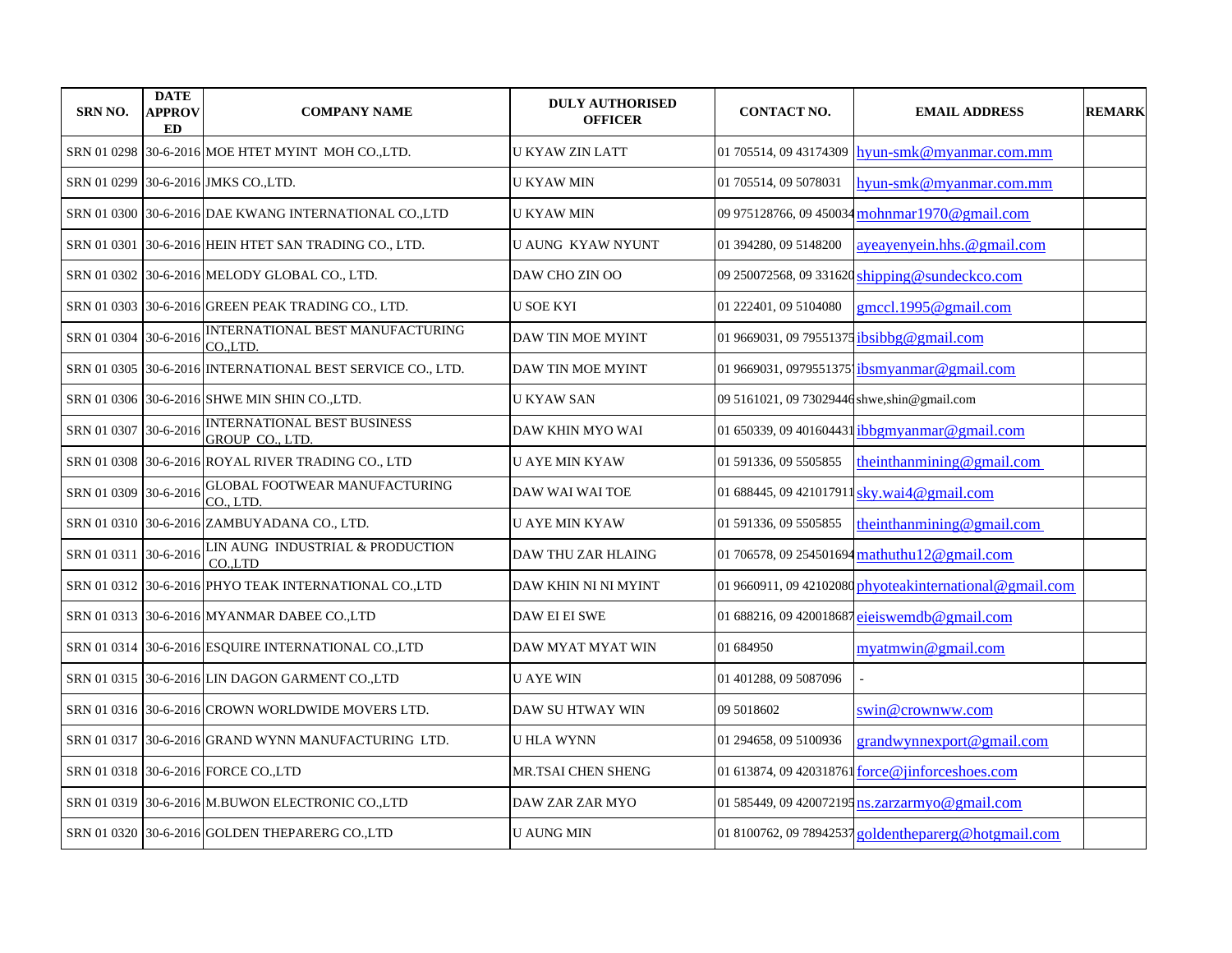| SRN NO. | DATE APPROVED | COMPANY NAME | DULY AUTHORISED OFFICER | CONTACT NO. | EMAIL ADDRESS | REMARK |
|---|---|---|---|---|---|---|
| SRN 01 0298 | 30-6-2016 | MOE HTET MYINT MOH CO.,LTD. | U KYAW ZIN LATT | 01 705514, 09 43174309 | hyun-smk@myanmar.com.mm | |
| SRN 01 0299 | 30-6-2016 | JMKS CO.,LTD. | U KYAW MIN | 01 705514, 09 5078031 | hyun-smk@myanmar.com.mm | |
| SRN 01 0300 | 30-6-2016 | DAE KWANG INTERNATIONAL CO.,LTD | U KYAW MIN | 09 975128766, 09 450034 | mohnmar1970@gmail.com | |
| SRN 01 0301 | 30-6-2016 | HEIN HTET SAN TRADING CO., LTD. | U AUNG KYAW NYUNT | 01 394280, 09 5148200 | ayeayenyein.hhs.@gmail.com | |
| SRN 01 0302 | 30-6-2016 | MELODY GLOBAL CO., LTD. | DAW CHO ZIN OO | 09 250072568, 09 331620 | shipping@sundeckco.com | |
| SRN 01 0303 | 30-6-2016 | GREEN PEAK TRADING CO., LTD. | U SOE KYI | 01 222401, 09 5104080 | gmccl.1995@gmail.com | |
| SRN 01 0304 | 30-6-2016 | INTERNATIONAL BEST MANUFACTURING CO.,LTD. | DAW TIN MOE MYINT | 01 9669031, 09 79551375 | ibsibbg@gmail.com | |
| SRN 01 0305 | 30-6-2016 | INTERNATIONAL BEST SERVICE CO., LTD. | DAW TIN MOE MYINT | 01 9669031, 0979551375 | ibsmyanmar@gmail.com | |
| SRN 01 0306 | 30-6-2016 | SHWE MIN SHIN CO.,LTD. | U KYAW SAN | 09 5161021, 09 73029446 | shwe,shin@gmail.com | |
| SRN 01 0307 | 30-6-2016 | INTERNATIONAL BEST BUSINESS GROUP CO., LTD. | DAW KHIN MYO WAI | 01 650339, 09 401604431 | ibbgmyanmar@gmail.com | |
| SRN 01 0308 | 30-6-2016 | ROYAL RIVER TRADING CO., LTD | U AYE MIN KYAW | 01 591336, 09 5505855 | theinthanmining@gmail.com | |
| SRN 01 0309 | 30-6-2016 | GLOBAL FOOTWEAR MANUFACTURING CO., LTD. | DAW WAI WAI TOE | 01 688445, 09 421017911 | sky.wai4@gmail.com | |
| SRN 01 0310 | 30-6-2016 | ZAMBUYADANA CO., LTD. | U AYE MIN KYAW | 01 591336, 09 5505855 | theinthanmining@gmail.com | |
| SRN 01 0311 | 30-6-2016 | LIN AUNG INDUSTRIAL & PRODUCTION CO.,LTD | DAW THU ZAR HLAING | 01 706578, 09 254501694 | mathuthu12@gmail.com | |
| SRN 01 0312 | 30-6-2016 | PHYO TEAK INTERNATIONAL CO.,LTD | DAW KHIN NI NI MYINT | 01 9660911, 09 42102080 | phyoteakinternational@gmail.com | |
| SRN 01 0313 | 30-6-2016 | MYANMAR DABEE CO.,LTD | DAW EI EI SWE | 01 688216, 09 420018687 | eieiswemdb@gmail.com | |
| SRN 01 0314 | 30-6-2016 | ESQUIRE INTERNATIONAL CO.,LTD | DAW MYAT MYAT WIN | 01 684950 | myatmwin@gmail.com | |
| SRN 01 0315 | 30-6-2016 | LIN DAGON GARMENT CO.,LTD | U AYE WIN | 01 401288, 09 5087096 | - | |
| SRN 01 0316 | 30-6-2016 | CROWN WORLDWIDE MOVERS LTD. | DAW SU HTWAY WIN | 09 5018602 | swin@crownww.com | |
| SRN 01 0317 | 30-6-2016 | GRAND WYNN MANUFACTURING LTD. | U HLA WYNN | 01 294658, 09 5100936 | grandwynnexport@gmail.com | |
| SRN 01 0318 | 30-6-2016 | FORCE CO.,LTD | MR.TSAI CHEN SHENG | 01 613874, 09 420318761 | force@jinforceshoes.com | |
| SRN 01 0319 | 30-6-2016 | M.BUWON ELECTRONIC CO.,LTD | DAW ZAR ZAR MYO | 01 585449, 09 420072195 | ns.zarzarmyo@gmail.com | |
| SRN 01 0320 | 30-6-2016 | GOLDEN THEPARERG CO.,LTD | U AUNG MIN | 01 8100762, 09 78942537 | goldentheparerg@hotgmail.com | |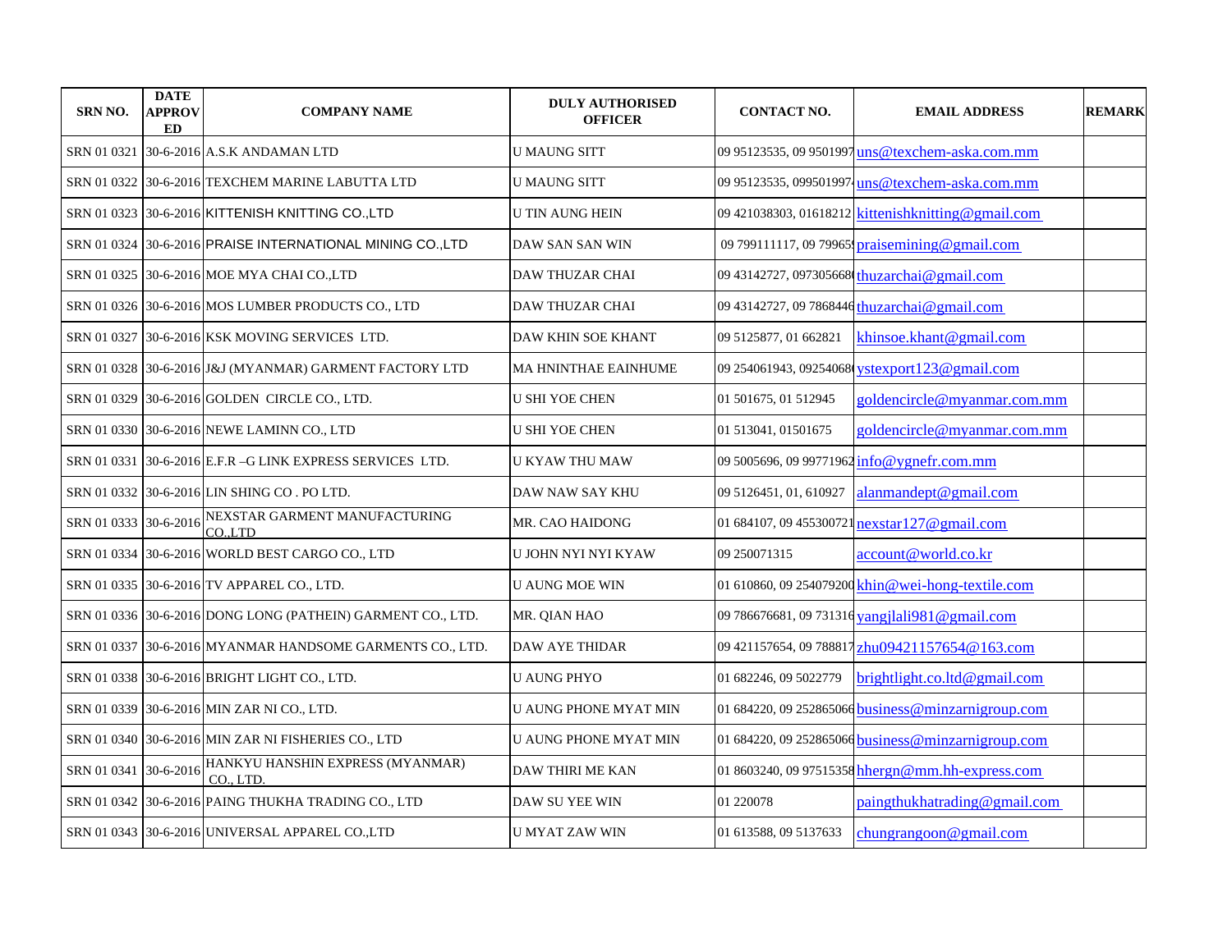| SRN NO. | DATE APPROVED | COMPANY NAME | DULY AUTHORISED OFFICER | CONTACT NO. | EMAIL ADDRESS | REMARK |
|---|---|---|---|---|---|---|
| SRN 01 0321 | 30-6-2016 | A.S.K ANDAMAN LTD | U MAUNG SITT | 09 95123535, 09 9501997 | uns@texchem-aska.com.mm | |
| SRN 01 0322 | 30-6-2016 | TEXCHEM MARINE LABUTTA LTD | U MAUNG SITT | 09 95123535, 09950199 | uns@texchem-aska.com.mm | |
| SRN 01 0323 | 30-6-2016 | KITTENISH KNITTING CO.,LTD | U TIN AUNG HEIN | 09 421038303, 01618212 | kittenishknitting@gmail.com | |
| SRN 01 0324 | 30-6-2016 | PRAISE INTERNATIONAL MINING CO.,LTD | DAW SAN SAN WIN | 09 799111117, 09 79965 | praisemining@gmail.com | |
| SRN 01 0325 | 30-6-2016 | MOE MYA CHAI CO.,LTD | DAW THUZAR CHAI | 09 43142727, 097305668 | thuzarchai@gmail.com | |
| SRN 01 0326 | 30-6-2016 | MOS LUMBER PRODUCTS CO., LTD | DAW THUZAR CHAI | 09 43142727, 09 7868446 | thuzarchai@gmail.com | |
| SRN 01 0327 | 30-6-2016 | KSK MOVING SERVICES LTD. | DAW KHIN SOE KHANT | 09 5125877, 01 662821 | khinsoe.khant@gmail.com | |
| SRN 01 0328 | 30-6-2016 | J&J (MYANMAR) GARMENT FACTORY LTD | MA HNINTHAE EAINHUME | 09 254061943, 09254068 | ystexport123@gmail.com | |
| SRN 01 0329 | 30-6-2016 | GOLDEN CIRCLE CO., LTD. | U SHI YOE CHEN | 01 501675, 01 512945 | goldencircle@myanmar.com.mm | |
| SRN 01 0330 | 30-6-2016 | NEWE LAMINN CO., LTD | U SHI YOE CHEN | 01 513041, 01501675 | goldencircle@myanmar.com.mm | |
| SRN 01 0331 | 30-6-2016 | E.F.R –G LINK EXPRESS SERVICES LTD. | U KYAW THU MAW | 09 5005696, 09 99771962 | info@ygnefr.com.mm | |
| SRN 01 0332 | 30-6-2016 | LIN SHING CO . PO LTD. | DAW NAW SAY KHU | 09 5126451, 01, 610927 | alanmandept@gmail.com | |
| SRN 01 0333 | 30-6-2016 | NEXSTAR GARMENT MANUFACTURING CO.,LTD | MR. CAO HAIDONG | 01 684107, 09 455300721 | nexstar127@gmail.com | |
| SRN 01 0334 | 30-6-2016 | WORLD BEST CARGO CO., LTD | U JOHN NYI NYI KYAW | 09 250071315 | account@world.co.kr | |
| SRN 01 0335 | 30-6-2016 | TV APPAREL CO., LTD. | U AUNG MOE WIN | 01 610860, 09 254079200 | khin@wei-hong-textile.com | |
| SRN 01 0336 | 30-6-2016 | DONG LONG (PATHEIN) GARMENT CO., LTD. | MR. QIAN HAO | 09 786676681, 09 731316 | yangjlali981@gmail.com | |
| SRN 01 0337 | 30-6-2016 | MYANMAR HANDSOME GARMENTS CO., LTD. | DAW AYE THIDAR | 09 421157654, 09 788817 | zhu09421157654@163.com | |
| SRN 01 0338 | 30-6-2016 | BRIGHT LIGHT CO., LTD. | U AUNG PHYO | 01 682246, 09 5022779 | brightlight.co.ltd@gmail.com | |
| SRN 01 0339 | 30-6-2016 | MIN ZAR NI CO., LTD. | U AUNG PHONE MYAT MIN | 01 684220, 09 252865066 | business@minzarnigroup.com | |
| SRN 01 0340 | 30-6-2016 | MIN ZAR NI FISHERIES CO., LTD | U AUNG PHONE MYAT MIN | 01 684220, 09 252865066 | business@minzarnigroup.com | |
| SRN 01 0341 | 30-6-2016 | HANKYU HANSHIN EXPRESS (MYANMAR) CO., LTD. | DAW THIRI ME KAN | 01 8603240, 09 97515358 | hhergn@mm.hh-express.com | |
| SRN 01 0342 | 30-6-2016 | PAING THUKHA TRADING CO., LTD | DAW SU YEE WIN | 01 220078 | paingthukhatrading@gmail.com | |
| SRN 01 0343 | 30-6-2016 | UNIVERSAL APPAREL CO.,LTD | U MYAT ZAW WIN | 01 613588, 09 5137633 | chungrangoon@gmail.com | |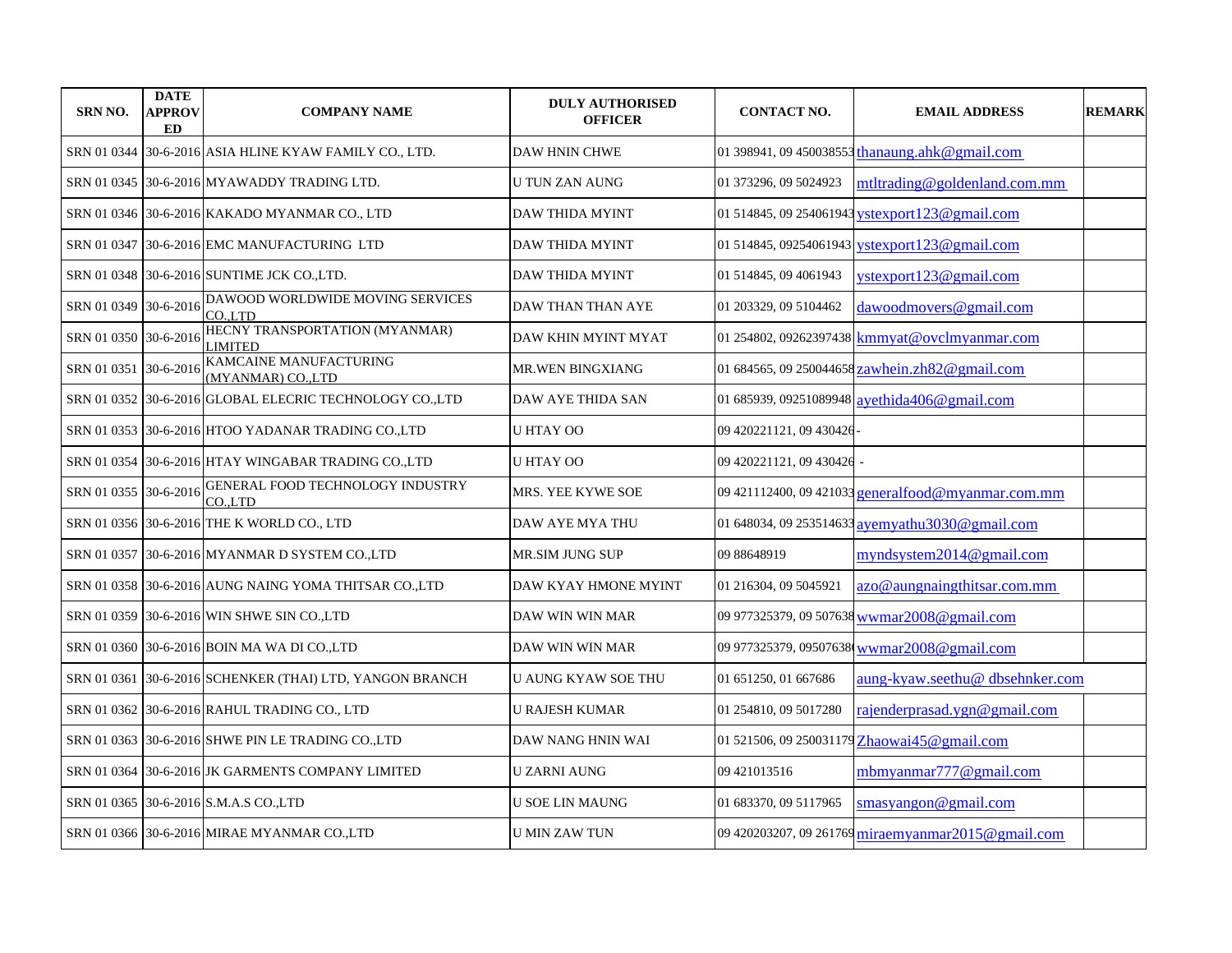| SRN NO. | DATE APPROVED | COMPANY NAME | DULY AUTHORISED OFFICER | CONTACT NO. | EMAIL ADDRESS | REMARK |
|---|---|---|---|---|---|---|
| SRN 01 0344 | 30-6-2016 | ASIA HLINE KYAW FAMILY CO., LTD. | DAW HNIN CHWE | 01 398941, 09 450038553 | thanaung.ahk@gmail.com | |
| SRN 01 0345 | 30-6-2016 | MYAWADDY TRADING LTD. | U TUN ZAN AUNG | 01 373296, 09 5024923 | mtltrading@goldenland.com.mm | |
| SRN 01 0346 | 30-6-2016 | KAKADO MYANMAR CO., LTD | DAW THIDA MYINT | 01 514845, 09 254061943 | ystexport123@gmail.com | |
| SRN 01 0347 | 30-6-2016 | EMC MANUFACTURING LTD | DAW THIDA MYINT | 01 514845, 09254061943 | ystexport123@gmail.com | |
| SRN 01 0348 | 30-6-2016 | SUNTIME JCK CO.,LTD. | DAW THIDA MYINT | 01 514845, 09 4061943 | ystexport123@gmail.com | |
| SRN 01 0349 | 30-6-2016 | DAWOOD WORLDWIDE MOVING SERVICES CO.,LTD | DAW THAN THAN AYE | 01 203329, 09 5104462 | dawoodmovers@gmail.com | |
| SRN 01 0350 | 30-6-2016 | HECNY TRANSPORTATION (MYANMAR) LIMITED | DAW KHIN MYINT MYAT | 01 254802, 09262397438 | kmmyat@ovclmyanmar.com | |
| SRN 01 0351 | 30-6-2016 | KAMCAINE MANUFACTURING (MYANMAR) CO.,LTD | MR.WEN BINGXIANG | 01 684565, 09 250044658 | zawhein.zh82@gmail.com | |
| SRN 01 0352 | 30-6-2016 | GLOBAL ELECRIC TECHNOLOGY CO.,LTD | DAW AYE THIDA SAN | 01 685939, 09251089948 | ayethida406@gmail.com | |
| SRN 01 0353 | 30-6-2016 | HTOO YADANAR TRADING CO.,LTD | U HTAY OO | 09 420221121, 09 430426 | - | |
| SRN 01 0354 | 30-6-2016 | HTAY WINGABAR TRADING CO.,LTD | U HTAY OO | 09 420221121, 09 430426 | - | |
| SRN 01 0355 | 30-6-2016 | GENERAL FOOD TECHNOLOGY INDUSTRY CO.,LTD | MRS. YEE KYWE SOE | 09 421112400, 09 421033 | generalfood@myanmar.com.mm | |
| SRN 01 0356 | 30-6-2016 | THE K WORLD CO., LTD | DAW AYE MYA THU | 01 648034, 09 253514633 | ayemyathu3030@gmail.com | |
| SRN 01 0357 | 30-6-2016 | MYANMAR D SYSTEM CO.,LTD | MR.SIM JUNG SUP | 09 88648919 | myndsystem2014@gmail.com | |
| SRN 01 0358 | 30-6-2016 | AUNG NAING YOMA THITSAR CO.,LTD | DAW KYAY HMONE MYINT | 01 216304, 09 5045921 | azo@aungnaingthitsar.com.mm | |
| SRN 01 0359 | 30-6-2016 | WIN SHWE SIN CO.,LTD | DAW WIN WIN MAR | 09 977325379, 09 507638 | wwmar2008@gmail.com | |
| SRN 01 0360 | 30-6-2016 | BOIN MA WA DI CO.,LTD | DAW WIN WIN MAR | 09 977325379, 09507638( | wwmar2008@gmail.com | |
| SRN 01 0361 | 30-6-2016 | SCHENKER (THAI) LTD, YANGON BRANCH | U AUNG KYAW SOE THU | 01 651250, 01 667686 | aung-kyaw.seethu@ dbsehnker.com | |
| SRN 01 0362 | 30-6-2016 | RAHUL TRADING CO., LTD | U RAJESH KUMAR | 01 254810, 09 5017280 | rajenderprasad.ygn@gmail.com | |
| SRN 01 0363 | 30-6-2016 | SHWE PIN LE TRADING CO.,LTD | DAW NANG HNIN WAI | 01 521506, 09 250031179 | Zhaowai45@gmail.com | |
| SRN 01 0364 | 30-6-2016 | JK GARMENTS COMPANY LIMITED | U ZARNI AUNG | 09 421013516 | mbmyanmar777@gmail.com | |
| SRN 01 0365 | 30-6-2016 | S.M.A.S CO.,LTD | U SOE LIN MAUNG | 01 683370, 09 5117965 | smasyangon@gmail.com | |
| SRN 01 0366 | 30-6-2016 | MIRAE MYANMAR CO.,LTD | U MIN ZAW TUN | 09 420203207, 09 261769 | miraemyanmar2015@gmail.com | |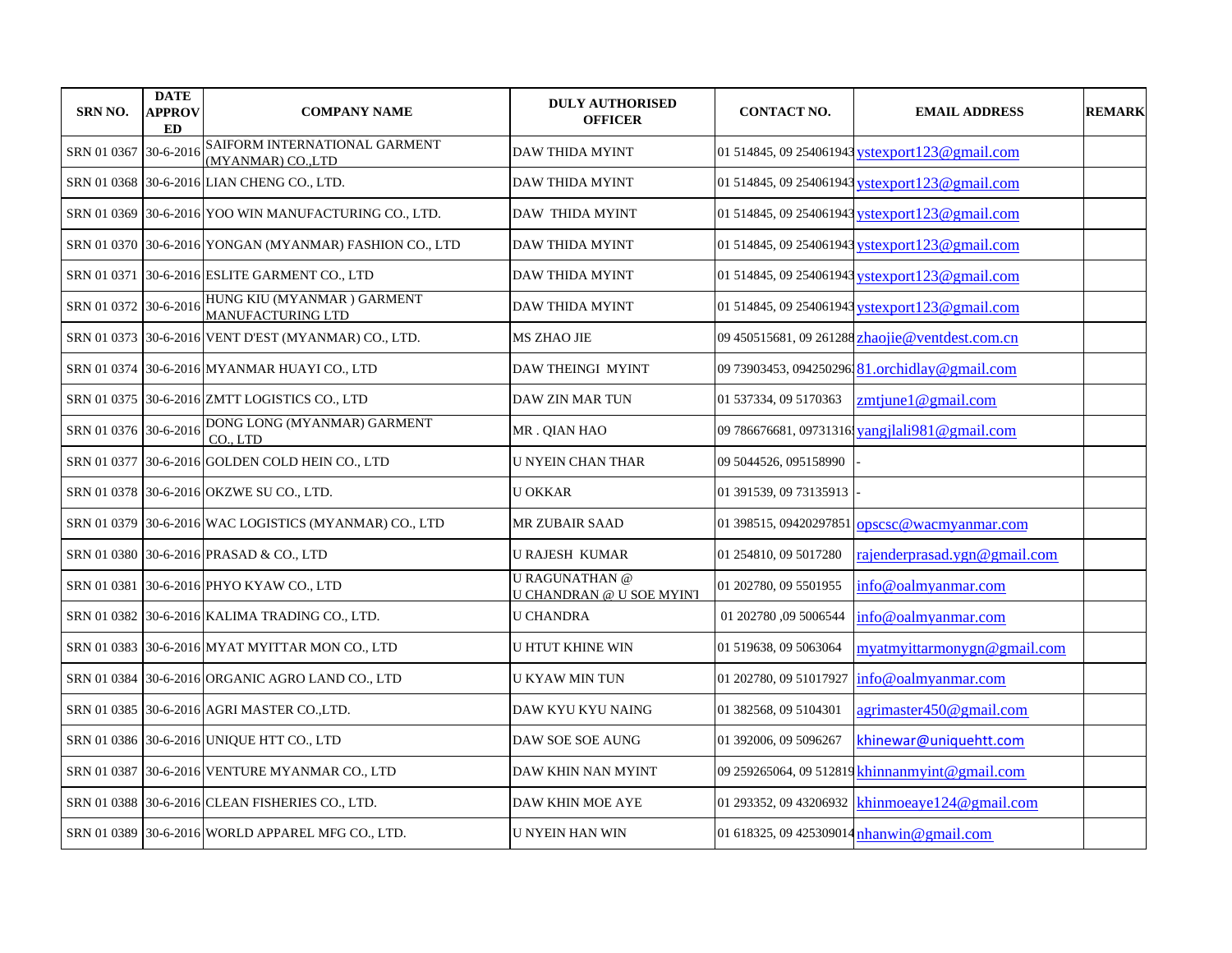| SRN NO. | DATE APPROVED | COMPANY NAME | DULY AUTHORISED OFFICER | CONTACT NO. | EMAIL ADDRESS | REMARK |
|---|---|---|---|---|---|---|
| SRN 01 0367 | 30-6-2016 | SAIFORM INTERNATIONAL GARMENT (MYANMAR) CO.,LTD | DAW THIDA MYINT | 01 514845, 09 254061943 | ystexport123@gmail.com | |
| SRN 01 0368 | 30-6-2016 | LIAN CHENG CO., LTD. | DAW THIDA MYINT | 01 514845, 09 254061943 | ystexport123@gmail.com | |
| SRN 01 0369 | 30-6-2016 | YOO WIN MANUFACTURING CO., LTD. | DAW THIDA MYINT | 01 514845, 09 254061943 | ystexport123@gmail.com | |
| SRN 01 0370 | 30-6-2016 | YONGAN (MYANMAR) FASHION CO., LTD | DAW THIDA MYINT | 01 514845, 09 254061943 | ystexport123@gmail.com | |
| SRN 01 0371 | 30-6-2016 | ESLITE GARMENT CO., LTD | DAW THIDA MYINT | 01 514845, 09 254061943 | ystexport123@gmail.com | |
| SRN 01 0372 | 30-6-2016 | HUNG KIU (MYANMAR ) GARMENT MANUFACTURING LTD | DAW THIDA MYINT | 01 514845, 09 254061943 | ystexport123@gmail.com | |
| SRN 01 0373 | 30-6-2016 | VENT D'EST (MYANMAR) CO., LTD. | MS ZHAO JIE | 09 450515681, 09 261288 | zhaojie@ventdest.com.cn | |
| SRN 01 0374 | 30-6-2016 | MYANMAR HUAYI CO., LTD | DAW THEINGI MYINT | 09 73903453, 094250296 | 81.orchidlay@gmail.com | |
| SRN 01 0375 | 30-6-2016 | ZMTT LOGISTICS CO., LTD | DAW ZIN MAR TUN | 01 537334, 09 5170363 | zmtjune1@gmail.com | |
| SRN 01 0376 | 30-6-2016 | DONG LONG (MYANMAR) GARMENT CO., LTD | MR . QIAN HAO | 09 786676681, 09731316 | yangjlali981@gmail.com | |
| SRN 01 0377 | 30-6-2016 | GOLDEN COLD HEIN CO., LTD | U NYEIN CHAN THAR | 09 5044526, 095158990 | - | |
| SRN 01 0378 | 30-6-2016 | OKZWE SU CO., LTD. | U OKKAR | 01 391539, 09 73135913 | - | |
| SRN 01 0379 | 30-6-2016 | WAC LOGISTICS (MYANMAR) CO., LTD | MR ZUBAIR SAAD | 01 398515, 09420297851 | opscsc@wacmyanmar.com | |
| SRN 01 0380 | 30-6-2016 | PRASAD & CO., LTD | U RAJESH KUMAR | 01 254810, 09 5017280 | rajenderprasad.ygn@gmail.com | |
| SRN 01 0381 | 30-6-2016 | PHYO KYAW CO., LTD | U RAGUNATHAN @ U CHANDRAN @ U SOE MYINT | 01 202780, 09 5501955 | info@oalmyanmar.com | |
| SRN 01 0382 | 30-6-2016 | KALIMA TRADING CO., LTD. | U CHANDRA | 01 202780 ,09 5006544 | info@oalmyanmar.com | |
| SRN 01 0383 | 30-6-2016 | MYAT MYITTAR MON CO., LTD | U HTUT KHINE WIN | 01 519638, 09 5063064 | myatmyittarmonygn@gmail.com | |
| SRN 01 0384 | 30-6-2016 | ORGANIC AGRO LAND CO., LTD | U KYAW MIN TUN | 01 202780, 09 51017927 | info@oalmyanmar.com | |
| SRN 01 0385 | 30-6-2016 | AGRI MASTER CO.,LTD. | DAW KYU KYU NAING | 01 382568, 09 5104301 | agrimaster450@gmail.com | |
| SRN 01 0386 | 30-6-2016 | UNIQUE HTT CO., LTD | DAW SOE SOE AUNG | 01 392006, 09 5096267 | khinewar@uniquehtt.com | |
| SRN 01 0387 | 30-6-2016 | VENTURE MYANMAR CO., LTD | DAW KHIN NAN MYINT | 09 259265064, 09 512819 | khinnanmyint@gmail.com | |
| SRN 01 0388 | 30-6-2016 | CLEAN FISHERIES CO., LTD. | DAW KHIN MOE AYE | 01 293352, 09 43206932 | khinmoeaye124@gmail.com | |
| SRN 01 0389 | 30-6-2016 | WORLD APPAREL MFG CO., LTD. | U NYEIN HAN WIN | 01 618325, 09 425309014 | nhanwin@gmail.com | |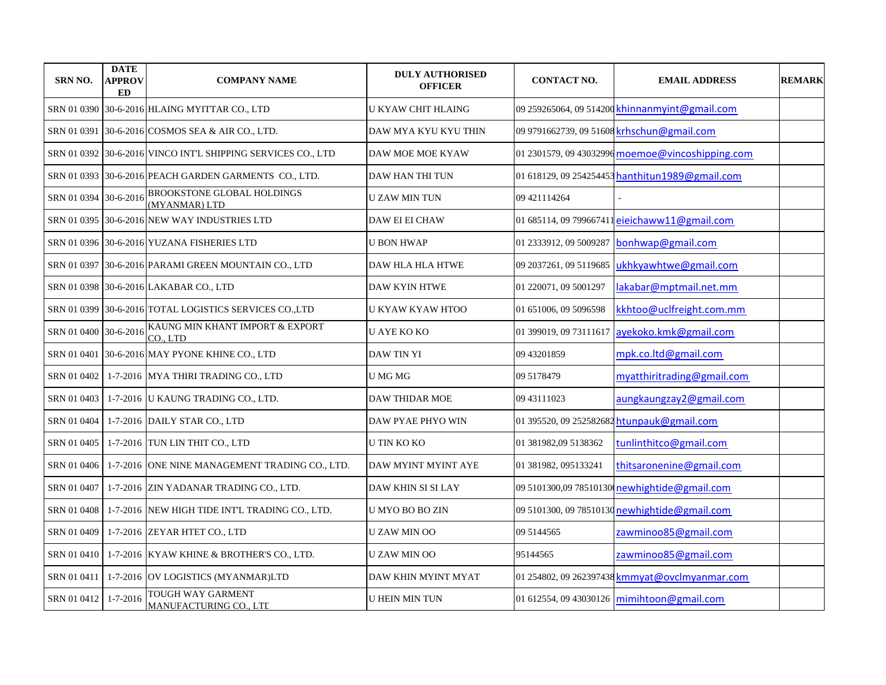| SRN NO. | DATE APPROVED | COMPANY NAME | DULY AUTHORISED OFFICER | CONTACT NO. | EMAIL ADDRESS | REMARK |
|---|---|---|---|---|---|---|
| SRN 01 0390 | 30-6-2016 | HLAING MYITTAR CO., LTD | U KYAW CHIT HLAING | 09 259265064, 09 514200 | khinnanmyint@gmail.com | |
| SRN 01 0391 | 30-6-2016 | COSMOS SEA & AIR CO., LTD. | DAW MYA KYU KYU THIN | 09 9791662739, 09 51608 | krhschun@gmail.com | |
| SRN 01 0392 | 30-6-2016 | VINCO INT'L SHIPPING SERVICES CO., LTD | DAW MOE MOE KYAW | 01 2301579, 09 43032996 | moemoe@vincoshipping.com | |
| SRN 01 0393 | 30-6-2016 | PEACH GARDEN GARMENTS CO., LTD. | DAW HAN THI TUN | 01 618129, 09 254254453 | hanthitun1989@gmail.com | |
| SRN 01 0394 | 30-6-2016 | BROOKSTONE GLOBAL HOLDINGS (MYANMAR) LTD | U ZAW MIN TUN | 09 421114264 | - | |
| SRN 01 0395 | 30-6-2016 | NEW WAY INDUSTRIES LTD | DAW EI EI CHAW | 01 685114, 09 799667411 | eieichaww11@gmail.com | |
| SRN 01 0396 | 30-6-2016 | YUZANA FISHERIES LTD | U BON HWAP | 01 2333912, 09 5009287 | bonhwap@gmail.com | |
| SRN 01 0397 | 30-6-2016 | PARAMI GREEN MOUNTAIN CO., LTD | DAW HLA HLA HTWE | 09 2037261, 09 5119685 | ukhkyawhtwe@gmail.com | |
| SRN 01 0398 | 30-6-2016 | LAKABAR CO., LTD | DAW KYIN HTWE | 01 220071, 09 5001297 | lakabar@mptmail.net.mm | |
| SRN 01 0399 | 30-6-2016 | TOTAL LOGISTICS SERVICES CO.,LTD | U KYAW KYAW HTOO | 01 651006, 09 5096598 | kkhtoo@uclfreight.com.mm | |
| SRN 01 0400 | 30-6-2016 | KAUNG MIN KHANT IMPORT & EXPORT CO., LTD | U AYE KO KO | 01 399019, 09 73111617 | ayekoko.kmk@gmail.com | |
| SRN 01 0401 | 30-6-2016 | MAY PYONE KHINE CO., LTD | DAW TIN YI | 09 43201859 | mpk.co.ltd@gmail.com | |
| SRN 01 0402 | 1-7-2016 | MYA THIRI TRADING CO., LTD | U MG MG | 09 5178479 | myatthiritrading@gmail.com | |
| SRN 01 0403 | 1-7-2016 | U KAUNG TRADING CO., LTD. | DAW THIDAR MOE | 09 43111023 | aungkaungzay2@gmail.com | |
| SRN 01 0404 | 1-7-2016 | DAILY STAR CO., LTD | DAW PYAE PHYO WIN | 01 395520, 09 252582682 | htunpauk@gmail.com | |
| SRN 01 0405 | 1-7-2016 | TUN LIN THIT CO., LTD | U TIN KO KO | 01 381982,09 5138362 | tunlinthitco@gmail.com | |
| SRN 01 0406 | 1-7-2016 | ONE NINE MANAGEMENT TRADING CO., LTD. | DAW MYINT MYINT AYE | 01 381982, 095133241 | thitsaronenine@gmail.com | |
| SRN 01 0407 | 1-7-2016 | ZIN YADANAR TRADING CO., LTD. | DAW KHIN SI SI LAY | 09 5101300,09 78510130 | newhightide@gmail.com | |
| SRN 01 0408 | 1-7-2016 | NEW HIGH TIDE INT'L TRADING CO., LTD. | U MYO BO BO ZIN | 09 5101300, 09 78510130 | newhightide@gmail.com | |
| SRN 01 0409 | 1-7-2016 | ZEYAR HTET CO., LTD | U ZAW MIN OO | 09 5144565 | zawminoo85@gmail.com | |
| SRN 01 0410 | 1-7-2016 | KYAW KHINE & BROTHER'S CO., LTD. | U ZAW MIN OO | 95144565 | zawminoo85@gmail.com | |
| SRN 01 0411 | 1-7-2016 | OV LOGISTICS (MYANMAR)LTD | DAW KHIN MYINT MYAT | 01 254802, 09 262397438 | kmmyat@ovclmyanmar.com | |
| SRN 01 0412 | 1-7-2016 | TOUGH WAY GARMENT MANUFACTURING CO., LTD | U HEIN MIN TUN | 01 612554, 09 43030126 | mimihtoon@gmail.com | |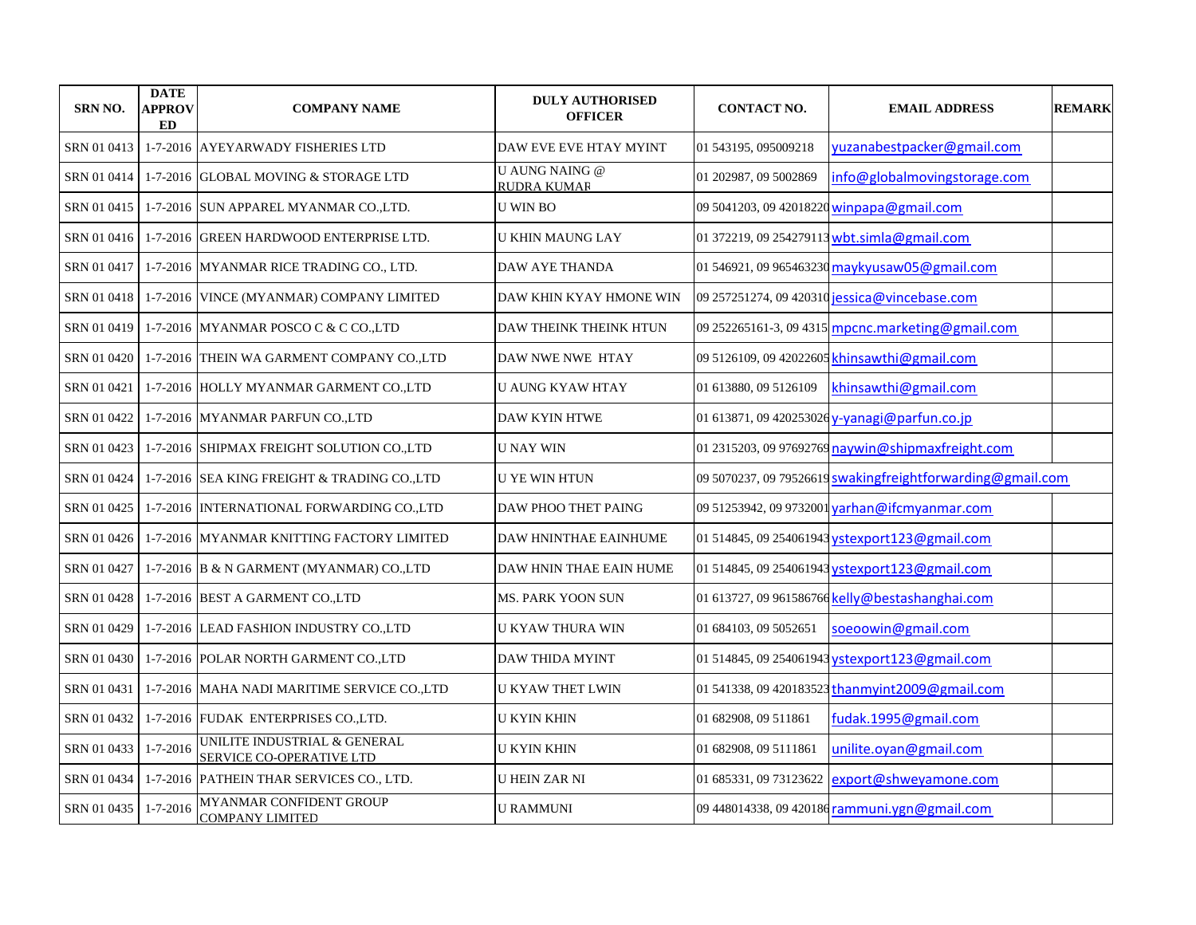| SRN NO. | DATE APPROVED | COMPANY NAME | DULY AUTHORISED OFFICER | CONTACT NO. | EMAIL ADDRESS | REMARK |
|---|---|---|---|---|---|---|
| SRN 01 0413 | 1-7-2016 | AYEYARWADY FISHERIES LTD | DAW EVE EVE HTAY MYINT | 01 543195, 095009218 | yuzanabestpacker@gmail.com | |
| SRN 01 0414 | 1-7-2016 | GLOBAL MOVING & STORAGE LTD | U AUNG NAING @ RUDRA KUMAR | 01 202987, 09 5002869 | info@globalmovingstorage.com | |
| SRN 01 0415 | 1-7-2016 | SUN APPAREL MYANMAR CO.,LTD. | U WIN BO | 09 5041203, 09 42018220 | winpapa@gmail.com | |
| SRN 01 0416 | 1-7-2016 | GREEN HARDWOOD ENTERPRISE LTD. | U KHIN MAUNG LAY | 01 372219, 09 254279113 | wbt.simla@gmail.com | |
| SRN 01 0417 | 1-7-2016 | MYANMAR RICE TRADING CO., LTD. | DAW AYE THANDA | 01 546921, 09 965463230 | maykyusaw05@gmail.com | |
| SRN 01 0418 | 1-7-2016 | VINCE (MYANMAR) COMPANY LIMITED | DAW KHIN KYAY HMONE WIN | 09 257251274, 09 420310 | jessica@vincebase.com | |
| SRN 01 0419 | 1-7-2016 | MYANMAR POSCO C & C CO.,LTD | DAW THEINK THEINK HTUN | 09 252265161-3, 09 4315 | mpcnc.marketing@gmail.com | |
| SRN 01 0420 | 1-7-2016 | THEIN WA GARMENT COMPANY CO.,LTD | DAW NWE NWE HTAY | 09 5126109, 09 42022605 | khinsawthi@gmail.com | |
| SRN 01 0421 | 1-7-2016 | HOLLY MYANMAR GARMENT CO.,LTD | U AUNG KYAW HTAY | 01 613880, 09 5126109 | khinsawthi@gmail.com | |
| SRN 01 0422 | 1-7-2016 | MYANMAR PARFUN CO.,LTD | DAW KYIN HTWE | 01 613871, 09 420253026 | y-yanagi@parfun.co.jp | |
| SRN 01 0423 | 1-7-2016 | SHIPMAX FREIGHT SOLUTION CO.,LTD | U NAY WIN | 01 2315203, 09 97692769 | naywin@shipmaxfreight.com | |
| SRN 01 0424 | 1-7-2016 | SEA KING FREIGHT & TRADING CO.,LTD | U YE WIN HTUN | 09 5070237, 09 79526619 | swakingfreightforwarding@gmail.com | |
| SRN 01 0425 | 1-7-2016 | INTERNATIONAL FORWARDING CO.,LTD | DAW PHOO THET PAING | 09 51253942, 09 9732001 | yarhan@ifcmyanmar.com | |
| SRN 01 0426 | 1-7-2016 | MYANMAR KNITTING FACTORY LIMITED | DAW HNINTHAE EAINHUME | 01 514845, 09 254061943 | ystexport123@gmail.com | |
| SRN 01 0427 | 1-7-2016 | B & N GARMENT (MYANMAR) CO.,LTD | DAW HNIN THAE EAIN HUME | 01 514845, 09 254061943 | ystexport123@gmail.com | |
| SRN 01 0428 | 1-7-2016 | BEST A GARMENT CO.,LTD | MS. PARK YOON SUN | 01 613727, 09 961586766 | kelly@bestashanghai.com | |
| SRN 01 0429 | 1-7-2016 | LEAD FASHION INDUSTRY CO.,LTD | U KYAW THURA WIN | 01 684103, 09 5052651 | soeoowin@gmail.com | |
| SRN 01 0430 | 1-7-2016 | POLAR NORTH GARMENT CO.,LTD | DAW THIDA MYINT | 01 514845, 09 254061943 | ystexport123@gmail.com | |
| SRN 01 0431 | 1-7-2016 | MAHA NADI MARITIME SERVICE CO.,LTD | U KYAW THET LWIN | 01 541338, 09 420183523 | thanmyint2009@gmail.com | |
| SRN 01 0432 | 1-7-2016 | FUDAK ENTERPRISES CO.,LTD. | U KYIN KHIN | 01 682908, 09 511861 | fudak.1995@gmail.com | |
| SRN 01 0433 | 1-7-2016 | UNILITE INDUSTRIAL & GENERAL SERVICE CO-OPERATIVE LTD | U KYIN KHIN | 01 682908, 09 5111861 | unilite.oyan@gmail.com | |
| SRN 01 0434 | 1-7-2016 | PATHEIN THAR SERVICES CO., LTD. | U HEIN ZAR NI | 01 685331, 09 73123622 | export@shweyamone.com | |
| SRN 01 0435 | 1-7-2016 | MYANMAR CONFIDENT GROUP COMPANY LIMITED | U RAMMUNI | 09 448014338, 09 420186 | rammuni.ygn@gmail.com | |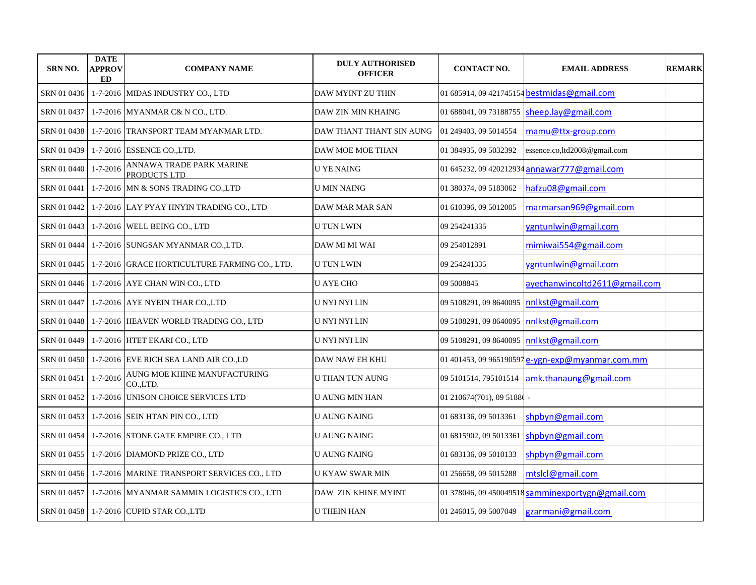| SRN NO. | DATE APPROVED | COMPANY NAME | DULY AUTHORISED OFFICER | CONTACT NO. | EMAIL ADDRESS | REMARK |
|---|---|---|---|---|---|---|
| SRN 01 0436 | 1-7-2016 | MIDAS INDUSTRY CO., LTD | DAW MYINT ZU THIN | 01 685914, 09 421745154 | bestmidas@gmail.com | |
| SRN 01 0437 | 1-7-2016 | MYANMAR C& N CO., LTD. | DAW ZIN MIN KHAING | 01 688041, 09 73188755 | sheep.lay@gmail.com | |
| SRN 01 0438 | 1-7-2016 | TRANSPORT TEAM MYANMAR LTD. | DAW THANT THANT SIN AUNG | 01 249403, 09 5014554 | mamu@ttx-group.com | |
| SRN 01 0439 | 1-7-2016 | ESSENCE CO.,LTD. | DAW MOE MOE THAN | 01 384935, 09 5032392 | essence.co,ltd2008@gmail.com | |
| SRN 01 0440 | 1-7-2016 | ANNAWA TRADE PARK MARINE PRODUCTS LTD | U YE NAING | 01 645232, 09 420212934 | annawar777@gmail.com | |
| SRN 01 0441 | 1-7-2016 | MN & SONS TRADING CO.,LTD | U MIN NAING | 01 380374, 09 5183062 | hafzu08@gmail.com | |
| SRN 01 0442 | 1-7-2016 | LAY PYAY HNYIN TRADING CO., LTD | DAW MAR MAR SAN | 01 610396, 09 5012005 | marmarsan969@gmail.com | |
| SRN 01 0443 | 1-7-2016 | WELL BEING CO., LTD | U TUN LWIN | 09 254241335 | ygntunlwin@gmail.com | |
| SRN 01 0444 | 1-7-2016 | SUNGSAN MYANMAR CO.,LTD. | DAW MI MI WAI | 09 254012891 | mimiwai554@gmail.com | |
| SRN 01 0445 | 1-7-2016 | GRACE HORTICULTURE FARMING CO., LTD. | U TUN LWIN | 09 254241335 | ygntunlwin@gmail.com | |
| SRN 01 0446 | 1-7-2016 | AYE CHAN WIN CO., LTD | U AYE CHO | 09 5008845 | ayechanwincoltd2611@gmail.com | |
| SRN 01 0447 | 1-7-2016 | AYE NYEIN THAR CO.,LTD | U NYI NYI LIN | 09 5108291, 09 8640095 | nnlkst@gmail.com | |
| SRN 01 0448 | 1-7-2016 | HEAVEN WORLD TRADING CO., LTD | U NYI NYI LIN | 09 5108291, 09 8640095 | nnlkst@gmail.com | |
| SRN 01 0449 | 1-7-2016 | HTET EKARI CO., LTD | U NYI NYI LIN | 09 5108291, 09 8640095 | nnlkst@gmail.com | |
| SRN 01 0450 | 1-7-2016 | EVE RICH SEA LAND AIR CO.,LD | DAW NAW EH KHU | 01 401453, 09 965190597 | e-ygn-exp@myanmar.com.mm | |
| SRN 01 0451 | 1-7-2016 | AUNG MOE KHINE MANUFACTURING CO.,LTD. | U THAN TUN AUNG | 09 5101514, 795101514 | amk.thanaung@gmail.com | |
| SRN 01 0452 | 1-7-2016 | UNISON CHOICE SERVICES LTD | U AUNG MIN HAN | 01 210674(701), 09 5188 | - | |
| SRN 01 0453 | 1-7-2016 | SEIN HTAN PIN CO., LTD | U AUNG NAING | 01 683136, 09 5013361 | shpbyn@gmail.com | |
| SRN 01 0454 | 1-7-2016 | STONE GATE EMPIRE CO., LTD | U AUNG NAING | 01 6815902, 09 5013361 | shpbyn@gmail.com | |
| SRN 01 0455 | 1-7-2016 | DIAMOND PRIZE CO., LTD | U AUNG NAING | 01 683136, 09 5010133 | shpbyn@gmail.com | |
| SRN 01 0456 | 1-7-2016 | MARINE TRANSPORT SERVICES CO., LTD | U KYAW SWAR MIN | 01 256658, 09 5015288 | mtslcl@gmail.com | |
| SRN 01 0457 | 1-7-2016 | MYANMAR SAMMIN LOGISTICS CO., LTD | DAW ZIN KHINE MYINT | 01 378046, 09 450049518 | samminexportygn@gmail.com | |
| SRN 01 0458 | 1-7-2016 | CUPID STAR CO.,LTD | U THEIN HAN | 01 246015, 09 5007049 | gzarmani@gmail.com | |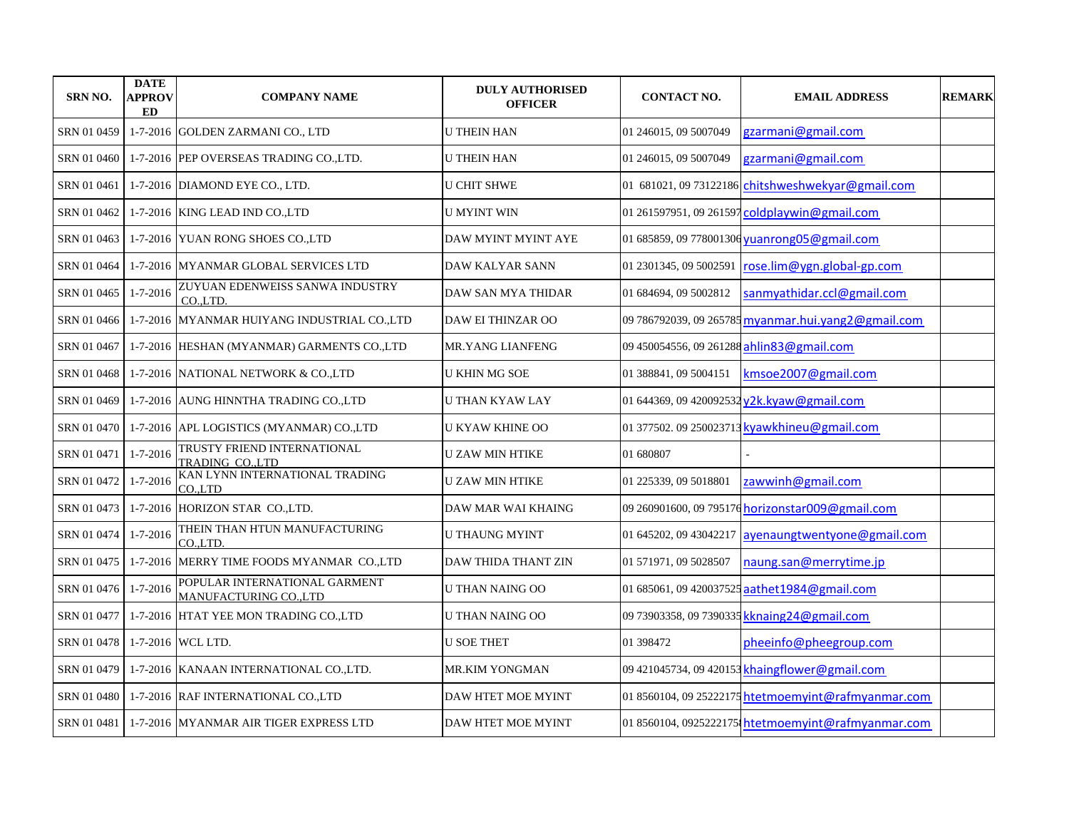| SRN NO. | DATE APPROVED | COMPANY NAME | DULY AUTHORISED OFFICER | CONTACT NO. | EMAIL ADDRESS | REMARK |
|---|---|---|---|---|---|---|
| SRN 01 0459 | 1-7-2016 | GOLDEN ZARMANI CO., LTD | U THEIN HAN | 01 246015, 09 5007049 | gzarmani@gmail.com | |
| SRN 01 0460 | 1-7-2016 | PEP OVERSEAS TRADING CO.,LTD. | U THEIN HAN | 01 246015, 09 5007049 | gzarmani@gmail.com | |
| SRN 01 0461 | 1-7-2016 | DIAMOND EYE CO., LTD. | U CHIT SHWE | 01 681021, 09 73122186 | chitshweshwekyar@gmail.com | |
| SRN 01 0462 | 1-7-2016 | KING LEAD IND CO.,LTD | U MYINT WIN | 01 261597951, 09 261597 | coldplaywin@gmail.com | |
| SRN 01 0463 | 1-7-2016 | YUAN RONG SHOES CO.,LTD | DAW MYINT MYINT AYE | 01 685859, 09 778001306 | yuanrong05@gmail.com | |
| SRN 01 0464 | 1-7-2016 | MYANMAR GLOBAL SERVICES LTD | DAW KALYAR SANN | 01 2301345, 09 5002591 | rose.lim@ygn.global-gp.com | |
| SRN 01 0465 | 1-7-2016 | ZUYUAN EDENWEISS SANWA INDUSTRY CO.,LTD. | DAW SAN MYA THIDAR | 01 684694, 09 5002812 | sanmyathidar.ccl@gmail.com | |
| SRN 01 0466 | 1-7-2016 | MYANMAR HUIYANG INDUSTRIAL CO.,LTD | DAW EI THINZAR OO | 09 786792039, 09 265785 | myanmar.hui.yang2@gmail.com | |
| SRN 01 0467 | 1-7-2016 | HESHAN (MYANMAR) GARMENTS CO.,LTD | MR.YANG LIANFENG | 09 450054556, 09 261288 | ahlin83@gmail.com | |
| SRN 01 0468 | 1-7-2016 | NATIONAL NETWORK & CO.,LTD | U KHIN MG SOE | 01 388841, 09 5004151 | kmsoe2007@gmail.com | |
| SRN 01 0469 | 1-7-2016 | AUNG HINNTHA TRADING CO.,LTD | U THAN KYAW LAY | 01 644369, 09 420092532 | y2k.kyaw@gmail.com | |
| SRN 01 0470 | 1-7-2016 | APL LOGISTICS (MYANMAR) CO.,LTD | U KYAW KHINE OO | 01 377502. 09 250023713 | kyawkhineu@gmail.com | |
| SRN 01 0471 | 1-7-2016 | TRUSTY FRIEND INTERNATIONAL TRADING CO.,LTD | U ZAW MIN HTIKE | 01 680807 | - | |
| SRN 01 0472 | 1-7-2016 | KAN LYNN INTERNATIONAL TRADING CO.,LTD | U ZAW MIN HTIKE | 01 225339, 09 5018801 | zawwinh@gmail.com | |
| SRN 01 0473 | 1-7-2016 | HORIZON STAR CO.,LTD. | DAW MAR WAI KHAING | 09 260901600, 09 795176 | horizonstar009@gmail.com | |
| SRN 01 0474 | 1-7-2016 | THEIN THAN HTUN MANUFACTURING CO.,LTD. | U THAUNG MYINT | 01 645202, 09 43042217 | ayenaungtwentyone@gmail.com | |
| SRN 01 0475 | 1-7-2016 | MERRY TIME FOODS MYANMAR CO.,LTD | DAW THIDA THANT ZIN | 01 571971, 09 5028507 | naung.san@merrytime.jp | |
| SRN 01 0476 | 1-7-2016 | POPULAR INTERNATIONAL GARMENT MANUFACTURING CO.,LTD | U THAN NAING OO | 01 685061, 09 420037525 | aathet1984@gmail.com | |
| SRN 01 0477 | 1-7-2016 | HTAT YEE MON TRADING CO.,LTD | U THAN NAING OO | 09 73903358, 09 7390335 | kknaing24@gmail.com | |
| SRN 01 0478 | 1-7-2016 | WCL LTD. | U SOE THET | 01 398472 | pheeinfo@pheegroup.com | |
| SRN 01 0479 | 1-7-2016 | KANAAN INTERNATIONAL CO.,LTD. | MR.KIM YONGMAN | 09 421045734, 09 420153 | khaingflower@gmail.com | |
| SRN 01 0480 | 1-7-2016 | RAF INTERNATIONAL CO.,LTD | DAW HTET MOE MYINT | 01 8560104, 09 25222175 | htetmoemyint@rafmyanmar.com | |
| SRN 01 0481 | 1-7-2016 | MYANMAR AIR TIGER EXPRESS LTD | DAW HTET MOE MYINT | 01 8560104, 0925222175 | htetmoemyint@rafmyanmar.com | |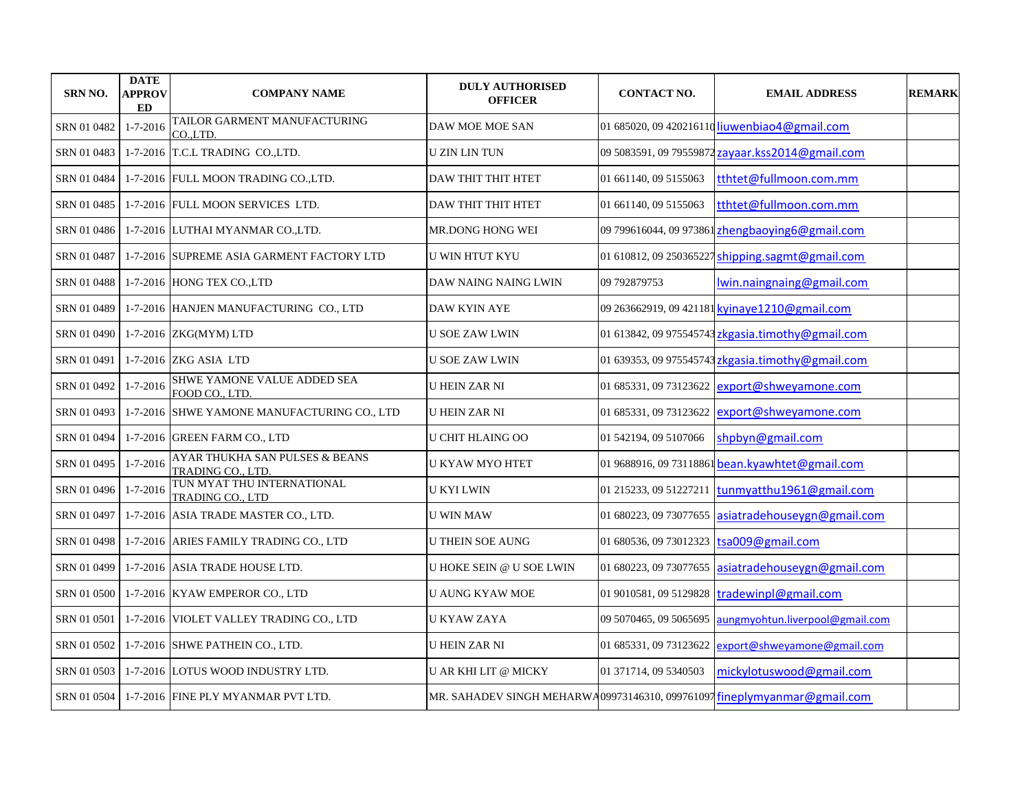| SRN NO. | DATE APPROVED | COMPANY NAME | DULY AUTHORISED OFFICER | CONTACT NO. | EMAIL ADDRESS | REMARK |
|---|---|---|---|---|---|---|
| SRN 01 0482 | 1-7-2016 | TAILOR GARMENT MANUFACTURING CO.,LTD. | DAW MOE MOE SAN | 01 685020, 09 420216110 | liuwenbiao4@gmail.com | |
| SRN 01 0483 | 1-7-2016 | T.C.L TRADING CO.,LTD. | U ZIN LIN TUN | 09 5083591, 09 79559872 | zayaar.kss2014@gmail.com | |
| SRN 01 0484 | 1-7-2016 | FULL MOON TRADING CO.,LTD. | DAW THIT THIT HTET | 01 661140, 09 5155063 | tthtet@fullmoon.com.mm | |
| SRN 01 0485 | 1-7-2016 | FULL MOON SERVICES LTD. | DAW THIT THIT HTET | 01 661140, 09 5155063 | tthtet@fullmoon.com.mm | |
| SRN 01 0486 | 1-7-2016 | LUTHAI MYANMAR CO.,LTD. | MR.DONG HONG WEI | 09 799616044, 09 973861 | zhengbaoying6@gmail.com | |
| SRN 01 0487 | 1-7-2016 | SUPREME ASIA GARMENT FACTORY LTD | U WIN HTUT KYU | 01 610812, 09 250365227 | shipping.sagmt@gmail.com | |
| SRN 01 0488 | 1-7-2016 | HONG TEX CO.,LTD | DAW NAING NAING LWIN | 09 792879753 | lwin.naingnaing@gmail.com | |
| SRN 01 0489 | 1-7-2016 | HANJEN MANUFACTURING CO., LTD | DAW KYIN AYE | 09 263662919, 09 421181 | kyinaye1210@gmail.com | |
| SRN 01 0490 | 1-7-2016 | ZKG(MYM) LTD | U SOE ZAW LWIN | 01 613842, 09 975545743 | zkgasia.timothy@gmail.com | |
| SRN 01 0491 | 1-7-2016 | ZKG ASIA LTD | U SOE ZAW LWIN | 01 639353, 09 975545743 | zkgasia.timothy@gmail.com | |
| SRN 01 0492 | 1-7-2016 | SHWE YAMONE VALUE ADDED SEA FOOD CO., LTD. | U HEIN ZAR NI | 01 685331, 09 73123622 | export@shweyamone.com | |
| SRN 01 0493 | 1-7-2016 | SHWE YAMONE MANUFACTURING CO., LTD | U HEIN ZAR NI | 01 685331, 09 73123622 | export@shweyamone.com | |
| SRN 01 0494 | 1-7-2016 | GREEN FARM CO., LTD | U CHIT HLAING OO | 01 542194, 09 5107066 | shpbyn@gmail.com | |
| SRN 01 0495 | 1-7-2016 | AYAR THUKHA SAN PULSES & BEANS TRADING CO., LTD. | U KYAW MYO HTET | 01 9688916, 09 73118861 | bean.kyawhtet@gmail.com | |
| SRN 01 0496 | 1-7-2016 | TUN MYAT THU INTERNATIONAL TRADING CO., LTD | U KYI LWIN | 01 215233, 09 51227211 | tunmyatthu1961@gmail.com | |
| SRN 01 0497 | 1-7-2016 | ASIA TRADE MASTER CO., LTD. | U WIN MAW | 01 680223, 09 73077655 | asiatradehouseygn@gmail.com | |
| SRN 01 0498 | 1-7-2016 | ARIES FAMILY TRADING CO., LTD | U THEIN SOE AUNG | 01 680536, 09 73012323 | tsa009@gmail.com | |
| SRN 01 0499 | 1-7-2016 | ASIA TRADE HOUSE LTD. | U HOKE SEIN @ U SOE LWIN | 01 680223, 09 73077655 | asiatradehouseygn@gmail.com | |
| SRN 01 0500 | 1-7-2016 | KYAW EMPEROR CO., LTD | U AUNG KYAW MOE | 01 9010581, 09 5129828 | tradewinpl@gmail.com | |
| SRN 01 0501 | 1-7-2016 | VIOLET VALLEY TRADING CO., LTD | U KYAW ZAYA | 09 5070465, 09 5065695 | aungmyohtun.liverpool@gmail.com | |
| SRN 01 0502 | 1-7-2016 | SHWE PATHEIN CO., LTD. | U HEIN ZAR NI | 01 685331, 09 73123622 | export@shweyamone@gmail.com | |
| SRN 01 0503 | 1-7-2016 | LOTUS WOOD INDUSTRY LTD. | U AR KHI LIT @ MICKY | 01 371714, 09 5340503 | mickylotuswood@gmail.com | |
| SRN 01 0504 | 1-7-2016 | FINE PLY MYANMAR PVT LTD. | MR. SAHADEV SINGH MEHARWA | 09973146310, 099761097 | fineplymyanmar@gmail.com | |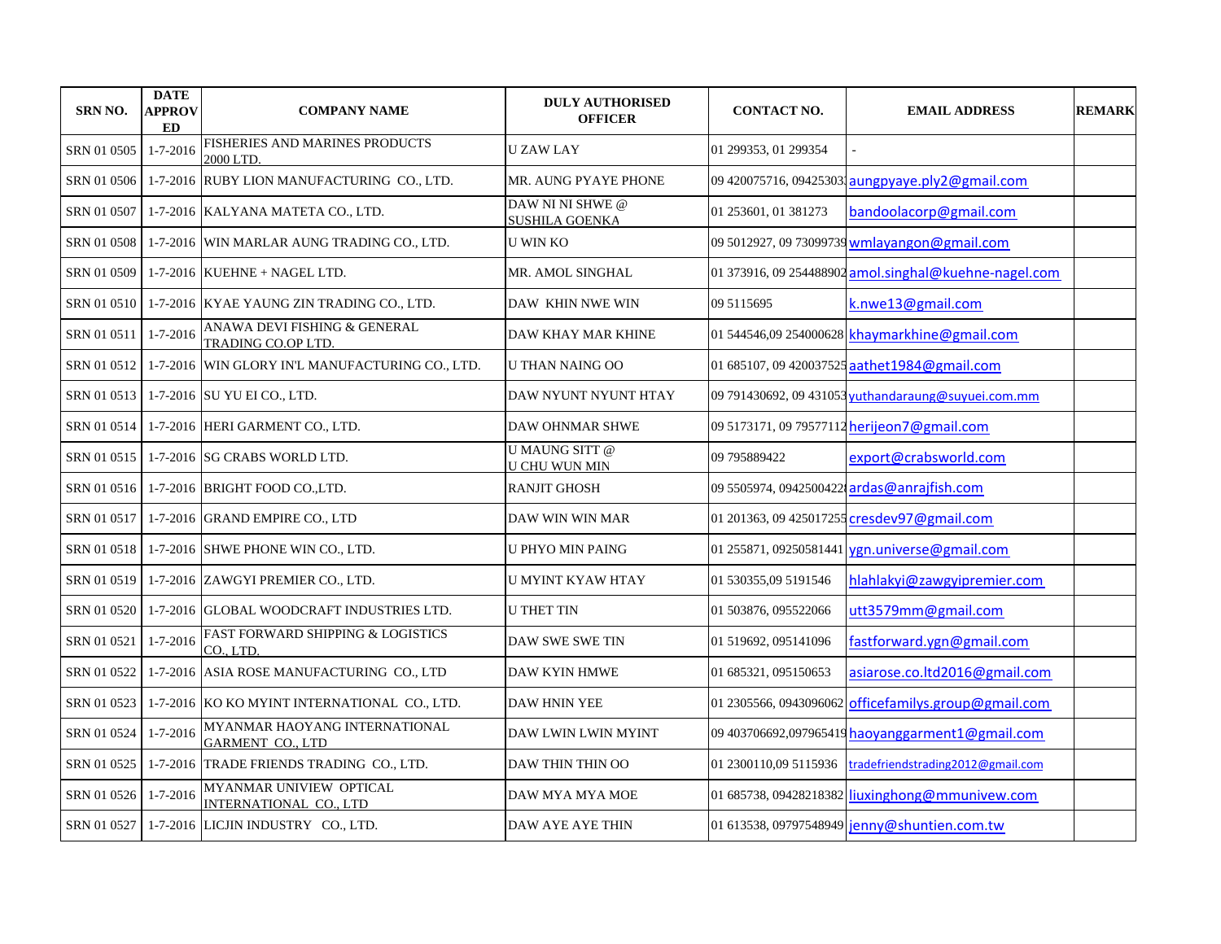| SRN NO. | DATE APPROVED | COMPANY NAME | DULY AUTHORISED OFFICER | CONTACT NO. | EMAIL ADDRESS | REMARK |
|---|---|---|---|---|---|---|
| SRN 01 0505 | 1-7-2016 | FISHERIES AND MARINES PRODUCTS 2000 LTD. | U ZAW LAY | 01 299353, 01 299354 | - | |
| SRN 01 0506 | 1-7-2016 | RUBY LION MANUFACTURING CO., LTD. | MR. AUNG PYAYE PHONE | 09 420075716, 09425303 | aungpyaye.ply2@gmail.com | |
| SRN 01 0507 | 1-7-2016 | KALYANA MATETA CO., LTD. | DAW NI NI SHWE @ SUSHILA GOENKA | 01 253601, 01 381273 | bandoolacorp@gmail.com | |
| SRN 01 0508 | 1-7-2016 | WIN MARLAR AUNG TRADING CO., LTD. | U WIN KO | 09 5012927, 09 73099739 | wmlayangon@gmail.com | |
| SRN 01 0509 | 1-7-2016 | KUEHNE + NAGEL LTD. | MR. AMOL SINGHAL | 01 373916, 09 254488902 | amol.singhal@kuehne-nagel.com | |
| SRN 01 0510 | 1-7-2016 | KYAE YAUNG ZIN TRADING CO., LTD. | DAW KHIN NWE WIN | 09 5115695 | k.nwe13@gmail.com | |
| SRN 01 0511 | 1-7-2016 | ANAWA DEVI FISHING & GENERAL TRADING CO.OP LTD. | DAW KHAY MAR KHINE | 01 544546,09 254000628 | khaymarkhine@gmail.com | |
| SRN 01 0512 | 1-7-2016 | WIN GLORY IN'L MANUFACTURING CO., LTD. | U THAN NAING OO | 01 685107, 09 420037525 | aathet1984@gmail.com | |
| SRN 01 0513 | 1-7-2016 | SU YU EI CO., LTD. | DAW NYUNT NYUNT HTAY | 09 791430692, 09 431053 | yuthandaraung@suyuei.com.mm | |
| SRN 01 0514 | 1-7-2016 | HERI GARMENT CO., LTD. | DAW OHNMAR SHWE | 09 5173171, 09 79577112 | herijeon7@gmail.com | |
| SRN 01 0515 | 1-7-2016 | SG CRABS WORLD LTD. | U MAUNG SITT @ U CHU WUN MIN | 09 795889422 | export@crabsworld.com | |
| SRN 01 0516 | 1-7-2016 | BRIGHT FOOD CO.,LTD. | RANJIT GHOSH | 09 5505974, 0942500422 | ardas@anrajfish.com | |
| SRN 01 0517 | 1-7-2016 | GRAND EMPIRE CO., LTD | DAW WIN WIN MAR | 01 201363, 09 425017255 | cresdev97@gmail.com | |
| SRN 01 0518 | 1-7-2016 | SHWE PHONE WIN CO., LTD. | U PHYO MIN PAING | 01 255871, 09250581441 | ygn.universe@gmail.com | |
| SRN 01 0519 | 1-7-2016 | ZAWGYI PREMIER CO., LTD. | U MYINT KYAW HTAY | 01 530355,09 5191546 | hlahlakyi@zawgyipremier.com | |
| SRN 01 0520 | 1-7-2016 | GLOBAL WOODCRAFT INDUSTRIES LTD. | U THET TIN | 01 503876, 095522066 | utt3579mm@gmail.com | |
| SRN 01 0521 | 1-7-2016 | FAST FORWARD SHIPPING & LOGISTICS CO., LTD. | DAW SWE SWE TIN | 01 519692, 095141096 | fastforward.ygn@gmail.com | |
| SRN 01 0522 | 1-7-2016 | ASIA ROSE MANUFACTURING CO., LTD | DAW KYIN HMWE | 01 685321, 095150653 | asiarose.co.ltd2016@gmail.com | |
| SRN 01 0523 | 1-7-2016 | KO KO MYINT INTERNATIONAL CO., LTD. | DAW HNIN YEE | 01 2305566, 0943096062 | officefamilys.group@gmail.com | |
| SRN 01 0524 | 1-7-2016 | MYANMAR HAOYANG INTERNATIONAL GARMENT CO., LTD | DAW LWIN LWIN MYINT | 09 403706692,097965419 | haoyanggarment1@gmail.com | |
| SRN 01 0525 | 1-7-2016 | TRADE FRIENDS TRADING CO., LTD. | DAW THIN THIN OO | 01 2300110,09 5115936 | tradefriendstrading2012@gmail.com | |
| SRN 01 0526 | 1-7-2016 | MYANMAR UNIVIEW OPTICAL INTERNATIONAL CO., LTD | DAW MYA MYA MOE | 01 685738, 09428218382 | liuxinghong@mmunivew.com | |
| SRN 01 0527 | 1-7-2016 | LICJIN INDUSTRY CO., LTD. | DAW AYE AYE THIN | 01 613538, 09797548949 | jenny@shuntien.com.tw | |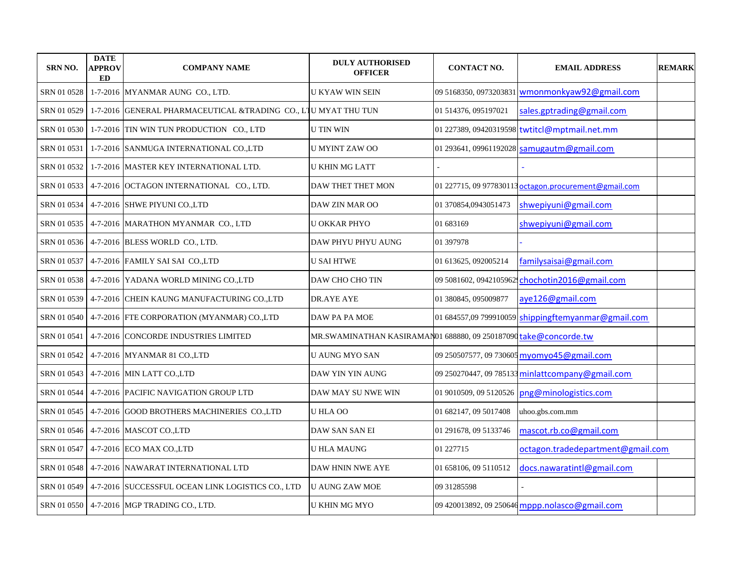| SRN NO. | DATE APPROVED | COMPANY NAME | DULY AUTHORISED OFFICER | CONTACT NO. | EMAIL ADDRESS | REMARK |
|---|---|---|---|---|---|---|
| SRN 01 0528 | 1-7-2016 | MYANMAR AUNG CO., LTD. | U KYAW WIN SEIN | 09 5168350, 0973203831 | wmonmonkyaw92@gmail.com | |
| SRN 01 0529 | 1-7-2016 | GENERAL PHARMACEUTICAL &TRADING CO., LT | U MYAT THU TUN | 01 514376, 095197021 | sales.gptrading@gmail.com | |
| SRN 01 0530 | 1-7-2016 | TIN WIN TUN PRODUCTION CO., LTD | U TIN WIN | 01 227389, 09420319598 | twtitcl@mptmail.net.mm | |
| SRN 01 0531 | 1-7-2016 | SANMUGA INTERNATIONAL CO.,LTD | U MYINT ZAW OO | 01 293641, 09961192028 | samugautm@gmail.com | |
| SRN 01 0532 | 1-7-2016 | MASTER KEY INTERNATIONAL LTD. | U KHIN MG LATT | - | - | |
| SRN 01 0533 | 4-7-2016 | OCTAGON INTERNATIONAL CO., LTD. | DAW THET THET MON | 01 227715, 09 977830113 | octagon.procurement@gmail.com | |
| SRN 01 0534 | 4-7-2016 | SHWE PIYUNI CO.,LTD | DAW ZIN MAR OO | 01 370854,0943051473 | shwepiyuni@gmail.com | |
| SRN 01 0535 | 4-7-2016 | MARATHON MYANMAR CO., LTD | U OKKAR PHYO | 01 683169 | shwepiyuni@gmail.com | |
| SRN 01 0536 | 4-7-2016 | BLESS WORLD CO., LTD. | DAW PHYU PHYU AUNG | 01 397978 | - | |
| SRN 01 0537 | 4-7-2016 | FAMILY SAI SAI CO.,LTD | U SAI HTWE | 01 613625, 092005214 | familysaisai@gmail.com | |
| SRN 01 0538 | 4-7-2016 | YADANA WORLD MINING CO.,LTD | DAW CHO CHO TIN | 09 5081602, 09421059629 | chochotin2016@gmail.com | |
| SRN 01 0539 | 4-7-2016 | CHEIN KAUNG MANUFACTURING CO.,LTD | DR.AYE AYE | 01 380845, 095009877 | aye126@gmail.com | |
| SRN 01 0540 | 4-7-2016 | FTE CORPORATION (MYANMAR) CO.,LTD | DAW PA PA MOE | 01 684557,09 799910059 | shippingftemyanmar@gmail.com | |
| SRN 01 0541 | 4-7-2016 | CONCORDE INDUSTRIES LIMITED | MR.SWAMINATHAN KASIRAMAN | 01 688880, 09 250187090 | take@concorde.tw | |
| SRN 01 0542 | 4-7-2016 | MYANMAR 81 CO.,LTD | U AUNG MYO SAN | 09 250507577, 09 730605 | myomyo45@gmail.com | |
| SRN 01 0543 | 4-7-2016 | MIN LATT CO.,LTD | DAW YIN YIN AUNG | 09 250270447, 09 785133 | minlattcompany@gmail.com | |
| SRN 01 0544 | 4-7-2016 | PACIFIC NAVIGATION GROUP LTD | DAW MAY SU NWE WIN | 01 9010509, 09 5120526 | png@minologistics.com | |
| SRN 01 0545 | 4-7-2016 | GOOD BROTHERS MACHINERIES CO.,LTD | U HLA OO | 01 682147, 09 5017408 | uhoo.gbs.com.mm | |
| SRN 01 0546 | 4-7-2016 | MASCOT CO.,LTD | DAW SAN SAN EI | 01 291678, 09 5133746 | mascot.rb.co@gmail.com | |
| SRN 01 0547 | 4-7-2016 | ECO MAX CO.,LTD | U HLA MAUNG | 01 227715 | octagon.tradedepartment@gmail.com | |
| SRN 01 0548 | 4-7-2016 | NAWARAT INTERNATIONAL LTD | DAW HNIN NWE AYE | 01 658106, 09 5110512 | docs.nawaratintl@gmail.com | |
| SRN 01 0549 | 4-7-2016 | SUCCESSFUL OCEAN LINK LOGISTICS CO., LTD | U AUNG ZAW MOE | 09 31285598 | - | |
| SRN 01 0550 | 4-7-2016 | MGP TRADING CO., LTD. | U KHIN MG MYO | 09 420013892, 09 250646 | mppp.nolasco@gmail.com | |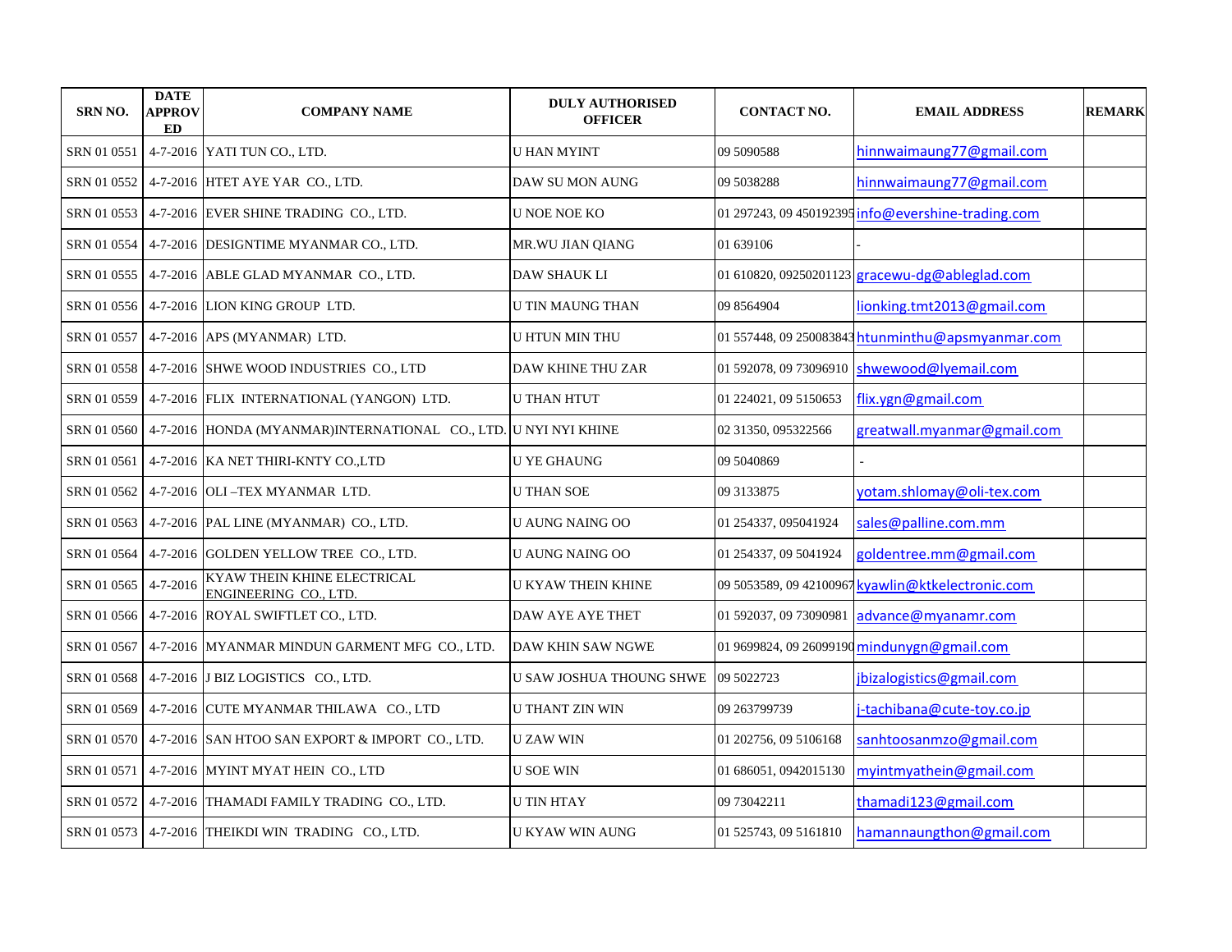| SRN NO. | DATE APPROVED | COMPANY NAME | DULY AUTHORISED OFFICER | CONTACT NO. | EMAIL ADDRESS | REMARK |
|---|---|---|---|---|---|---|
| SRN 01 0551 | 4-7-2016 | YATI TUN CO., LTD. | U HAN MYINT | 09 5090588 | hinnwaimaung77@gmail.com | |
| SRN 01 0552 | 4-7-2016 | HTET AYE YAR CO., LTD. | DAW SU MON AUNG | 09 5038288 | hinnwaimaung77@gmail.com | |
| SRN 01 0553 | 4-7-2016 | EVER SHINE TRADING CO., LTD. | U NOE NOE KO | 01 297243, 09 450192395 | info@evershine-trading.com | |
| SRN 01 0554 | 4-7-2016 | DESIGNTIME MYANMAR CO., LTD. | MR.WU JIAN QIANG | 01 639106 | - | |
| SRN 01 0555 | 4-7-2016 | ABLE GLAD MYANMAR CO., LTD. | DAW SHAUK LI | 01 610820, 09250201123 | gracewu-dg@ableglad.com | |
| SRN 01 0556 | 4-7-2016 | LION KING GROUP LTD. | U TIN MAUNG THAN | 09 8564904 | lionking.tmt2013@gmail.com | |
| SRN 01 0557 | 4-7-2016 | APS (MYANMAR) LTD. | U HTUN MIN THU | 01 557448, 09 250083843 | htunminthu@apsmyanmar.com | |
| SRN 01 0558 | 4-7-2016 | SHWE WOOD INDUSTRIES CO., LTD | DAW KHINE THU ZAR | 01 592078, 09 73096910 | shwewood@lyemail.com | |
| SRN 01 0559 | 4-7-2016 | FLIX INTERNATIONAL (YANGON) LTD. | U THAN HTUT | 01 224021, 09 5150653 | flix.ygn@gmail.com | |
| SRN 01 0560 | 4-7-2016 | HONDA (MYANMAR)INTERNATIONAL CO., LTD. | U NYI NYI KHINE | 02 31350, 095322566 | greatwall.myanmar@gmail.com | |
| SRN 01 0561 | 4-7-2016 | KA NET THIRI-KNTY CO.,LTD | U YE GHAUNG | 09 5040869 | - | |
| SRN 01 0562 | 4-7-2016 | OLI –TEX MYANMAR LTD. | U THAN SOE | 09 3133875 | yotam.shlomay@oli-tex.com | |
| SRN 01 0563 | 4-7-2016 | PAL LINE (MYANMAR) CO., LTD. | U AUNG NAING OO | 01 254337, 095041924 | sales@palline.com.mm | |
| SRN 01 0564 | 4-7-2016 | GOLDEN YELLOW TREE CO., LTD. | U AUNG NAING OO | 01 254337, 09 5041924 | goldentree.mm@gmail.com | |
| SRN 01 0565 | 4-7-2016 | KYAW THEIN KHINE ELECTRICAL ENGINEERING CO., LTD. | U KYAW THEIN KHINE | 09 5053589, 09 42100967 | kyawlin@ktkelectronic.com | |
| SRN 01 0566 | 4-7-2016 | ROYAL SWIFTLET CO., LTD. | DAW AYE AYE THET | 01 592037, 09 73090981 | advance@myanamr.com | |
| SRN 01 0567 | 4-7-2016 | MYANMAR MINDUN GARMENT MFG CO., LTD. | DAW KHIN SAW NGWE | 01 9699824, 09 26099190 | mindunygn@gmail.com | |
| SRN 01 0568 | 4-7-2016 | J BIZ LOGISTICS CO., LTD. | U SAW JOSHUA THOUNG SHWE | 09 5022723 | jbizalogistics@gmail.com | |
| SRN 01 0569 | 4-7-2016 | CUTE MYANMAR THILAWA CO., LTD | U THANT ZIN WIN | 09 263799739 | j-tachibana@cute-toy.co.jp | |
| SRN 01 0570 | 4-7-2016 | SAN HTOO SAN EXPORT & IMPORT CO., LTD. | U ZAW WIN | 01 202756, 09 5106168 | sanhtoosanmzo@gmail.com | |
| SRN 01 0571 | 4-7-2016 | MYINT MYAT HEIN CO., LTD | U SOE WIN | 01 686051, 0942015130 | myintmyathein@gmail.com | |
| SRN 01 0572 | 4-7-2016 | THAMADI FAMILY TRADING CO., LTD. | U TIN HTAY | 09 73042211 | thamadi123@gmail.com | |
| SRN 01 0573 | 4-7-2016 | THEIKDI WIN TRADING CO., LTD. | U KYAW WIN AUNG | 01 525743, 09 5161810 | hamannaungthon@gmail.com | |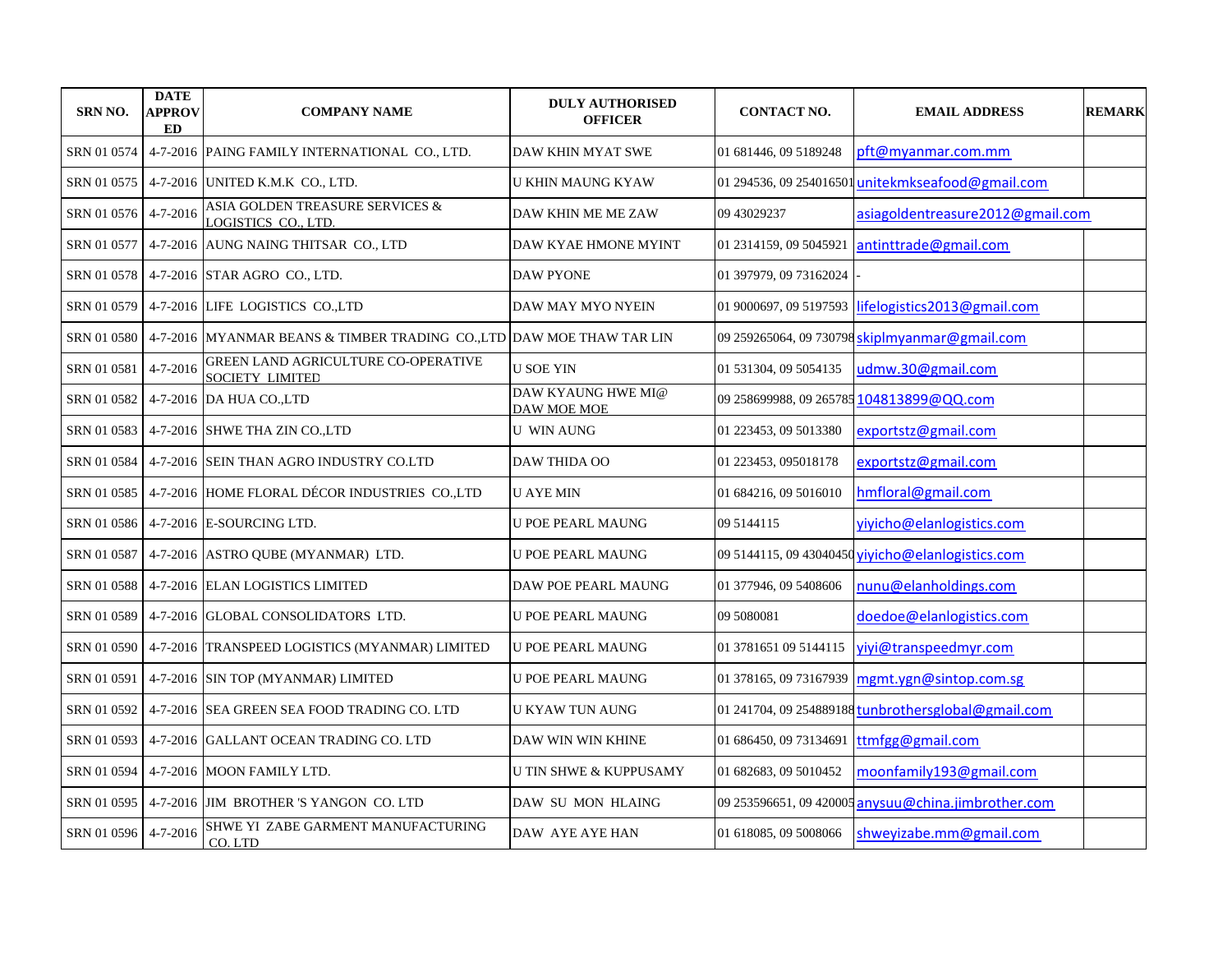| SRN NO. | DATE APPROVED | COMPANY NAME | DULY AUTHORISED OFFICER | CONTACT NO. | EMAIL ADDRESS | REMARK |
|---|---|---|---|---|---|---|
| SRN 01 0574 | 4-7-2016 | PAING FAMILY INTERNATIONAL CO., LTD. | DAW KHIN MYAT SWE | 01 681446, 09 5189248 | pft@myanmar.com.mm | |
| SRN 01 0575 | 4-7-2016 | UNITED K.M.K CO., LTD. | U KHIN MAUNG KYAW | 01 294536, 09 254016501 | unitekmkseafood@gmail.com | |
| SRN 01 0576 | 4-7-2016 | ASIA GOLDEN TREASURE SERVICES & LOGISTICS CO., LTD. | DAW KHIN ME ME ZAW | 09 43029237 | asiagoldentreasure2012@gmail.com | |
| SRN 01 0577 | 4-7-2016 | AUNG NAING THITSAR CO., LTD | DAW KYAE HMONE MYINT | 01 2314159, 09 5045921 | antinttrade@gmail.com | |
| SRN 01 0578 | 4-7-2016 | STAR AGRO CO., LTD. | DAW PYONE | 01 397979, 09 73162024 | - | |
| SRN 01 0579 | 4-7-2016 | LIFE LOGISTICS CO.,LTD | DAW MAY MYO NYEIN | 01 9000697, 09 5197593 | lifelogistics2013@gmail.com | |
| SRN 01 0580 | 4-7-2016 | MYANMAR BEANS & TIMBER TRADING CO.,LTD | DAW MOE THAW TAR LIN | 09 259265064, 09 730798 | skiplmyanmar@gmail.com | |
| SRN 01 0581 | 4-7-2016 | GREEN LAND AGRICULTURE CO-OPERATIVE SOCIETY LIMITED | U SOE YIN | 01 531304, 09 5054135 | udmw.30@gmail.com | |
| SRN 01 0582 | 4-7-2016 | DA HUA CO.,LTD | DAW KYAUNG HWE MI@ DAW MOE MOE | 09 258699988, 09 265785 | 104813899@QQ.com | |
| SRN 01 0583 | 4-7-2016 | SHWE THA ZIN CO.,LTD | U WIN AUNG | 01 223453, 09 5013380 | exportstz@gmail.com | |
| SRN 01 0584 | 4-7-2016 | SEIN THAN AGRO INDUSTRY CO.LTD | DAW THIDA OO | 01 223453, 095018178 | exportstz@gmail.com | |
| SRN 01 0585 | 4-7-2016 | HOME FLORAL DÉCOR INDUSTRIES CO.,LTD | U AYE MIN | 01 684216, 09 5016010 | hmfloral@gmail.com | |
| SRN 01 0586 | 4-7-2016 | E-SOURCING LTD. | U POE PEARL MAUNG | 09 5144115 | yiyicho@elanlogistics.com | |
| SRN 01 0587 | 4-7-2016 | ASTRO QUBE (MYANMAR) LTD. | U POE PEARL MAUNG | 09 5144115, 09 43040450 | yiyicho@elanlogistics.com | |
| SRN 01 0588 | 4-7-2016 | ELAN LOGISTICS LIMITED | DAW POE PEARL MAUNG | 01 377946, 09 5408606 | nunu@elanholdings.com | |
| SRN 01 0589 | 4-7-2016 | GLOBAL CONSOLIDATORS LTD. | U POE PEARL MAUNG | 09 5080081 | doedoe@elanlogistics.com | |
| SRN 01 0590 | 4-7-2016 | TRANSPEED LOGISTICS (MYANMAR) LIMITED | U POE PEARL MAUNG | 01 3781651 09 5144115 | yiyi@transpeedmyr.com | |
| SRN 01 0591 | 4-7-2016 | SIN TOP (MYANMAR) LIMITED | U POE PEARL MAUNG | 01 378165, 09 73167939 | mgmt.ygn@sintop.com.sg | |
| SRN 01 0592 | 4-7-2016 | SEA GREEN SEA FOOD TRADING CO. LTD | U KYAW TUN AUNG | 01 241704, 09 254889188 | tunbrothersglobal@gmail.com | |
| SRN 01 0593 | 4-7-2016 | GALLANT OCEAN TRADING CO. LTD | DAW WIN WIN KHINE | 01 686450, 09 73134691 | ttmfgg@gmail.com | |
| SRN 01 0594 | 4-7-2016 | MOON FAMILY LTD. | U TIN SHWE & KUPPUSAMY | 01 682683, 09 5010452 | moonfamily193@gmail.com | |
| SRN 01 0595 | 4-7-2016 | JIM BROTHER 'S YANGON CO. LTD | DAW SU MON HLAING | 09 253596651, 09 420005 | anysuu@china.jimbrother.com | |
| SRN 01 0596 | 4-7-2016 | SHWE YI ZABE GARMENT MANUFACTURING CO. LTD | DAW AYE AYE HAN | 01 618085, 09 5008066 | shweyizabe.mm@gmail.com | |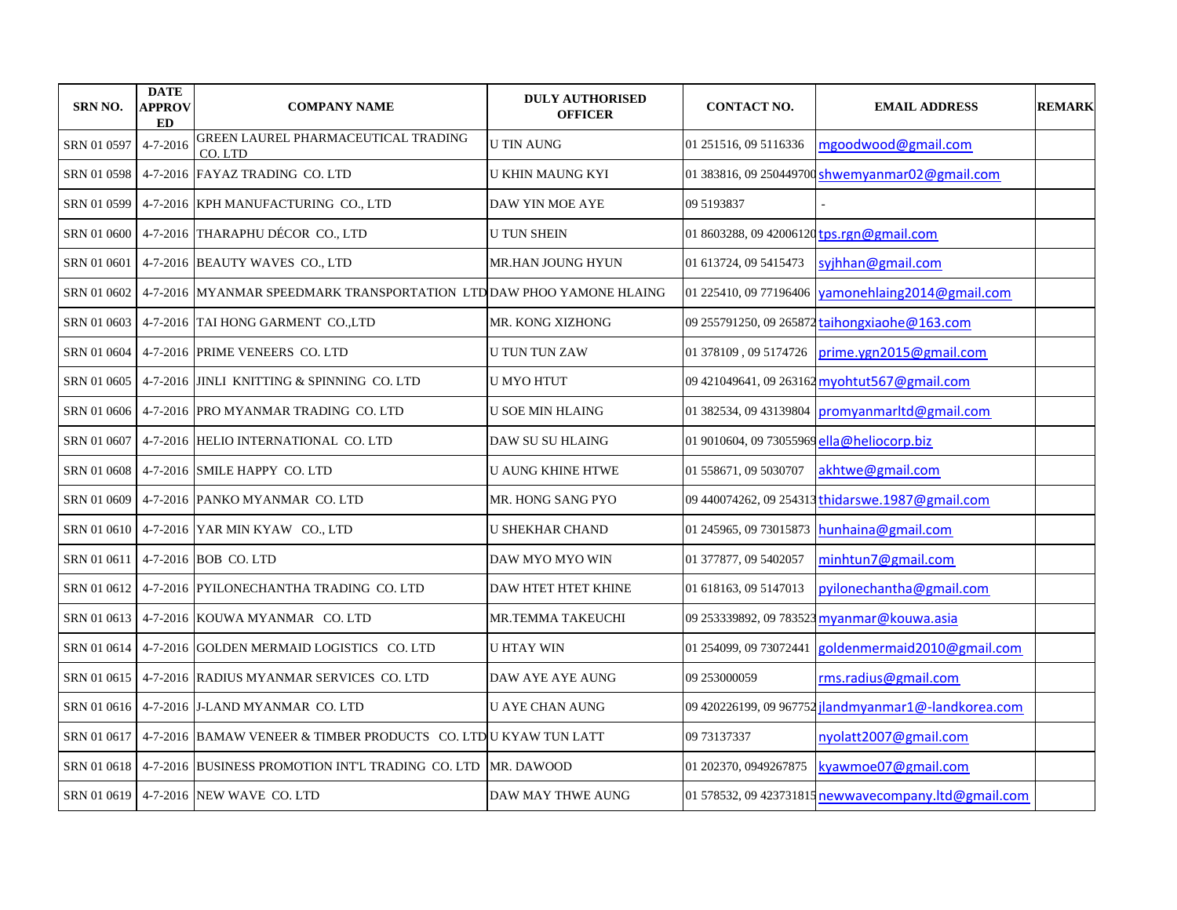| SRN NO. | DATE APPROVED | COMPANY NAME | DULY AUTHORISED OFFICER | CONTACT NO. | EMAIL ADDRESS | REMARK |
|---|---|---|---|---|---|---|
| SRN 01 0597 | 4-7-2016 | GREEN LAUREL PHARMACEUTICAL TRADING CO. LTD | U TIN AUNG | 01 251516, 09 5116336 | mgoodwood@gmail.com | |
| SRN 01 0598 | 4-7-2016 | FAYAZ TRADING CO. LTD | U KHIN MAUNG KYI | 01 383816, 09 250449700 | shwemyanmar02@gmail.com | |
| SRN 01 0599 | 4-7-2016 | KPH MANUFACTURING CO., LTD | DAW YIN MOE AYE | 09 5193837 | - | |
| SRN 01 0600 | 4-7-2016 | THARAPHU DÉCOR CO., LTD | U TUN SHEIN | 01 8603288, 09 42006120 | tps.rgn@gmail.com | |
| SRN 01 0601 | 4-7-2016 | BEAUTY WAVES CO., LTD | MR.HAN JOUNG HYUN | 01 613724, 09 5415473 | syjhhan@gmail.com | |
| SRN 01 0602 | 4-7-2016 | MYANMAR SPEEDMARK TRANSPORTATION LTD | DAW PHOO YAMONE HLAING | 01 225410, 09 77196406 | yamonehlaing2014@gmail.com | |
| SRN 01 0603 | 4-7-2016 | TAI HONG GARMENT CO.,LTD | MR. KONG XIZHONG | 09 255791250, 09 265872 | taihongxiaohe@163.com | |
| SRN 01 0604 | 4-7-2016 | PRIME VENEERS CO. LTD | U TUN TUN ZAW | 01 378109 , 09 5174726 | prime.ygn2015@gmail.com | |
| SRN 01 0605 | 4-7-2016 | JINLI KNITTING & SPINNING CO. LTD | U MYO HTUT | 09 421049641, 09 263162 | myohtut567@gmail.com | |
| SRN 01 0606 | 4-7-2016 | PRO MYANMAR TRADING CO. LTD | U SOE MIN HLAING | 01 382534, 09 43139804 | promyanmarltd@gmail.com | |
| SRN 01 0607 | 4-7-2016 | HELIO INTERNATIONAL CO. LTD | DAW SU SU HLAING | 01 9010604, 09 73055969 | ella@heliocorp.biz | |
| SRN 01 0608 | 4-7-2016 | SMILE HAPPY CO. LTD | U AUNG KHINE HTWE | 01 558671, 09 5030707 | akhtwe@gmail.com | |
| SRN 01 0609 | 4-7-2016 | PANKO MYANMAR CO. LTD | MR. HONG SANG PYO | 09 440074262, 09 254313 | thidarswe.1987@gmail.com | |
| SRN 01 0610 | 4-7-2016 | YAR MIN KYAW CO., LTD | U SHEKHAR CHAND | 01 245965, 09 73015873 | hunhaina@gmail.com | |
| SRN 01 0611 | 4-7-2016 | BOB CO. LTD | DAW MYO MYO WIN | 01 377877, 09 5402057 | minhtun7@gmail.com | |
| SRN 01 0612 | 4-7-2016 | PYILONECHANTHA TRADING CO. LTD | DAW HTET HTET KHINE | 01 618163, 09 5147013 | pyilonechantha@gmail.com | |
| SRN 01 0613 | 4-7-2016 | KOUWA MYANMAR CO. LTD | MR.TEMMA TAKEUCHI | 09 253339892, 09 783523 | myanmar@kouwa.asia | |
| SRN 01 0614 | 4-7-2016 | GOLDEN MERMAID LOGISTICS CO. LTD | U HTAY WIN | 01 254099, 09 73072441 | goldenmermaid2010@gmail.com | |
| SRN 01 0615 | 4-7-2016 | RADIUS MYANMAR SERVICES CO. LTD | DAW AYE AYE AUNG | 09 253000059 | rms.radius@gmail.com | |
| SRN 01 0616 | 4-7-2016 | J-LAND MYANMAR CO. LTD | U AYE CHAN AUNG | 09 420226199, 09 967752 | jlandmyanmar1@-landkorea.com | |
| SRN 01 0617 | 4-7-2016 | BAMAW VENEER & TIMBER PRODUCTS CO. LTD | U KYAW TUN LATT | 09 73137337 | nyolatt2007@gmail.com | |
| SRN 01 0618 | 4-7-2016 | BUSINESS PROMOTION INT'L TRADING CO. LTD | MR. DAWOOD | 01 202370, 0949267875 | kyawmoe07@gmail.com | |
| SRN 01 0619 | 4-7-2016 | NEW WAVE CO. LTD | DAW MAY THWE AUNG | 01 578532, 09 423731815 | newwavecompany.ltd@gmail.com | |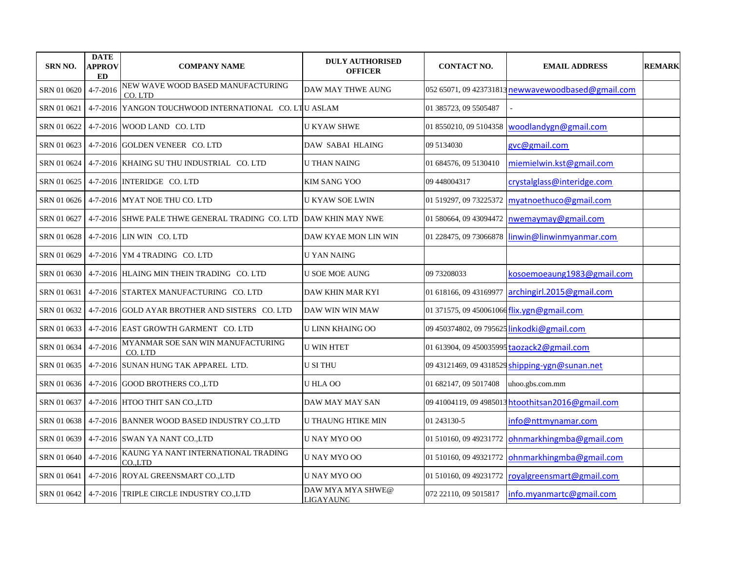| SRN NO. | DATE APPROVED | COMPANY NAME | DULY AUTHORISED OFFICER | CONTACT NO. | EMAIL ADDRESS | REMARK |
|---|---|---|---|---|---|---|
| SRN 01 0620 | 4-7-2016 | NEW WAVE WOOD BASED MANUFACTURING CO. LTD | DAW MAY THWE AUNG | 052 65071, 09 423731813 | newwavewoodbased@gmail.com | |
| SRN 01 0621 | 4-7-2016 | YANGON TOUCHWOOD INTERNATIONAL CO. LTD | U ASLAM | 01 385723, 09 5505487 | - | |
| SRN 01 0622 | 4-7-2016 | WOOD LAND CO. LTD | U KYAW SHWE | 01 8550210, 09 5104358 | woodlandygn@gmail.com | |
| SRN 01 0623 | 4-7-2016 | GOLDEN VENEER CO. LTD | DAW SABAI HLAING | 09 5134030 | gvc@gmail.com | |
| SRN 01 0624 | 4-7-2016 | KHAING SU THU INDUSTRIAL CO. LTD | U THAN NAING | 01 684576, 09 5130410 | miemielwin.kst@gmail.com | |
| SRN 01 0625 | 4-7-2016 | INTERIDGE CO. LTD | KIM SANG YOO | 09 448004317 | crystalglass@interidge.com | |
| SRN 01 0626 | 4-7-2016 | MYAT NOE THU CO. LTD | U KYAW SOE LWIN | 01 519297, 09 73225372 | myatnoethuco@gmail.com | |
| SRN 01 0627 | 4-7-2016 | SHWE PALE THWE GENERAL TRADING CO. LTD | DAW KHIN MAY NWE | 01 580664, 09 43094472 | nwemaymay@gmail.com | |
| SRN 01 0628 | 4-7-2016 | LIN WIN CO. LTD | DAW KYAE MON LIN WIN | 01 228475, 09 73066878 | linwin@linwinmyanmar.com | |
| SRN 01 0629 | 4-7-2016 | YM 4 TRADING CO. LTD | U YAN NAING | | | |
| SRN 01 0630 | 4-7-2016 | HLAING MIN THEIN TRADING CO. LTD | U SOE MOE AUNG | 09 73208033 | kosoemoeaung1983@gmail.com | |
| SRN 01 0631 | 4-7-2016 | STARTEX MANUFACTURING CO. LTD | DAW KHIN MAR KYI | 01 618166, 09 43169977 | archingirl.2015@gmail.com | |
| SRN 01 0632 | 4-7-2016 | GOLD AYAR BROTHER AND SISTERS CO. LTD | DAW WIN WIN MAW | 01 371575, 09 450061066 | flix.ygn@gmail.com | |
| SRN 01 0633 | 4-7-2016 | EAST GROWTH GARMENT CO. LTD | U LINN KHAING OO | 09 450374802, 09 795625 | linkodki@gmail.com | |
| SRN 01 0634 | 4-7-2016 | MYANMAR SOE SAN WIN MANUFACTURING CO. LTD | U WIN HTET | 01 613904, 09 450035995 | taozack2@gmail.com | |
| SRN 01 0635 | 4-7-2016 | SUNAN HUNG TAK APPAREL LTD. | U SI THU | 09 43121469, 09 4318529 | shipping-ygn@sunan.net | |
| SRN 01 0636 | 4-7-2016 | GOOD BROTHERS CO.,LTD | U HLA OO | 01 682147, 09 5017408 | uhoo.gbs.com.mm | |
| SRN 01 0637 | 4-7-2016 | HTOO THIT SAN CO.,LTD | DAW MAY MAY SAN | 09 41004119, 09 4985013 | htoothitsan2016@gmail.com | |
| SRN 01 0638 | 4-7-2016 | BANNER WOOD BASED INDUSTRY CO.,LTD | U THAUNG HTIKE MIN | 01 243130-5 | info@nttmynamar.com | |
| SRN 01 0639 | 4-7-2016 | SWAN YA NANT CO.,LTD | U NAY MYO OO | 01 510160, 09 49231772 | ohnmarkhingmba@gmail.com | |
| SRN 01 0640 | 4-7-2016 | KAUNG YA NANT INTERNATIONAL TRADING CO.,LTD | U NAY MYO OO | 01 510160, 09 49321772 | ohnmarkhingmba@gmail.com | |
| SRN 01 0641 | 4-7-2016 | ROYAL GREENSMART CO.,LTD | U NAY MYO OO | 01 510160, 09 49231772 | royalgreensmart@gmail.com | |
| SRN 01 0642 | 4-7-2016 | TRIPLE CIRCLE INDUSTRY CO.,LTD | DAW MYA MYA SHWE@ LIGAYAUNG | 072 22110, 09 5015817 | info.myanmartc@gmail.com | |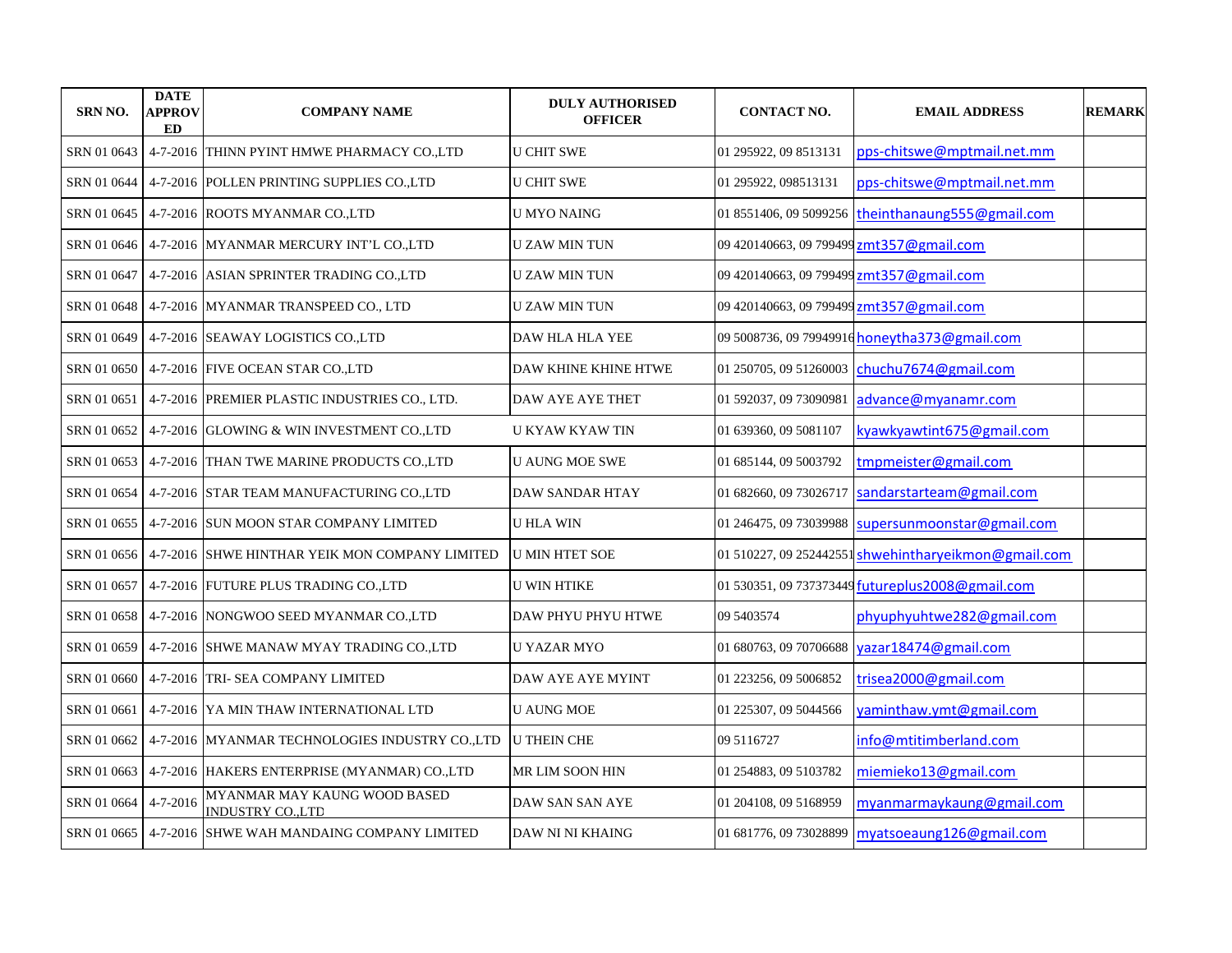| SRN NO. | DATE APPROVED | COMPANY NAME | DULY AUTHORISED OFFICER | CONTACT NO. | EMAIL ADDRESS | REMARK |
|---|---|---|---|---|---|---|
| SRN 01 0643 | 4-7-2016 | THINN PYINT HMWE PHARMACY CO.,LTD | U CHIT SWE | 01 295922, 09 8513131 | pps-chitswe@mptmail.net.mm | |
| SRN 01 0644 | 4-7-2016 | POLLEN PRINTING SUPPLIES CO.,LTD | U CHIT SWE | 01 295922, 098513131 | pps-chitswe@mptmail.net.mm | |
| SRN 01 0645 | 4-7-2016 | ROOTS MYANMAR CO.,LTD | U MYO NAING | 01 8551406, 09 5099256 | theinthanaung555@gmail.com | |
| SRN 01 0646 | 4-7-2016 | MYANMAR MERCURY INT'L CO.,LTD | U ZAW MIN TUN | 09 420140663, 09 799499 | zmt357@gmail.com | |
| SRN 01 0647 | 4-7-2016 | ASIAN SPRINTER TRADING CO.,LTD | U ZAW MIN TUN | 09 420140663, 09 799499 | zmt357@gmail.com | |
| SRN 01 0648 | 4-7-2016 | MYANMAR TRANSPEED CO., LTD | U ZAW MIN TUN | 09 420140663, 09 799499 | zmt357@gmail.com | |
| SRN 01 0649 | 4-7-2016 | SEAWAY LOGISTICS CO.,LTD | DAW HLA HLA YEE | 09 5008736, 09 79949916 | honeytha373@gmail.com | |
| SRN 01 0650 | 4-7-2016 | FIVE OCEAN STAR CO.,LTD | DAW KHINE KHINE HTWE | 01 250705, 09 51260003 | chuchu7674@gmail.com | |
| SRN 01 0651 | 4-7-2016 | PREMIER PLASTIC INDUSTRIES CO., LTD. | DAW AYE AYE THET | 01 592037, 09 73090981 | advance@myanamr.com | |
| SRN 01 0652 | 4-7-2016 | GLOWING & WIN INVESTMENT CO.,LTD | U KYAW KYAW TIN | 01 639360, 09 5081107 | kyawkyawtint675@gmail.com | |
| SRN 01 0653 | 4-7-2016 | THAN TWE MARINE PRODUCTS CO.,LTD | U AUNG MOE SWE | 01 685144, 09 5003792 | tmpmeister@gmail.com | |
| SRN 01 0654 | 4-7-2016 | STAR TEAM MANUFACTURING CO.,LTD | DAW SANDAR HTAY | 01 682660, 09 73026717 | sandarstarteam@gmail.com | |
| SRN 01 0655 | 4-7-2016 | SUN MOON STAR COMPANY LIMITED | U HLA WIN | 01 246475, 09 73039988 | supersunmoonstar@gmail.com | |
| SRN 01 0656 | 4-7-2016 | SHWE HINTHAR YEIK MON COMPANY LIMITED | U MIN HTET SOE | 01 510227, 09 252442551 | shwehintharyeikmon@gmail.com | |
| SRN 01 0657 | 4-7-2016 | FUTURE PLUS TRADING CO.,LTD | U WIN HTIKE | 01 530351, 09 737373449 | futureplus2008@gmail.com | |
| SRN 01 0658 | 4-7-2016 | NONGWOO SEED MYANMAR CO.,LTD | DAW PHYU PHYU HTWE | 09 5403574 | phyuphyuhtwe282@gmail.com | |
| SRN 01 0659 | 4-7-2016 | SHWE MANAW MYAY TRADING CO.,LTD | U YAZAR MYO | 01 680763, 09 70706688 | yazar18474@gmail.com | |
| SRN 01 0660 | 4-7-2016 | TRI- SEA COMPANY LIMITED | DAW AYE AYE MYINT | 01 223256, 09 5006852 | trisea2000@gmail.com | |
| SRN 01 0661 | 4-7-2016 | YA MIN THAW INTERNATIONAL LTD | U AUNG MOE | 01 225307, 09 5044566 | yaminthaw.ymt@gmail.com | |
| SRN 01 0662 | 4-7-2016 | MYANMAR TECHNOLOGIES INDUSTRY CO.,LTD | U THEIN CHE | 09 5116727 | info@mtitimberland.com | |
| SRN 01 0663 | 4-7-2016 | HAKERS ENTERPRISE (MYANMAR) CO.,LTD | MR LIM SOON HIN | 01 254883, 09 5103782 | miemieko13@gmail.com | |
| SRN 01 0664 | 4-7-2016 | MYANMAR MAY KAUNG WOOD BASED INDUSTRY CO.,LTD | DAW SAN SAN AYE | 01 204108, 09 5168959 | myanmarmaykaung@gmail.com | |
| SRN 01 0665 | 4-7-2016 | SHWE WAH MANDAING COMPANY LIMITED | DAW NI NI KHAING | 01 681776, 09 73028899 | myatsoeaung126@gmail.com | |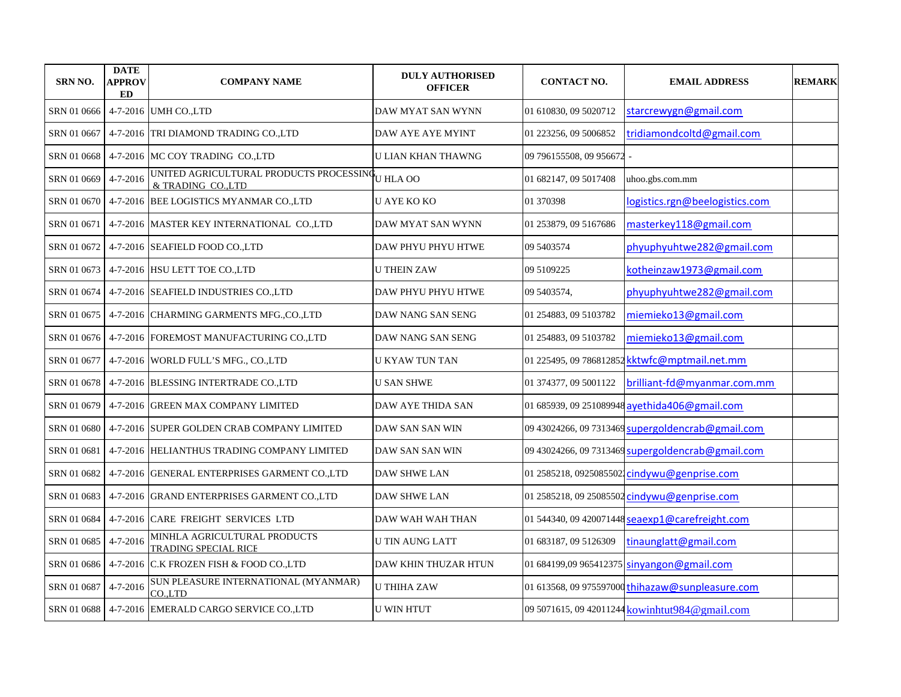| SRN NO. | DATE APPROVED | COMPANY NAME | DULY AUTHORISED OFFICER | CONTACT NO. | EMAIL ADDRESS | REMARK |
|---|---|---|---|---|---|---|
| SRN 01 0666 | 4-7-2016 | UMH CO.,LTD | DAW MYAT SAN WYNN | 01 610830, 09 5020712 | starcrewygn@gmail.com | |
| SRN 01 0667 | 4-7-2016 | TRI DIAMOND TRADING CO.,LTD | DAW AYE AYE MYINT | 01 223256, 09 5006852 | tridiamondcoltd@gmail.com | |
| SRN 01 0668 | 4-7-2016 | MC COY TRADING CO.,LTD | U LIAN KHAN THAWNG | 09 796155508, 09 956672 | - | |
| SRN 01 0669 | 4-7-2016 | UNITED AGRICULTURAL PRODUCTS PROCESSING & TRADING CO.,LTD | U HLA OO | 01 682147, 09 5017408 | uhoo.gbs.com.mm | |
| SRN 01 0670 | 4-7-2016 | BEE LOGISTICS MYANMAR CO.,LTD | U AYE KO KO | 01 370398 | logistics.rgn@beelogistics.com | |
| SRN 01 0671 | 4-7-2016 | MASTER KEY INTERNATIONAL CO.,LTD | DAW MYAT SAN WYNN | 01 253879, 09 5167686 | masterkey118@gmail.com | |
| SRN 01 0672 | 4-7-2016 | SEAFIELD FOOD CO.,LTD | DAW PHYU PHYU HTWE | 09 5403574 | phyuphyuhtwe282@gmail.com | |
| SRN 01 0673 | 4-7-2016 | HSU LETT TOE CO.,LTD | U THEIN ZAW | 09 5109225 | kotheinzaw1973@gmail.com | |
| SRN 01 0674 | 4-7-2016 | SEAFIELD INDUSTRIES CO.,LTD | DAW PHYU PHYU HTWE | 09 5403574, | phyuphyuhtwe282@gmail.com | |
| SRN 01 0675 | 4-7-2016 | CHARMING GARMENTS MFG.,CO.,LTD | DAW NANG SAN SENG | 01 254883, 09 5103782 | miemieko13@gmail.com | |
| SRN 01 0676 | 4-7-2016 | FOREMOST MANUFACTURING CO.,LTD | DAW NANG SAN SENG | 01 254883, 09 5103782 | miemieko13@gmail.com | |
| SRN 01 0677 | 4-7-2016 | WORLD FULL'S MFG., CO.,LTD | U KYAW TUN TAN | 01 225495, 09 786812852 | kktwfc@mptmail.net.mm | |
| SRN 01 0678 | 4-7-2016 | BLESSING INTERTRADE CO.,LTD | U SAN SHWE | 01 374377, 09 5001122 | brilliant-fd@myanmar.com.mm | |
| SRN 01 0679 | 4-7-2016 | GREEN MAX COMPANY LIMITED | DAW AYE THIDA SAN | 01 685939, 09 251089948 | ayethida406@gmail.com | |
| SRN 01 0680 | 4-7-2016 | SUPER GOLDEN CRAB COMPANY LIMITED | DAW SAN SAN WIN | 09 43024266, 09 7313469 | supergoldencrab@gmail.com | |
| SRN 01 0681 | 4-7-2016 | HELIANTHUS TRADING COMPANY LIMITED | DAW SAN SAN WIN | 09 43024266, 09 7313469 | supergoldencrab@gmail.com | |
| SRN 01 0682 | 4-7-2016 | GENERAL ENTERPRISES GARMENT CO.,LTD | DAW SHWE LAN | 01 2585218, 0925085502 | cindywu@genprise.com | |
| SRN 01 0683 | 4-7-2016 | GRAND ENTERPRISES GARMENT CO.,LTD | DAW SHWE LAN | 01 2585218, 09 25085502 | cindywu@genprise.com | |
| SRN 01 0684 | 4-7-2016 | CARE FREIGHT SERVICES LTD | DAW WAH WAH THAN | 01 544340, 09 420071448 | seaexp1@carefreight.com | |
| SRN 01 0685 | 4-7-2016 | MINHLA AGRICULTURAL PRODUCTS TRADING SPECIAL RICE | U TIN AUNG LATT | 01 683187, 09 5126309 | tinaunglatt@gmail.com | |
| SRN 01 0686 | 4-7-2016 | C.K FROZEN FISH & FOOD CO.,LTD | DAW KHIN THUZAR HTUN | 01 684199,09 965412375 | sinyangon@gmail.com | |
| SRN 01 0687 | 4-7-2016 | SUN PLEASURE INTERNATIONAL (MYANMAR) CO.,LTD | U THIHA ZAW | 01 613568, 09 975597000 | thihazaw@sunpleasure.com | |
| SRN 01 0688 | 4-7-2016 | EMERALD CARGO SERVICE CO.,LTD | U WIN HTUT | 09 5071615, 09 42011244 | kowinhtut984@gmail.com | |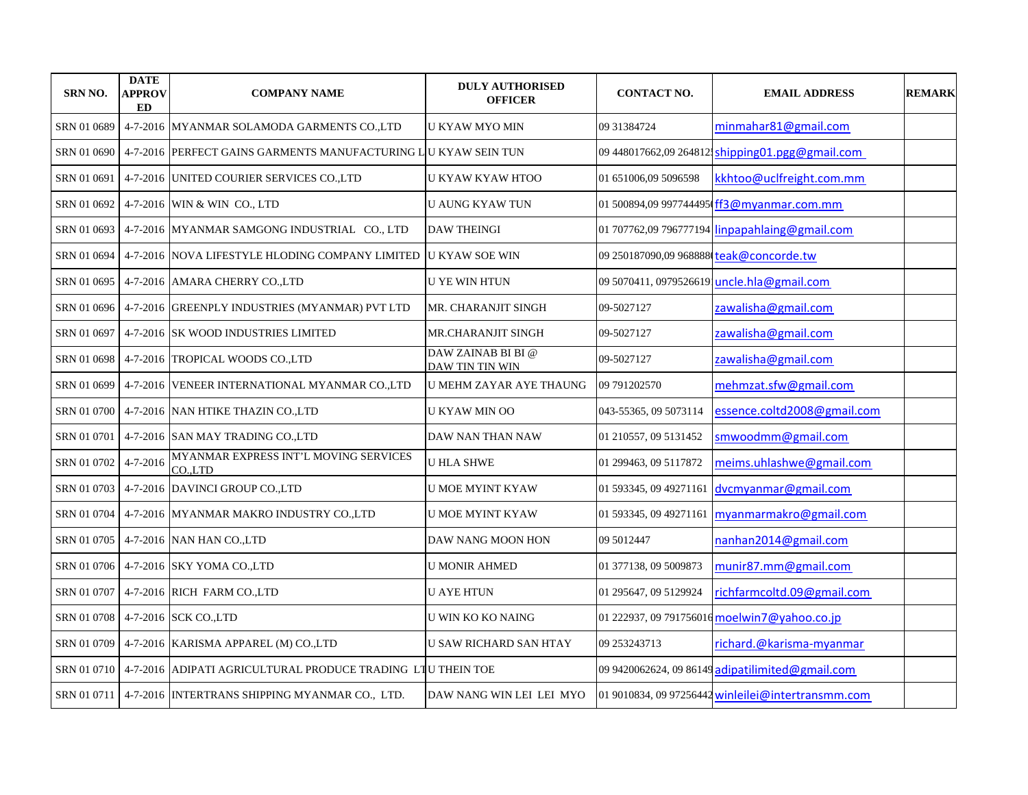| SRN NO. | DATE APPROVED | COMPANY NAME | DULY AUTHORISED OFFICER | CONTACT NO. | EMAIL ADDRESS | REMARK |
|---|---|---|---|---|---|---|
| SRN 01 0689 | 4-7-2016 | MYANMAR SOLAMODA GARMENTS CO.,LTD | U KYAW MYO MIN | 09 31384724 | minmahar81@gmail.com | |
| SRN 01 0690 | 4-7-2016 | PERFECT GAINS GARMENTS MANUFACTURING L | U KYAW SEIN TUN | 09 448017662,09 264812 | shipping01.pgg@gmail.com | |
| SRN 01 0691 | 4-7-2016 | UNITED COURIER SERVICES CO.,LTD | U KYAW KYAW HTOO | 01 651006,09 5096598 | kkhtoo@uclfreight.com.mm | |
| SRN 01 0692 | 4-7-2016 | WIN & WIN CO., LTD | U AUNG KYAW TUN | 01 500894,09 99774449 | ff3@myanmar.com.mm | |
| SRN 01 0693 | 4-7-2016 | MYANMAR SAMGONG INDUSTRIAL CO., LTD | DAW THEINGI | 01 707762,09 796777194 | linpapahlaing@gmail.com | |
| SRN 01 0694 | 4-7-2016 | NOVA LIFESTYLE HLODING COMPANY LIMITED | U KYAW SOE WIN | 09 250187090,09 968888 | teak@concorde.tw | |
| SRN 01 0695 | 4-7-2016 | AMARA CHERRY CO.,LTD | U YE WIN HTUN | 09 5070411, 0979526619 | uncle.hla@gmail.com | |
| SRN 01 0696 | 4-7-2016 | GREENPLY INDUSTRIES (MYANMAR) PVT LTD | MR. CHARANJIT SINGH | 09-5027127 | zawalisha@gmail.com | |
| SRN 01 0697 | 4-7-2016 | SK WOOD INDUSTRIES LIMITED | MR.CHARANJIT SINGH | 09-5027127 | zawalisha@gmail.com | |
| SRN 01 0698 | 4-7-2016 | TROPICAL WOODS CO.,LTD | DAW ZAINAB BI BI @ DAW TIN TIN WIN | 09-5027127 | zawalisha@gmail.com | |
| SRN 01 0699 | 4-7-2016 | VENEER INTERNATIONAL MYANMAR CO.,LTD | U MEHM ZAYAR AYE THAUNG | 09 791202570 | mehmzat.sfw@gmail.com | |
| SRN 01 0700 | 4-7-2016 | NAN HTIKE THAZIN CO.,LTD | U KYAW MIN OO | 043-55365, 09 5073114 | essence.coltd2008@gmail.com | |
| SRN 01 0701 | 4-7-2016 | SAN MAY TRADING CO.,LTD | DAW NAN THAN NAW | 01 210557, 09 5131452 | smwoodmm@gmail.com | |
| SRN 01 0702 | 4-7-2016 | MYANMAR EXPRESS INT'L MOVING SERVICES CO.,LTD | U HLA SHWE | 01 299463, 09 5117872 | meims.uhlashwe@gmail.com | |
| SRN 01 0703 | 4-7-2016 | DAVINCI GROUP CO.,LTD | U MOE MYINT KYAW | 01 593345, 09 49271161 | dvcmyanmar@gmail.com | |
| SRN 01 0704 | 4-7-2016 | MYANMAR MAKRO INDUSTRY CO.,LTD | U MOE MYINT KYAW | 01 593345, 09 49271161 | myanmarmakro@gmail.com | |
| SRN 01 0705 | 4-7-2016 | NAN HAN CO.,LTD | DAW NANG MOON HON | 09 5012447 | nanhan2014@gmail.com | |
| SRN 01 0706 | 4-7-2016 | SKY YOMA CO.,LTD | U MONIR AHMED | 01 377138, 09 5009873 | munir87.mm@gmail.com | |
| SRN 01 0707 | 4-7-2016 | RICH FARM CO.,LTD | U AYE HTUN | 01 295647, 09 5129924 | richfarmcoltd.09@gmail.com | |
| SRN 01 0708 | 4-7-2016 | SCK CO.,LTD | U WIN KO KO NAING | 01 222937, 09 791756016 | moelwin7@yahoo.co.jp | |
| SRN 01 0709 | 4-7-2016 | KARISMA APPAREL (M) CO.,LTD | U SAW RICHARD SAN HTAY | 09 253243713 | richard.@karisma-myanmar | |
| SRN 01 0710 | 4-7-2016 | ADIPATI AGRICULTURAL PRODUCE TRADING LT | U THEIN TOE | 09 9420062624, 09 86149 | adipatilimited@gmail.com | |
| SRN 01 0711 | 4-7-2016 | INTERTRANS SHIPPING MYANMAR CO., LTD. | DAW NANG WIN LEI LEI MYO | 01 9010834, 09 97256442 | winleilei@intertransmm.com | |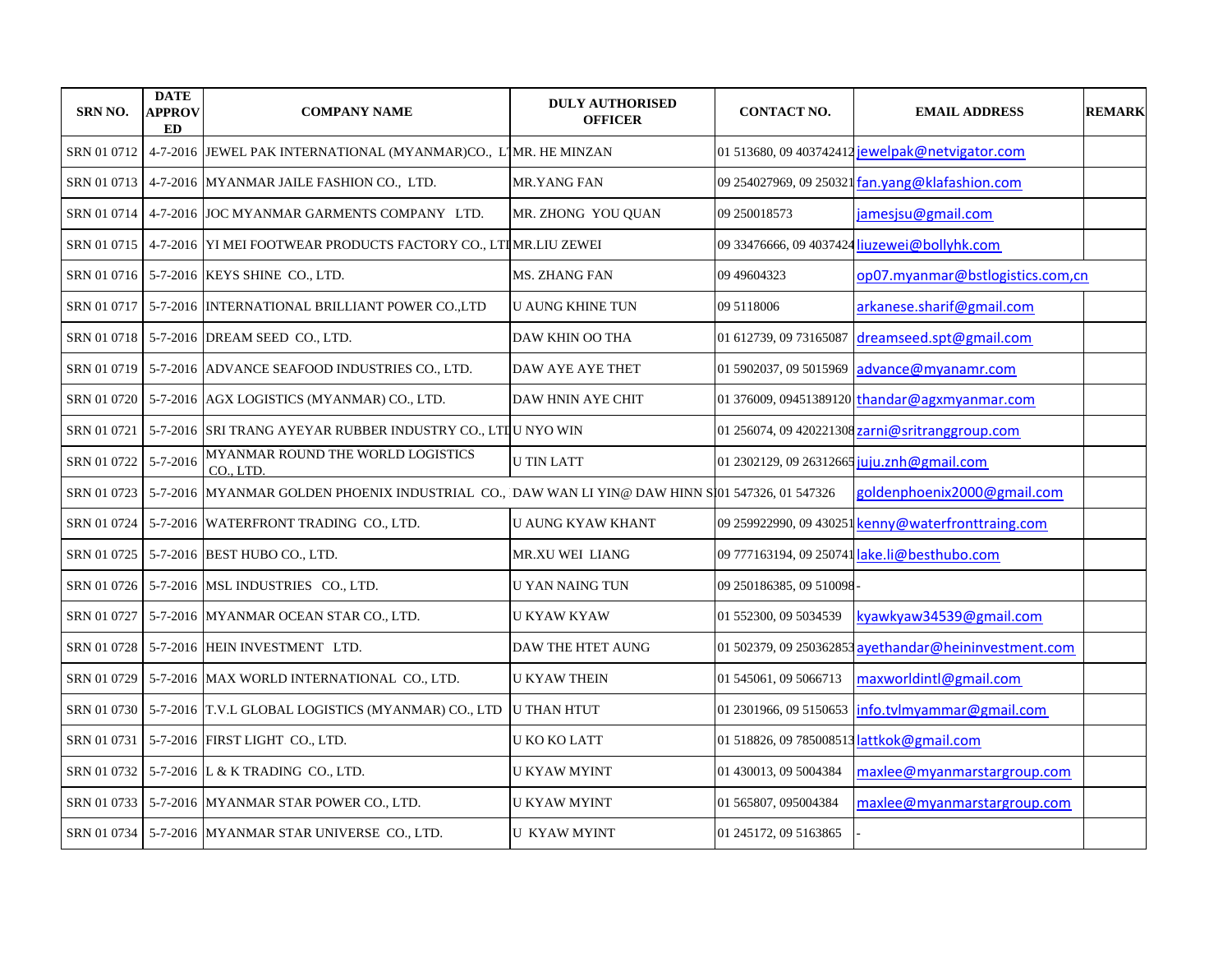| SRN NO. | DATE APPROVED | COMPANY NAME | DULY AUTHORISED OFFICER | CONTACT NO. | EMAIL ADDRESS | REMARK |
|---|---|---|---|---|---|---|
| SRN 01 0712 | 4-7-2016 | JEWEL PAK INTERNATIONAL (MYANMAR)CO., L | MR. HE MINZAN | 01 513680, 09 403742412 | jewelpak@netvigator.com | |
| SRN 01 0713 | 4-7-2016 | MYANMAR JAILE FASHION CO., LTD. | MR.YANG FAN | 09 254027969, 09 250321 | fan.yang@klafashion.com | |
| SRN 01 0714 | 4-7-2016 | JOC MYANMAR GARMENTS COMPANY LTD. | MR. ZHONG YOU QUAN | 09 250018573 | jamesjsu@gmail.com | |
| SRN 01 0715 | 4-7-2016 | YI MEI FOOTWEAR PRODUCTS FACTORY CO., LTI | MR.LIU ZEWEI | 09 33476666, 09 4037424 | liuzewei@bollyhk.com | |
| SRN 01 0716 | 5-7-2016 | KEYS SHINE CO., LTD. | MS. ZHANG FAN | 09 49604323 | op07.myanmar@bstlogistics.com,cn | |
| SRN 01 0717 | 5-7-2016 | INTERNATIONAL BRILLIANT POWER CO.,LTD | U AUNG KHINE TUN | 09 5118006 | arkanese.sharif@gmail.com | |
| SRN 01 0718 | 5-7-2016 | DREAM SEED CO., LTD. | DAW KHIN OO THA | 01 612739, 09 73165087 | dreamseed.spt@gmail.com | |
| SRN 01 0719 | 5-7-2016 | ADVANCE SEAFOOD INDUSTRIES CO., LTD. | DAW AYE AYE THET | 01 5902037, 09 5015969 | advance@myanamr.com | |
| SRN 01 0720 | 5-7-2016 | AGX LOGISTICS (MYANMAR) CO., LTD. | DAW HNIN AYE CHIT | 01 376009, 09451389120 | thandar@agxmyanmar.com | |
| SRN 01 0721 | 5-7-2016 | SRI TRANG AYEYAR RUBBER INDUSTRY CO., LTI | U NYO WIN | 01 256074, 09 420221308 | zarni@sritranggroup.com | |
| SRN 01 0722 | 5-7-2016 | MYANMAR ROUND THE WORLD LOGISTICS CO., LTD. | U TIN LATT | 01 2302129, 09 26312665 | juju.znh@gmail.com | |
| SRN 01 0723 | 5-7-2016 | MYANMAR GOLDEN PHOENIX INDUSTRIAL CO., | DAW WAN LI YIN@ DAW HINN S | 01 547326, 01 547326 | goldenphoenix2000@gmail.com | |
| SRN 01 0724 | 5-7-2016 | WATERFRONT TRADING CO., LTD. | U AUNG KYAW KHANT | 09 259922990, 09 430251 | kenny@waterfronttraing.com | |
| SRN 01 0725 | 5-7-2016 | BEST HUBO CO., LTD. | MR.XU WEI LIANG | 09 777163194, 09 250741 | lake.li@besthubo.com | |
| SRN 01 0726 | 5-7-2016 | MSL INDUSTRIES CO., LTD. | U YAN NAING TUN | 09 250186385, 09 510098 | - | |
| SRN 01 0727 | 5-7-2016 | MYANMAR OCEAN STAR CO., LTD. | U KYAW KYAW | 01 552300, 09 5034539 | kyawkyaw34539@gmail.com | |
| SRN 01 0728 | 5-7-2016 | HEIN INVESTMENT LTD. | DAW THE HTET AUNG | 01 502379, 09 250362853 | ayethandar@heininvestment.com | |
| SRN 01 0729 | 5-7-2016 | MAX WORLD INTERNATIONAL CO., LTD. | U KYAW THEIN | 01 545061, 09 5066713 | maxworldintl@gmail.com | |
| SRN 01 0730 | 5-7-2016 | T.V.L GLOBAL LOGISTICS (MYANMAR) CO., LTD | U THAN HTUT | 01 2301966, 09 5150653 | info.tvlmyammar@gmail.com | |
| SRN 01 0731 | 5-7-2016 | FIRST LIGHT CO., LTD. | U KO KO LATT | 01 518826, 09 785008513 | lattkok@gmail.com | |
| SRN 01 0732 | 5-7-2016 | L & K TRADING CO., LTD. | U KYAW MYINT | 01 430013, 09 5004384 | maxlee@myanmarstargroup.com | |
| SRN 01 0733 | 5-7-2016 | MYANMAR STAR POWER CO., LTD. | U KYAW MYINT | 01 565807, 095004384 | maxlee@myanmarstargroup.com | |
| SRN 01 0734 | 5-7-2016 | MYANMAR STAR UNIVERSE CO., LTD. | U KYAW MYINT | 01 245172, 09 5163865 | - | |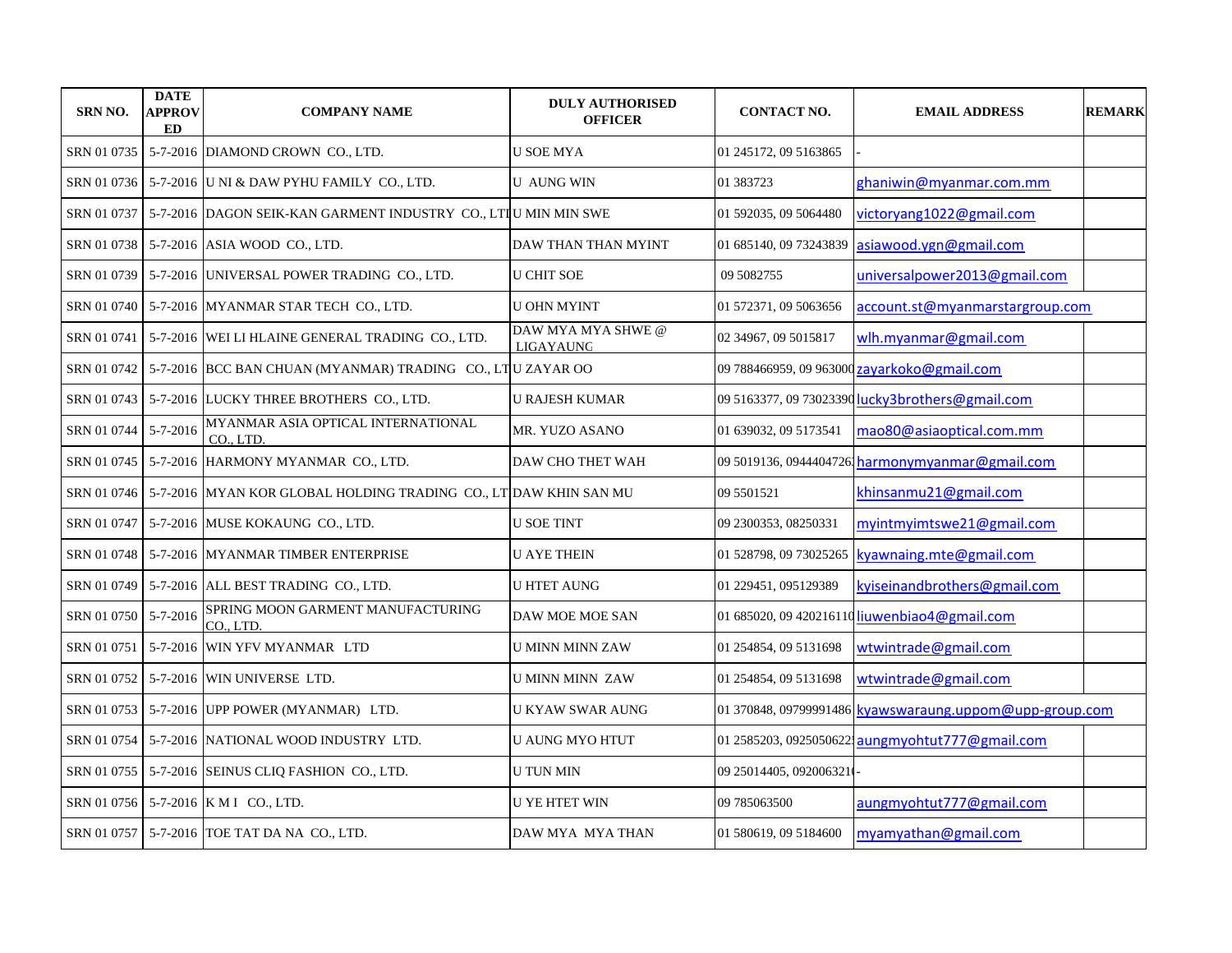| SRN NO. | DATE APPROVED | COMPANY NAME | DULY AUTHORISED OFFICER | CONTACT NO. | EMAIL ADDRESS | REMARK |
|---|---|---|---|---|---|---|
| SRN 01 0735 | 5-7-2016 | DIAMOND CROWN CO., LTD. | U SOE MYA | 01 245172, 09 5163865 | - | |
| SRN 01 0736 | 5-7-2016 | U NI & DAW PYHU FAMILY CO., LTD. | U AUNG WIN | 01 383723 | ghaniwin@myanmar.com.mm | |
| SRN 01 0737 | 5-7-2016 | DAGON SEIK-KAN GARMENT INDUSTRY CO., LTD | U MIN MIN SWE | 01 592035, 09 5064480 | victoryang1022@gmail.com | |
| SRN 01 0738 | 5-7-2016 | ASIA WOOD CO., LTD. | DAW THAN THAN MYINT | 01 685140, 09 73243839 | asiawood.ygn@gmail.com | |
| SRN 01 0739 | 5-7-2016 | UNIVERSAL POWER TRADING CO., LTD. | U CHIT SOE | 09 5082755 | universalpower2013@gmail.com | |
| SRN 01 0740 | 5-7-2016 | MYANMAR STAR TECH CO., LTD. | U OHN MYINT | 01 572371, 09 5063656 | account.st@myanmarstargroup.com | |
| SRN 01 0741 | 5-7-2016 | WEI LI HLAINE GENERAL TRADING CO., LTD. | DAW MYA MYA SHWE @ LIGAYAUNG | 02 34967, 09 5015817 | wlh.myanmar@gmail.com | |
| SRN 01 0742 | 5-7-2016 | BCC BAN CHUAN (MYANMAR) TRADING CO., LTD | U ZAYAR OO | 09 788466959, 09 963000 | zayarkoko@gmail.com | |
| SRN 01 0743 | 5-7-2016 | LUCKY THREE BROTHERS CO., LTD. | U RAJESH KUMAR | 09 5163377, 09 73023390 | lucky3brothers@gmail.com | |
| SRN 01 0744 | 5-7-2016 | MYANMAR ASIA OPTICAL INTERNATIONAL CO., LTD. | MR. YUZO ASANO | 01 639032, 09 5173541 | mao80@asiaoptical.com.mm | |
| SRN 01 0745 | 5-7-2016 | HARMONY MYANMAR CO., LTD. | DAW CHO THET WAH | 09 5019136, 0944404726 | harmonymyanmar@gmail.com | |
| SRN 01 0746 | 5-7-2016 | MYAN KOR GLOBAL HOLDING TRADING CO., LTD | DAW KHIN SAN MU | 09 5501521 | khinsanmu21@gmail.com | |
| SRN 01 0747 | 5-7-2016 | MUSE KOKAUNG CO., LTD. | U SOE TINT | 09 2300353, 08250331 | myintmyimtswe21@gmail.com | |
| SRN 01 0748 | 5-7-2016 | MYANMAR TIMBER ENTERPRISE | U AYE THEIN | 01 528798, 09 73025265 | kyawnaing.mte@gmail.com | |
| SRN 01 0749 | 5-7-2016 | ALL BEST TRADING CO., LTD. | U HTET AUNG | 01 229451, 095129389 | kyiseinandbrothers@gmail.com | |
| SRN 01 0750 | 5-7-2016 | SPRING MOON GARMENT MANUFACTURING CO., LTD. | DAW MOE MOE SAN | 01 685020, 09 420216110 | liuwenbiao4@gmail.com | |
| SRN 01 0751 | 5-7-2016 | WIN YFV MYANMAR LTD | U MINN MINN ZAW | 01 254854, 09 5131698 | wtwintrade@gmail.com | |
| SRN 01 0752 | 5-7-2016 | WIN UNIVERSE LTD. | U MINN MINN ZAW | 01 254854, 09 5131698 | wtwintrade@gmail.com | |
| SRN 01 0753 | 5-7-2016 | UPP POWER (MYANMAR) LTD. | U KYAW SWAR AUNG | 01 370848, 09799991486 | kyawswaraung.uppom@upp-group.com | |
| SRN 01 0754 | 5-7-2016 | NATIONAL WOOD INDUSTRY LTD. | U AUNG MYO HTUT | 01 2585203, 0925050622 | aungmyohtut777@gmail.com | |
| SRN 01 0755 | 5-7-2016 | SEINUS CLIQ FASHION CO., LTD. | U TUN MIN | 09 25014405, 092006321 | - | |
| SRN 01 0756 | 5-7-2016 | K M I CO., LTD. | U YE HTET WIN | 09 785063500 | aungmyohtut777@gmail.com | |
| SRN 01 0757 | 5-7-2016 | TOE TAT DA NA CO., LTD. | DAW MYA MYA THAN | 01 580619, 09 5184600 | myamyathan@gmail.com | |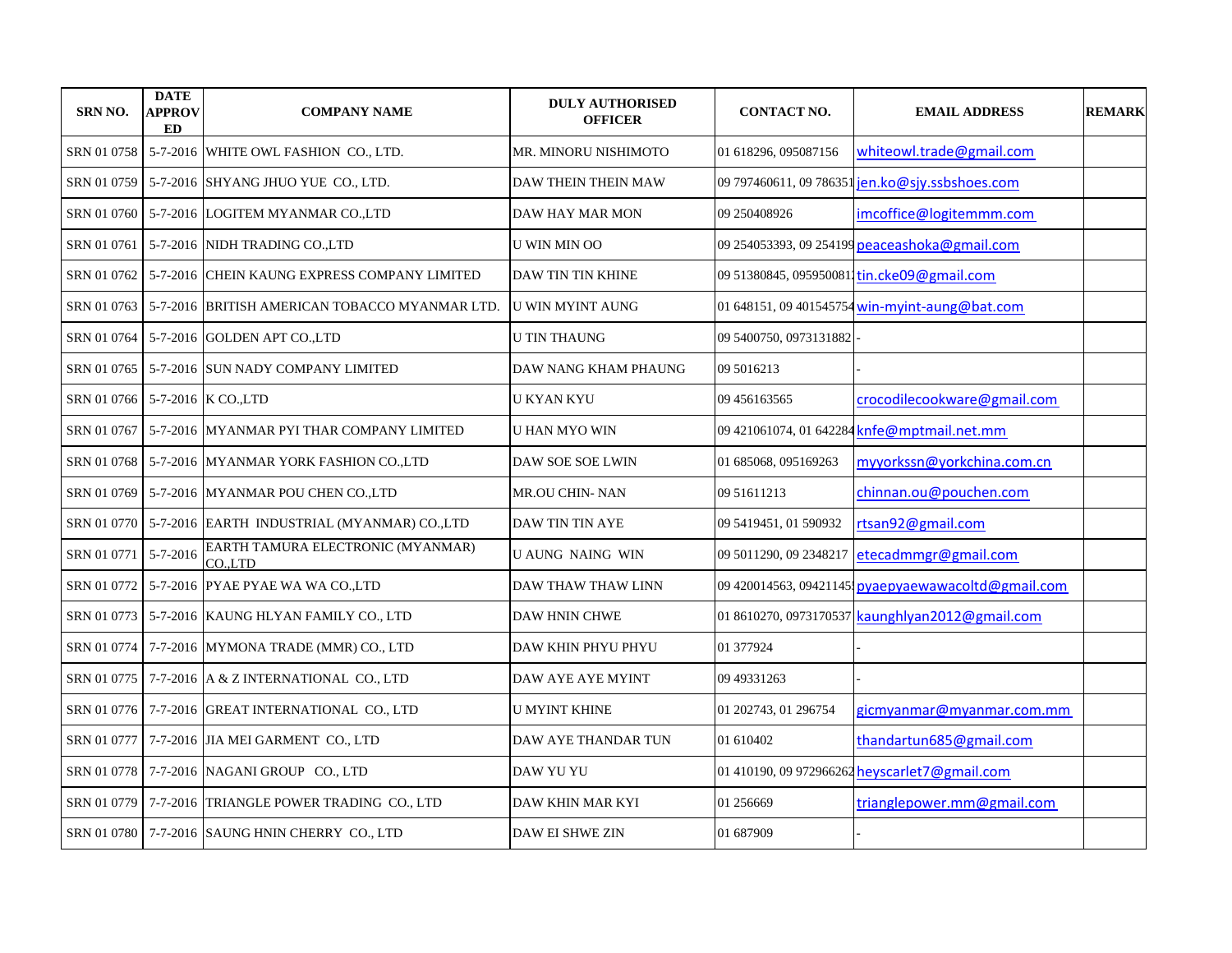| SRN NO. | DATE APPROVED | COMPANY NAME | DULY AUTHORISED OFFICER | CONTACT NO. | EMAIL ADDRESS | REMARK |
|---|---|---|---|---|---|---|
| SRN 01 0758 | 5-7-2016 | WHITE OWL FASHION CO., LTD. | MR. MINORU NISHIMOTO | 01 618296, 095087156 | whiteowl.trade@gmail.com | |
| SRN 01 0759 | 5-7-2016 | SHYANG JHUO YUE CO., LTD. | DAW THEIN THEIN MAW | 09 797460611, 09 786351 | jen.ko@sjy.ssbshoes.com | |
| SRN 01 0760 | 5-7-2016 | LOGITEM MYANMAR CO.,LTD | DAW HAY MAR MON | 09 250408926 | imcoffice@logitemmm.com | |
| SRN 01 0761 | 5-7-2016 | NIDH TRADING CO.,LTD | U WIN MIN OO | 09 254053393, 09 254199 | peaceashoka@gmail.com | |
| SRN 01 0762 | 5-7-2016 | CHEIN KAUNG EXPRESS COMPANY LIMITED | DAW TIN TIN KHINE | 09 51380845, 0959500811 | tin.cke09@gmail.com | |
| SRN 01 0763 | 5-7-2016 | BRITISH AMERICAN TOBACCO MYANMAR LTD. | U WIN MYINT AUNG | 01 648151, 09 401545754 | win-myint-aung@bat.com | |
| SRN 01 0764 | 5-7-2016 | GOLDEN APT CO.,LTD | U TIN THAUNG | 09 5400750, 0973131882 | - | |
| SRN 01 0765 | 5-7-2016 | SUN NADY COMPANY LIMITED | DAW NANG KHAM PHAUNG | 09 5016213 | - | |
| SRN 01 0766 | 5-7-2016 | K CO.,LTD | U KYAN KYU | 09 456163565 | crocodilecookware@gmail.com | |
| SRN 01 0767 | 5-7-2016 | MYANMAR PYI THAR COMPANY LIMITED | U HAN MYO WIN | 09 421061074, 01 642284 | knfe@mptmail.net.mm | |
| SRN 01 0768 | 5-7-2016 | MYANMAR YORK FASHION CO.,LTD | DAW SOE SOE LWIN | 01 685068, 095169263 | myyorkssn@yorkchina.com.cn | |
| SRN 01 0769 | 5-7-2016 | MYANMAR POU CHEN CO.,LTD | MR.OU CHIN- NAN | 09 51611213 | chinnan.ou@pouchen.com | |
| SRN 01 0770 | 5-7-2016 | EARTH INDUSTRIAL (MYANMAR) CO.,LTD | DAW TIN TIN AYE | 09 5419451, 01 590932 | rtsan92@gmail.com | |
| SRN 01 0771 | 5-7-2016 | EARTH TAMURA ELECTRONIC (MYANMAR) CO.,LTD | U AUNG NAING WIN | 09 5011290, 09 2348217 | etecadmmgr@gmail.com | |
| SRN 01 0772 | 5-7-2016 | PYAE PYAE WA WA CO.,LTD | DAW THAW THAW LINN | 09 420014563, 09421145 | pyaepyaewawacoltd@gmail.com | |
| SRN 01 0773 | 5-7-2016 | KAUNG HLYAN FAMILY CO., LTD | DAW HNIN CHWE | 01 8610270, 0973170537 | kaunghlyan2012@gmail.com | |
| SRN 01 0774 | 7-7-2016 | MYMONA TRADE (MMR) CO., LTD | DAW KHIN PHYU PHYU | 01 377924 | - | |
| SRN 01 0775 | 7-7-2016 | A & Z INTERNATIONAL CO., LTD | DAW AYE AYE MYINT | 09 49331263 | - | |
| SRN 01 0776 | 7-7-2016 | GREAT INTERNATIONAL CO., LTD | U MYINT KHINE | 01 202743, 01 296754 | gicmyanmar@myanmar.com.mm | |
| SRN 01 0777 | 7-7-2016 | JIA MEI GARMENT CO., LTD | DAW AYE THANDAR TUN | 01 610402 | thandartun685@gmail.com | |
| SRN 01 0778 | 7-7-2016 | NAGANI GROUP CO., LTD | DAW YU YU | 01 410190, 09 972966262 | heyscarlet7@gmail.com | |
| SRN 01 0779 | 7-7-2016 | TRIANGLE POWER TRADING CO., LTD | DAW KHIN MAR KYI | 01 256669 | trianglepower.mm@gmail.com | |
| SRN 01 0780 | 7-7-2016 | SAUNG HNIN CHERRY CO., LTD | DAW EI SHWE ZIN | 01 687909 | - | |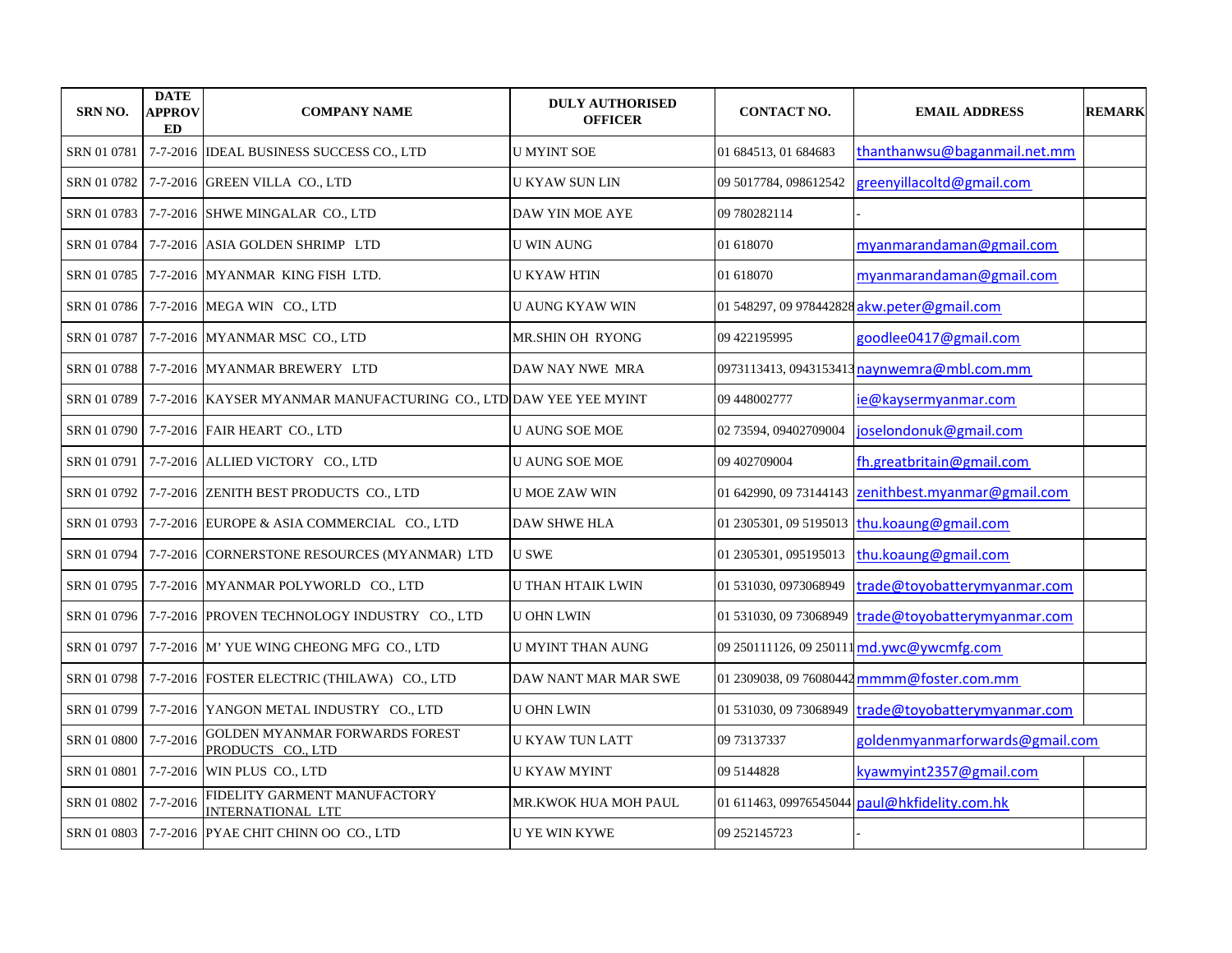| SRN NO. | DATE APPROVED | COMPANY NAME | DULY AUTHORISED OFFICER | CONTACT NO. | EMAIL ADDRESS | REMARK |
|---|---|---|---|---|---|---|
| SRN 01 0781 | 7-7-2016 | IDEAL BUSINESS SUCCESS CO., LTD | U MYINT SOE | 01 684513, 01 684683 | thanthanwsu@baganmail.net.mm | |
| SRN 01 0782 | 7-7-2016 | GREEN VILLA CO., LTD | U KYAW SUN LIN | 09 5017784, 098612542 | greenyillacoltd@gmail.com | |
| SRN 01 0783 | 7-7-2016 | SHWE MINGALAR CO., LTD | DAW YIN MOE AYE | 09 780282114 | - | |
| SRN 01 0784 | 7-7-2016 | ASIA GOLDEN SHRIMP LTD | U WIN AUNG | 01 618070 | myanmarandaman@gmail.com | |
| SRN 01 0785 | 7-7-2016 | MYANMAR KING FISH LTD. | U KYAW HTIN | 01 618070 | myanmarandaman@gmail.com | |
| SRN 01 0786 | 7-7-2016 | MEGA WIN CO., LTD | U AUNG KYAW WIN | 01 548297, 09 978442828 | akw.peter@gmail.com | |
| SRN 01 0787 | 7-7-2016 | MYANMAR MSC CO., LTD | MR.SHIN OH RYONG | 09 422195995 | goodlee0417@gmail.com | |
| SRN 01 0788 | 7-7-2016 | MYANMAR BREWERY LTD | DAW NAY NWE MRA | 0973113413, 0943153413 | naynwemra@mbl.com.mm | |
| SRN 01 0789 | 7-7-2016 | KAYSER MYANMAR MANUFACTURING CO., LTD | DAW YEE YEE MYINT | 09 448002777 | ie@kaysermyanmar.com | |
| SRN 01 0790 | 7-7-2016 | FAIR HEART CO., LTD | U AUNG SOE MOE | 02 73594, 09402709004 | joselondonuk@gmail.com | |
| SRN 01 0791 | 7-7-2016 | ALLIED VICTORY CO., LTD | U AUNG SOE MOE | 09 402709004 | fh.greatbritain@gmail.com | |
| SRN 01 0792 | 7-7-2016 | ZENITH BEST PRODUCTS CO., LTD | U MOE ZAW WIN | 01 642990, 09 73144143 | zenithbest.myanmar@gmail.com | |
| SRN 01 0793 | 7-7-2016 | EUROPE & ASIA COMMERCIAL CO., LTD | DAW SHWE HLA | 01 2305301, 09 5195013 | thu.koaung@gmail.com | |
| SRN 01 0794 | 7-7-2016 | CORNERSTONE RESOURCES (MYANMAR) LTD | U SWE | 01 2305301, 095195013 | thu.koaung@gmail.com | |
| SRN 01 0795 | 7-7-2016 | MYANMAR POLYWORLD CO., LTD | U THAN HTAIK LWIN | 01 531030, 0973068949 | trade@toyobatterymyanmar.com | |
| SRN 01 0796 | 7-7-2016 | PROVEN TECHNOLOGY INDUSTRY CO., LTD | U OHN LWIN | 01 531030, 09 73068949 | trade@toyobatterymyanmar.com | |
| SRN 01 0797 | 7-7-2016 | M' YUE WING CHEONG MFG CO., LTD | U MYINT THAN AUNG | 09 250111126, 09 250111 | md.ywc@ywcmfg.com | |
| SRN 01 0798 | 7-7-2016 | FOSTER ELECTRIC (THILAWA) CO., LTD | DAW NANT MAR MAR SWE | 01 2309038, 09 76080442 | mmmm@foster.com.mm | |
| SRN 01 0799 | 7-7-2016 | YANGON METAL INDUSTRY CO., LTD | U OHN LWIN | 01 531030, 09 73068949 | trade@toyobatterymyanmar.com | |
| SRN 01 0800 | 7-7-2016 | GOLDEN MYANMAR FORWARDS FOREST PRODUCTS CO., LTD | U KYAW TUN LATT | 09 73137337 | goldenmyanmarforwards@gmail.com | |
| SRN 01 0801 | 7-7-2016 | WIN PLUS CO., LTD | U KYAW MYINT | 09 5144828 | kyawmyint2357@gmail.com | |
| SRN 01 0802 | 7-7-2016 | FIDELITY GARMENT MANUFACTORY INTERNATIONAL LTD | MR.KWOK HUA MOH PAUL | 01 611463, 09976545044 | paul@hkfidelity.com.hk | |
| SRN 01 0803 | 7-7-2016 | PYAE CHIT CHINN OO CO., LTD | U YE WIN KYWE | 09 252145723 | - | |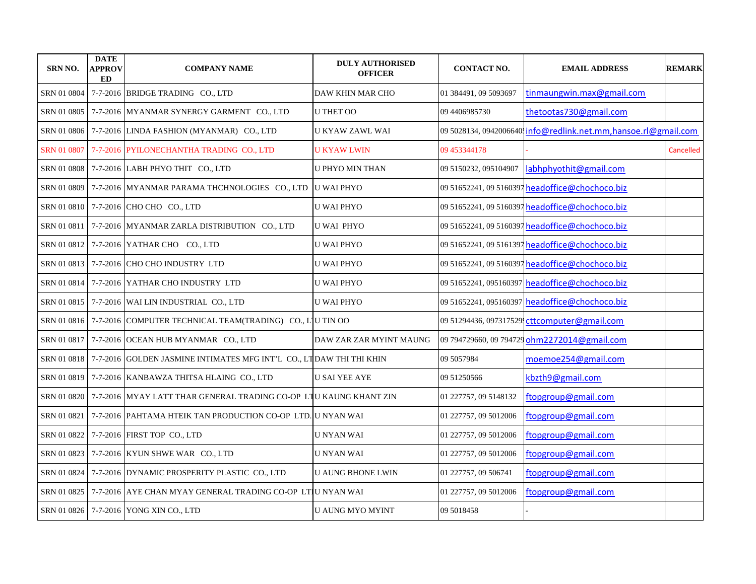| SRN NO. | DATE APPROVED | COMPANY NAME | DULY AUTHORISED OFFICER | CONTACT NO. | EMAIL ADDRESS | REMARK |
|---|---|---|---|---|---|---|
| SRN 01 0804 | 7-7-2016 | BRIDGE TRADING CO., LTD | DAW KHIN MAR CHO | 01 384491, 09 5093697 | tinmaungwin.max@gmail.com | |
| SRN 01 0805 | 7-7-2016 | MYANMAR SYNERGY GARMENT CO., LTD | U THET OO | 09 4406985730 | thetootas730@gmail.com | |
| SRN 01 0806 | 7-7-2016 | LINDA FASHION (MYANMAR) CO., LTD | U KYAW ZAWL WAI | 09 5028134, 0942006640 | info@redlink.net.mm,hansoe.rl@gmail.com | |
| SRN 01 0807 | 7-7-2016 | PYILONECHANTHA TRADING CO., LTD | U KYAW LWIN | 09 453344178 | - | Cancelled |
| SRN 01 0808 | 7-7-2016 | LABH PHYO THIT CO., LTD | U PHYO MIN THAN | 09 5150232, 095104907 | labhphyothit@gmail.com | |
| SRN 01 0809 | 7-7-2016 | MYANMAR PARAMA THCHNOLOGIES CO., LTD | U WAI PHYO | 09 51652241, 09 5160397 | headoffice@chochoco.biz | |
| SRN 01 0810 | 7-7-2016 | CHO CHO CO., LTD | U WAI PHYO | 09 51652241, 09 5160397 | headoffice@chochoco.biz | |
| SRN 01 0811 | 7-7-2016 | MYANMAR ZARLA DISTRIBUTION CO., LTD | U WAI PHYO | 09 51652241, 09 5160397 | headoffice@chochoco.biz | |
| SRN 01 0812 | 7-7-2016 | YATHAR CHO CO., LTD | U WAI PHYO | 09 51652241, 09 5161397 | headoffice@chochoco.biz | |
| SRN 01 0813 | 7-7-2016 | CHO CHO INDUSTRY LTD | U WAI PHYO | 09 51652241, 09 5160397 | headoffice@chochoco.biz | |
| SRN 01 0814 | 7-7-2016 | YATHAR CHO INDUSTRY LTD | U WAI PHYO | 09 51652241, 095160397 | headoffice@chochoco.biz | |
| SRN 01 0815 | 7-7-2016 | WAI LIN INDUSTRIAL CO., LTD | U WAI PHYO | 09 51652241, 095160397 | headoffice@chochoco.biz | |
| SRN 01 0816 | 7-7-2016 | COMPUTER TECHNICAL TEAM(TRADING) CO., LT | U TIN OO | 09 51294436, 09731752​9 | cttcomputer@gmail.com | |
| SRN 01 0817 | 7-7-2016 | OCEAN HUB MYANMAR CO., LTD | DAW ZAR ZAR MYINT MAUNG | 09 794729660, 09 794729 | ohm2272014@gmail.com | |
| SRN 01 0818 | 7-7-2016 | GOLDEN JASMINE INTIMATES MFG INT'L CO., LT | DAW THI THI KHIN | 09 5057984 | moemoe254@gmail.com | |
| SRN 01 0819 | 7-7-2016 | KANBAWZA THITSA HLAING CO., LTD | U SAI YEE AYE | 09 51250566 | kbzth9@gmail.com | |
| SRN 01 0820 | 7-7-2016 | MYAY LATT THAR GENERAL TRADING CO-OP LT | U KAUNG KHANT ZIN | 01 227757, 09 5148132 | ftopgroup@gmail.com | |
| SRN 01 0821 | 7-7-2016 | PAHTAMA HTEIK TAN PRODUCTION CO-OP LTD. | U NYAN WAI | 01 227757, 09 5012006 | ftopgroup@gmail.com | |
| SRN 01 0822 | 7-7-2016 | FIRST TOP CO., LTD | U NYAN WAI | 01 227757, 09 5012006 | ftopgroup@gmail.com | |
| SRN 01 0823 | 7-7-2016 | KYUN SHWE WAR CO., LTD | U NYAN WAI | 01 227757, 09 5012006 | ftopgroup@gmail.com | |
| SRN 01 0824 | 7-7-2016 | DYNAMIC PROSPERITY PLASTIC CO., LTD | U AUNG BHONE LWIN | 01 227757, 09 506741 | ftopgroup@gmail.com | |
| SRN 01 0825 | 7-7-2016 | AYE CHAN MYAY GENERAL TRADING CO-OP LT | U NYAN WAI | 01 227757, 09 5012006 | ftopgroup@gmail.com | |
| SRN 01 0826 | 7-7-2016 | YONG XIN CO., LTD | U AUNG MYO MYINT | 09 5018458 | - | |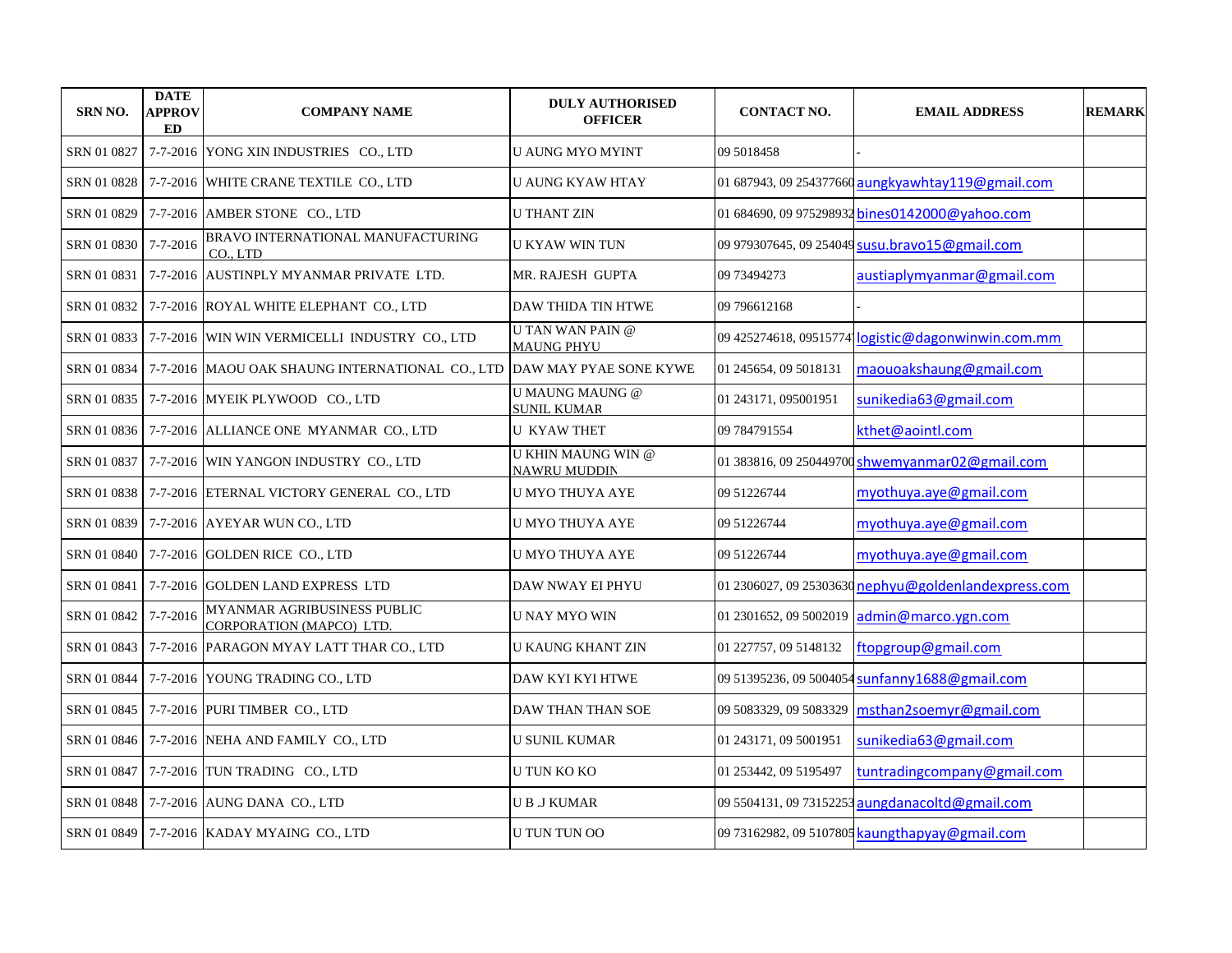| SRN NO. | DATE APPROVED | COMPANY NAME | DULY AUTHORISED OFFICER | CONTACT NO. | EMAIL ADDRESS | REMARK |
|---|---|---|---|---|---|---|
| SRN 01 0827 | 7-7-2016 | YONG XIN INDUSTRIES CO., LTD | U AUNG MYO MYINT | 09 5018458 | - | |
| SRN 01 0828 | 7-7-2016 | WHITE CRANE TEXTILE CO., LTD | U AUNG KYAW HTAY | 01 687943, 09 254377660 | aungkyawhtay119@gmail.com | |
| SRN 01 0829 | 7-7-2016 | AMBER STONE CO., LTD | U THANT ZIN | 01 684690, 09 975298932 | bines0142000@yahoo.com | |
| SRN 01 0830 | 7-7-2016 | BRAVO INTERNATIONAL MANUFACTURING CO., LTD | U KYAW WIN TUN | 09 979307645, 09 254049 | susu.bravo15@gmail.com | |
| SRN 01 0831 | 7-7-2016 | AUSTINPLY MYANMAR PRIVATE LTD. | MR. RAJESH GUPTA | 09 73494273 | austiaplymyanmar@gmail.com | |
| SRN 01 0832 | 7-7-2016 | ROYAL WHITE ELEPHANT CO., LTD | DAW THIDA TIN HTWE | 09 796612168 | - | |
| SRN 01 0833 | 7-7-2016 | WIN WIN VERMICELLI INDUSTRY CO., LTD | U TAN WAN PAIN @ MAUNG PHYU | 09 425274618, 09515774 | logistic@dagonwinwin.com.mm | |
| SRN 01 0834 | 7-7-2016 | MAOU OAK SHAUNG INTERNATIONAL CO., LTD | DAW MAY PYAE SONE KYWE | 01 245654, 09 5018131 | maouoakshaung@gmail.com | |
| SRN 01 0835 | 7-7-2016 | MYEIK PLYWOOD CO., LTD | U MAUNG MAUNG @ SUNIL KUMAR | 01 243171, 095001951 | sunikedia63@gmail.com | |
| SRN 01 0836 | 7-7-2016 | ALLIANCE ONE MYANMAR CO., LTD | U KYAW THET | 09 784791554 | kthet@aointl.com | |
| SRN 01 0837 | 7-7-2016 | WIN YANGON INDUSTRY CO., LTD | U KHIN MAUNG WIN @ NAWRU MUDDIN | 01 383816, 09 250449700 | shwemyanmar02@gmail.com | |
| SRN 01 0838 | 7-7-2016 | ETERNAL VICTORY GENERAL CO., LTD | U MYO THUYA AYE | 09 51226744 | myothuya.aye@gmail.com | |
| SRN 01 0839 | 7-7-2016 | AYEYAR WUN CO., LTD | U MYO THUYA AYE | 09 51226744 | myothuya.aye@gmail.com | |
| SRN 01 0840 | 7-7-2016 | GOLDEN RICE CO., LTD | U MYO THUYA AYE | 09 51226744 | myothuya.aye@gmail.com | |
| SRN 01 0841 | 7-7-2016 | GOLDEN LAND EXPRESS LTD | DAW NWAY EI PHYU | 01 2306027, 09 25303630 | nephyu@goldenlandexpress.com | |
| SRN 01 0842 | 7-7-2016 | MYANMAR AGRIBUSINESS PUBLIC CORPORATION (MAPCO) LTD. | U NAY MYO WIN | 01 2301652, 09 5002019 | admin@marco.ygn.com | |
| SRN 01 0843 | 7-7-2016 | PARAGON MYAY LATT THAR CO., LTD | U KAUNG KHANT ZIN | 01 227757, 09 5148132 | ftopgroup@gmail.com | |
| SRN 01 0844 | 7-7-2016 | YOUNG TRADING CO., LTD | DAW KYI KYI HTWE | 09 51395236, 09 5004054 | sunfanny1688@gmail.com | |
| SRN 01 0845 | 7-7-2016 | PURI TIMBER CO., LTD | DAW THAN THAN SOE | 09 5083329, 09 5083329 | msthan2soemyr@gmail.com | |
| SRN 01 0846 | 7-7-2016 | NEHA AND FAMILY CO., LTD | U SUNIL KUMAR | 01 243171, 09 5001951 | sunikedia63@gmail.com | |
| SRN 01 0847 | 7-7-2016 | TUN TRADING CO., LTD | U TUN KO KO | 01 253442, 09 5195497 | tuntradingcompany@gmail.com | |
| SRN 01 0848 | 7-7-2016 | AUNG DANA CO., LTD | U B .J KUMAR | 09 5504131, 09 73152253 | aungdanacoltd@gmail.com | |
| SRN 01 0849 | 7-7-2016 | KADAY MYAING CO., LTD | U TUN TUN OO | 09 73162982, 09 5107805 | kaungthapyay@gmail.com | |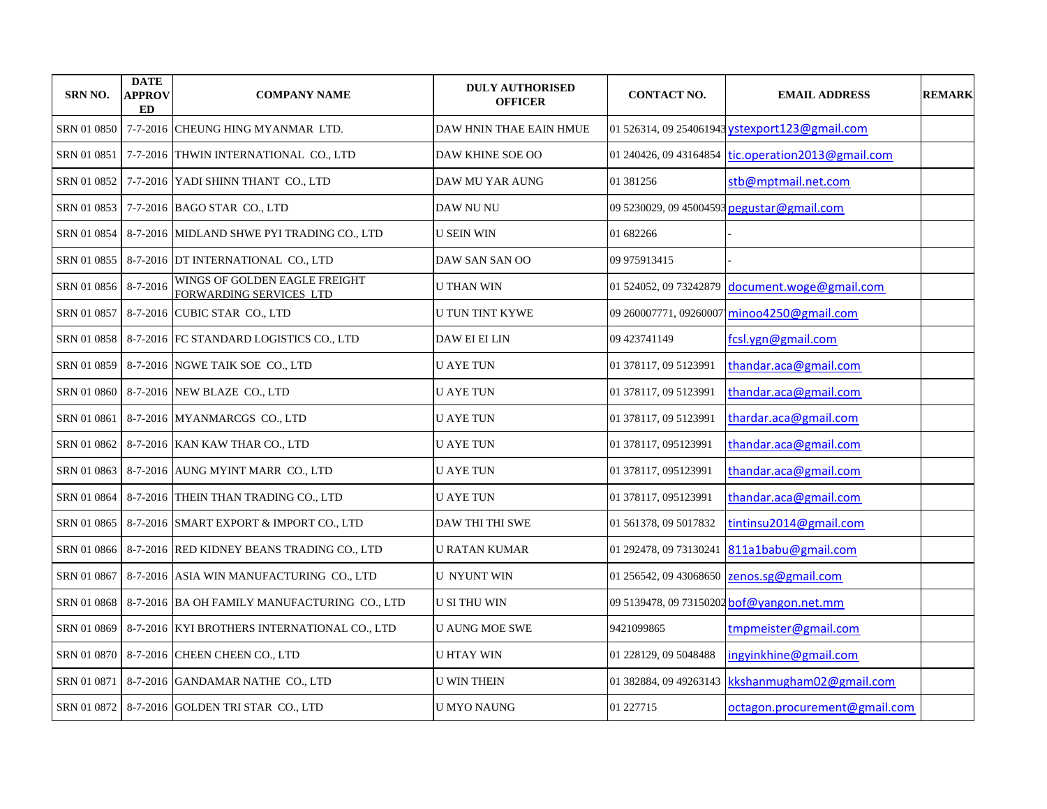| SRN NO. | DATE APPROVED | COMPANY NAME | DULY AUTHORISED OFFICER | CONTACT NO. | EMAIL ADDRESS | REMARK |
|---|---|---|---|---|---|---|
| SRN 01 0850 | 7-7-2016 | CHEUNG HING MYANMAR LTD. | DAW HNIN THAE EAIN HMUE | 01 526314, 09 254061943 | ystexport123@gmail.com | |
| SRN 01 0851 | 7-7-2016 | THWIN INTERNATIONAL CO., LTD | DAW KHINE SOE OO | 01 240426, 09 43164854 | tic.operation2013@gmail.com | |
| SRN 01 0852 | 7-7-2016 | YADI SHINN THANT CO., LTD | DAW MU YAR AUNG | 01 381256 | stb@mptmail.net.com | |
| SRN 01 0853 | 7-7-2016 | BAGO STAR CO., LTD | DAW NU NU | 09 5230029, 09 45004593 | pegustar@gmail.com | |
| SRN 01 0854 | 8-7-2016 | MIDLAND SHWE PYI TRADING CO., LTD | U SEIN WIN | 01 682266 | - | |
| SRN 01 0855 | 8-7-2016 | DT INTERNATIONAL CO., LTD | DAW SAN SAN OO | 09 975913415 | - | |
| SRN 01 0856 | 8-7-2016 | WINGS OF GOLDEN EAGLE FREIGHT FORWARDING SERVICES LTD | U THAN WIN | 01 524052, 09 73242879 | document.woge@gmail.com | |
| SRN 01 0857 | 8-7-2016 | CUBIC STAR CO., LTD | U TUN TINT KYWE | 09 260007771, 09260007 | minoo4250@gmail.com | |
| SRN 01 0858 | 8-7-2016 | FC STANDARD LOGISTICS CO., LTD | DAW EI EI LIN | 09 423741149 | fcsl.ygn@gmail.com | |
| SRN 01 0859 | 8-7-2016 | NGWE TAIK SOE CO., LTD | U AYE TUN | 01 378117, 09 5123991 | thandar.aca@gmail.com | |
| SRN 01 0860 | 8-7-2016 | NEW BLAZE CO., LTD | U AYE TUN | 01 378117, 09 5123991 | thandar.aca@gmail.com | |
| SRN 01 0861 | 8-7-2016 | MYANMARCGS CO., LTD | U AYE TUN | 01 378117, 09 5123991 | thardar.aca@gmail.com | |
| SRN 01 0862 | 8-7-2016 | KAN KAW THAR CO., LTD | U AYE TUN | 01 378117, 095123991 | thandar.aca@gmail.com | |
| SRN 01 0863 | 8-7-2016 | AUNG MYINT MARR CO., LTD | U AYE TUN | 01 378117, 095123991 | thandar.aca@gmail.com | |
| SRN 01 0864 | 8-7-2016 | THEIN THAN TRADING CO., LTD | U AYE TUN | 01 378117, 095123991 | thandar.aca@gmail.com | |
| SRN 01 0865 | 8-7-2016 | SMART EXPORT & IMPORT CO., LTD | DAW THI THI SWE | 01 561378, 09 5017832 | tintinsu2014@gmail.com | |
| SRN 01 0866 | 8-7-2016 | RED KIDNEY BEANS TRADING CO., LTD | U RATAN KUMAR | 01 292478, 09 73130241 | 811a1babu@gmail.com | |
| SRN 01 0867 | 8-7-2016 | ASIA WIN MANUFACTURING CO., LTD | U NYUNT WIN | 01 256542, 09 43068650 | zenos.sg@gmail.com | |
| SRN 01 0868 | 8-7-2016 | BA OH FAMILY MANUFACTURING CO., LTD | U SI THU WIN | 09 5139478, 09 73150202 | bof@yangon.net.mm | |
| SRN 01 0869 | 8-7-2016 | KYI BROTHERS INTERNATIONAL CO., LTD | U AUNG MOE SWE | 9421099865 | tmpmeister@gmail.com | |
| SRN 01 0870 | 8-7-2016 | CHEEN CHEEN CO., LTD | U HTAY WIN | 01 228129, 09 5048488 | ingyinkhine@gmail.com | |
| SRN 01 0871 | 8-7-2016 | GANDAMAR NATHE CO., LTD | U WIN THEIN | 01 382884, 09 49263143 | kkshanmugham02@gmail.com | |
| SRN 01 0872 | 8-7-2016 | GOLDEN TRI STAR CO., LTD | U MYO NAUNG | 01 227715 | octagon.procurement@gmail.com | |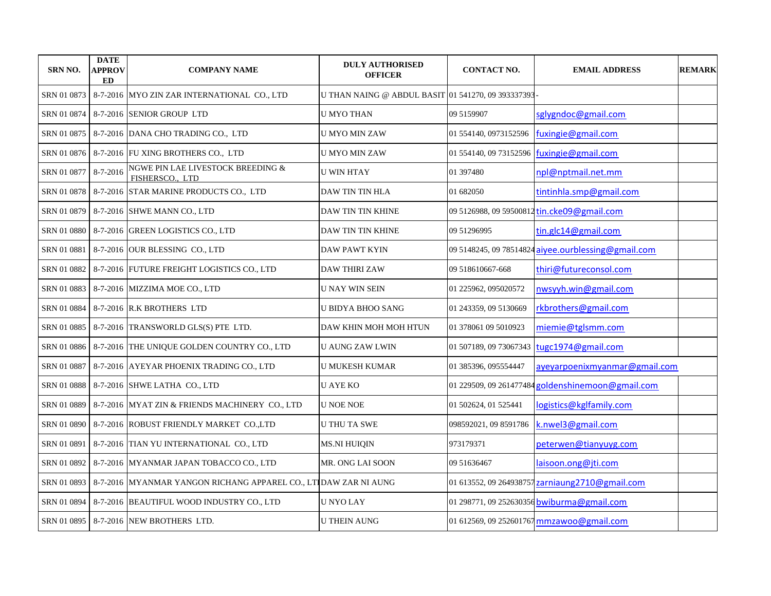| SRN NO. | DATE APPROVED | COMPANY NAME | DULY AUTHORISED OFFICER | CONTACT NO. | EMAIL ADDRESS | REMARK |
|---|---|---|---|---|---|---|
| SRN 01 0873 | 8-7-2016 | MYO ZIN ZAR INTERNATIONAL CO., LTD | U THAN NAING @ ABDUL BASIT | 01 541270, 09 393337393 | - | |
| SRN 01 0874 | 8-7-2016 | SENIOR GROUP LTD | U MYO THAN | 09 5159907 | sglygndoc@gmail.com | |
| SRN 01 0875 | 8-7-2016 | DANA CHO TRADING CO., LTD | U MYO MIN ZAW | 01 554140, 0973152596 | fuxingie@gmail.com | |
| SRN 01 0876 | 8-7-2016 | FU XING BROTHERS CO., LTD | U MYO MIN ZAW | 01 554140, 09 73152596 | fuxingie@gmail.com | |
| SRN 01 0877 | 8-7-2016 | NGWE PIN LAE LIVESTOCK BREEDING & FISHERSCO., LTD | U WIN HTAY | 01 397480 | npl@nptmail.net.mm | |
| SRN 01 0878 | 8-7-2016 | STAR MARINE PRODUCTS CO., LTD | DAW TIN TIN HLA | 01 682050 | tintinhla.smp@gmail.com | |
| SRN 01 0879 | 8-7-2016 | SHWE MANN CO., LTD | DAW TIN TIN KHINE | 09 5126988, 09 59500812 | tin.cke09@gmail.com | |
| SRN 01 0880 | 8-7-2016 | GREEN LOGISTICS CO., LTD | DAW TIN TIN KHINE | 09 51296995 | tin.glc14@gmail.com | |
| SRN 01 0881 | 8-7-2016 | OUR BLESSING CO., LTD | DAW PAWT KYIN | 09 5148245, 09 78514824 | aiyee.ourblessing@gmail.com | |
| SRN 01 0882 | 8-7-2016 | FUTURE FREIGHT LOGISTICS CO., LTD | DAW THIRI ZAW | 09 518610667-668 | thiri@futureconsol.com | |
| SRN 01 0883 | 8-7-2016 | MIZZIMA MOE CO., LTD | U NAY WIN SEIN | 01 225962, 095020572 | nwsyyh.win@gmail.com | |
| SRN 01 0884 | 8-7-2016 | R.K BROTHERS LTD | U BIDYA BHOO SANG | 01 243359, 09 5130669 | rkbrothers@gmail.com | |
| SRN 01 0885 | 8-7-2016 | TRANSWORLD GLS(S) PTE LTD. | DAW KHIN MOH MOH HTUN | 01 378061 09 5010923 | miemie@tglsmm.com | |
| SRN 01 0886 | 8-7-2016 | THE UNIQUE GOLDEN COUNTRY CO., LTD | U AUNG ZAW LWIN | 01 507189, 09 73067343 | tugc1974@gmail.com | |
| SRN 01 0887 | 8-7-2016 | AYEYAR PHOENIX TRADING CO., LTD | U MUKESH KUMAR | 01 385396, 095554447 | ayeyarpoenixmyanmar@gmail.com | |
| SRN 01 0888 | 8-7-2016 | SHWE LATHA CO., LTD | U AYE KO | 01 229509, 09 261477484 | goldenshinemoon@gmail.com | |
| SRN 01 0889 | 8-7-2016 | MYAT ZIN & FRIENDS MACHINERY CO., LTD | U NOE NOE | 01 502624, 01 525441 | logistics@kglfamily.com | |
| SRN 01 0890 | 8-7-2016 | ROBUST FRIENDLY MARKET CO.,LTD | U THU TA SWE | 098592021, 09 8591786 | k.nwel3@gmail.com | |
| SRN 01 0891 | 8-7-2016 | TIAN YU INTERNATIONAL CO., LTD | MS.NI HUIQIN | 973179371 | peterwen@tianyuyg.com | |
| SRN 01 0892 | 8-7-2016 | MYANMAR JAPAN TOBACCO CO., LTD | MR. ONG LAI SOON | 09 51636467 | laisoon.ong@jti.com | |
| SRN 01 0893 | 8-7-2016 | MYANMAR YANGON RICHANG APPAREL CO., LTD | DAW ZAR NI AUNG | 01 613552, 09 264938757 | zarniaung2710@gmail.com | |
| SRN 01 0894 | 8-7-2016 | BEAUTIFUL WOOD INDUSTRY CO., LTD | U NYO LAY | 01 298771, 09 252630356 | bwiburma@gmail.com | |
| SRN 01 0895 | 8-7-2016 | NEW BROTHERS LTD. | U THEIN AUNG | 01 612569, 09 252601767 | mmzawoo@gmail.com | |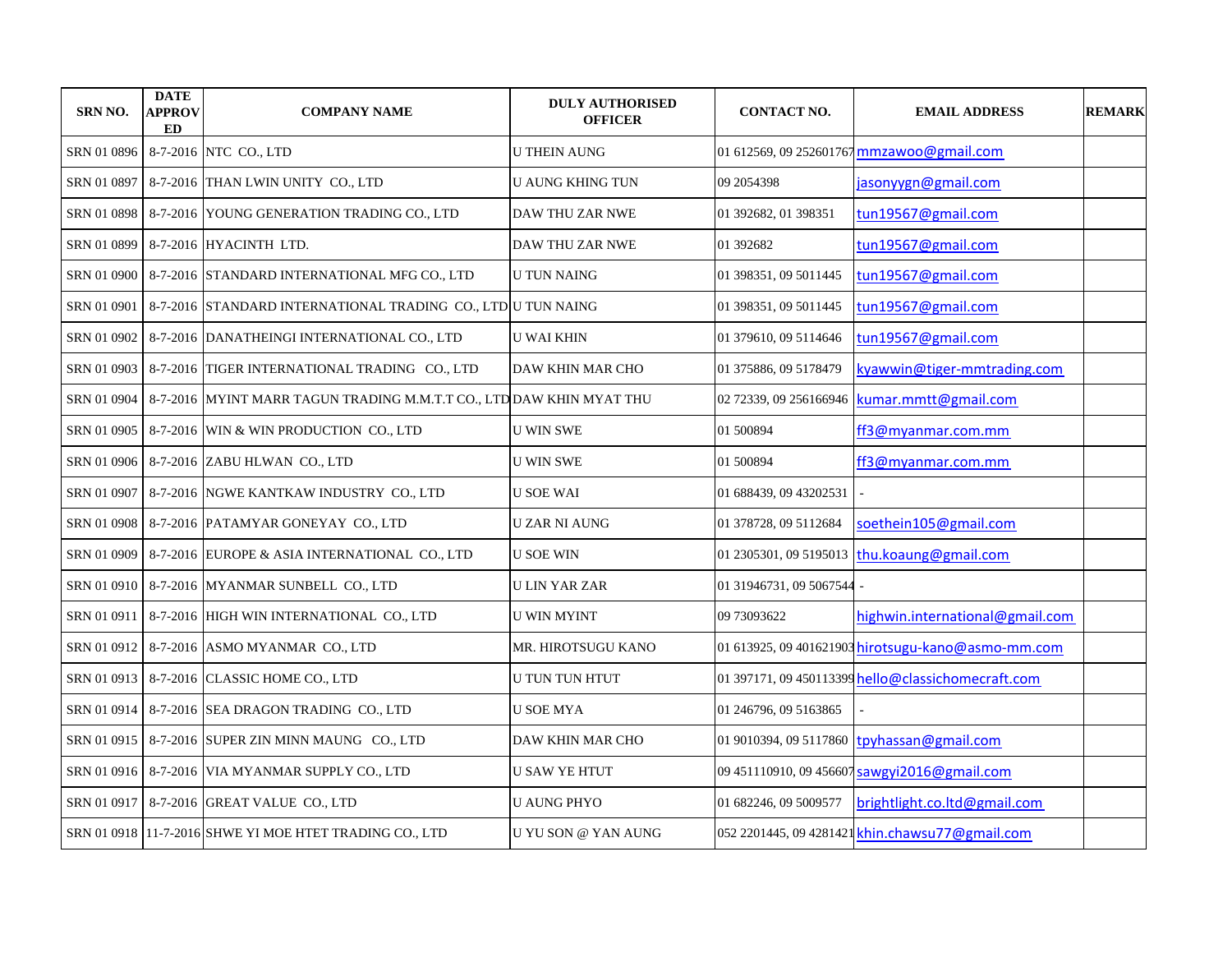| SRN NO. | DATE APPROVED | COMPANY NAME | DULY AUTHORISED OFFICER | CONTACT NO. | EMAIL ADDRESS | REMARK |
|---|---|---|---|---|---|---|
| SRN 01 0896 | 8-7-2016 | NTC CO., LTD | U THEIN AUNG | 01 612569, 09 252601767 | mmzawoo@gmail.com | |
| SRN 01 0897 | 8-7-2016 | THAN LWIN UNITY CO., LTD | U AUNG KHING TUN | 09 2054398 | jasonyygn@gmail.com | |
| SRN 01 0898 | 8-7-2016 | YOUNG GENERATION TRADING CO., LTD | DAW THU ZAR NWE | 01 392682, 01 398351 | tun19567@gmail.com | |
| SRN 01 0899 | 8-7-2016 | HYACINTH LTD. | DAW THU ZAR NWE | 01 392682 | tun19567@gmail.com | |
| SRN 01 0900 | 8-7-2016 | STANDARD INTERNATIONAL MFG CO., LTD | U TUN NAING | 01 398351, 09 5011445 | tun19567@gmail.com | |
| SRN 01 0901 | 8-7-2016 | STANDARD INTERNATIONAL TRADING CO., LTD | U TUN NAING | 01 398351, 09 5011445 | tun19567@gmail.com | |
| SRN 01 0902 | 8-7-2016 | DANATHEINGI INTERNATIONAL CO., LTD | U WAI KHIN | 01 379610, 09 5114646 | tun19567@gmail.com | |
| SRN 01 0903 | 8-7-2016 | TIGER INTERNATIONAL TRADING CO., LTD | DAW KHIN MAR CHO | 01 375886, 09 5178479 | kyawwin@tiger-mmtrading.com | |
| SRN 01 0904 | 8-7-2016 | MYINT MARR TAGUN TRADING M.M.T.T CO., LTD | DAW KHIN MYAT THU | 02 72339, 09 256166946 | kumar.mmtt@gmail.com | |
| SRN 01 0905 | 8-7-2016 | WIN & WIN PRODUCTION CO., LTD | U WIN SWE | 01 500894 | ff3@myanmar.com.mm | |
| SRN 01 0906 | 8-7-2016 | ZABU HLWAN CO., LTD | U WIN SWE | 01 500894 | ff3@myanmar.com.mm | |
| SRN 01 0907 | 8-7-2016 | NGWE KANTKAW INDUSTRY CO., LTD | U SOE WAI | 01 688439, 09 43202531 | - | |
| SRN 01 0908 | 8-7-2016 | PATAMYAR GONEYAY CO., LTD | U ZAR NI AUNG | 01 378728, 09 5112684 | soethein105@gmail.com | |
| SRN 01 0909 | 8-7-2016 | EUROPE & ASIA INTERNATIONAL CO., LTD | U SOE WIN | 01 2305301, 09 5195013 | thu.koaung@gmail.com | |
| SRN 01 0910 | 8-7-2016 | MYANMAR SUNBELL CO., LTD | U LIN YAR ZAR | 01 31946731, 09 5067544 | - | |
| SRN 01 0911 | 8-7-2016 | HIGH WIN INTERNATIONAL CO., LTD | U WIN MYINT | 09 73093622 | highwin.international@gmail.com | |
| SRN 01 0912 | 8-7-2016 | ASMO MYANMAR CO., LTD | MR. HIROTSUGU KANO | 01 613925, 09 401621903 | hirotsugu-kano@asmo-mm.com | |
| SRN 01 0913 | 8-7-2016 | CLASSIC HOME CO., LTD | U TUN TUN HTUT | 01 397171, 09 450113399 | hello@classichomecraft.com | |
| SRN 01 0914 | 8-7-2016 | SEA DRAGON TRADING CO., LTD | U SOE MYA | 01 246796, 09 5163865 | - | |
| SRN 01 0915 | 8-7-2016 | SUPER ZIN MINN MAUNG CO., LTD | DAW KHIN MAR CHO | 01 9010394, 09 5117860 | tpyhassan@gmail.com | |
| SRN 01 0916 | 8-7-2016 | VIA MYANMAR SUPPLY CO., LTD | U SAW YE HTUT | 09 451110910, 09 456607 | sawgyi2016@gmail.com | |
| SRN 01 0917 | 8-7-2016 | GREAT VALUE CO., LTD | U AUNG PHYO | 01 682246, 09 5009577 | brightlight.co.ltd@gmail.com | |
| SRN 01 0918 | 11-7-2016 | SHWE YI MOE HTET TRADING CO., LTD | U YU SON @ YAN AUNG | 052 2201445, 09 4281421 | khin.chawsu77@gmail.com | |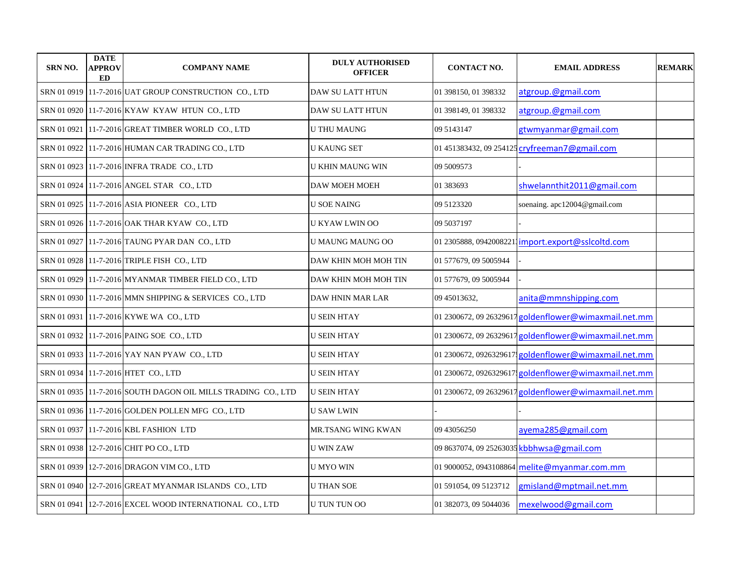| SRN NO. | DATE APPROVED | COMPANY NAME | DULY AUTHORISED OFFICER | CONTACT NO. | EMAIL ADDRESS | REMARK |
|---|---|---|---|---|---|---|
| SRN 01 0919 | 11-7-2016 | UAT GROUP CONSTRUCTION CO., LTD | DAW SU LATT HTUN | 01 398150, 01 398332 | atgroup.@gmail.com | |
| SRN 01 0920 | 11-7-2016 | KYAW KYAW HTUN CO., LTD | DAW SU LATT HTUN | 01 398149, 01 398332 | atgroup.@gmail.com | |
| SRN 01 0921 | 11-7-2016 | GREAT TIMBER WORLD CO., LTD | U THU MAUNG | 09 5143147 | gtwmyanmar@gmail.com | |
| SRN 01 0922 | 11-7-2016 | HUMAN CAR TRADING CO., LTD | U KAUNG SET | 01 451383432, 09 254125 | cryfreeman7@gmail.com | |
| SRN 01 0923 | 11-7-2016 | INFRA TRADE CO., LTD | U KHIN MAUNG WIN | 09 5009573 | - | |
| SRN 01 0924 | 11-7-2016 | ANGEL STAR CO., LTD | DAW MOEH MOEH | 01 383693 | shwelannthit2011@gmail.com | |
| SRN 01 0925 | 11-7-2016 | ASIA PIONEER CO., LTD | U SOE NAING | 09 5123320 | soenaing. apc12004@gmail.com | |
| SRN 01 0926 | 11-7-2016 | OAK THAR KYAW CO., LTD | U KYAW LWIN OO | 09 5037197 | - | |
| SRN 01 0927 | 11-7-2016 | TAUNG PYAR DAN CO., LTD | U MAUNG MAUNG OO | 01 2305888, 0942008221 | import.export@sslcoltd.com | |
| SRN 01 0928 | 11-7-2016 | TRIPLE FISH CO., LTD | DAW KHIN MOH MOH TIN | 01 577679, 09 5005944 | - | |
| SRN 01 0929 | 11-7-2016 | MYANMAR TIMBER FIELD CO., LTD | DAW KHIN MOH MOH TIN | 01 577679, 09 5005944 | - | |
| SRN 01 0930 | 11-7-2016 | MMN SHIPPING & SERVICES CO., LTD | DAW HNIN MAR LAR | 09 45013632, | anita@mmnshipping.com | |
| SRN 01 0931 | 11-7-2016 | KYWE WA CO., LTD | U SEIN HTAY | 01 2300672, 09 26329617 | goldenflower@wimaxmail.net.mm | |
| SRN 01 0932 | 11-7-2016 | PAING SOE CO., LTD | U SEIN HTAY | 01 2300672, 09 26329617 | goldenflower@wimaxmail.net.mm | |
| SRN 01 0933 | 11-7-2016 | YAY NAN PYAW CO., LTD | U SEIN HTAY | 01 2300672, 0926329617 | goldenflower@wimaxmail.net.mm | |
| SRN 01 0934 | 11-7-2016 | HTET CO., LTD | U SEIN HTAY | 01 2300672, 0926329617 | goldenflower@wimaxmail.net.mm | |
| SRN 01 0935 | 11-7-2016 | SOUTH DAGON OIL MILLS TRADING CO., LTD | U SEIN HTAY | 01 2300672, 09 26329617 | goldenflower@wimaxmail.net.mm | |
| SRN 01 0936 | 11-7-2016 | GOLDEN POLLEN MFG CO., LTD | U SAW LWIN | - | - | |
| SRN 01 0937 | 11-7-2016 | KBL FASHION LTD | MR.TSANG WING KWAN | 09 43056250 | ayema285@gmail.com | |
| SRN 01 0938 | 12-7-2016 | CHIT PO CO., LTD | U WIN ZAW | 09 8637074, 09 25263035 | kbbhwsa@gmail.com | |
| SRN 01 0939 | 12-7-2016 | DRAGON VIM CO., LTD | U MYO WIN | 01 9000052, 0943108864 | melite@myanmar.com.mm | |
| SRN 01 0940 | 12-7-2016 | GREAT MYANMAR ISLANDS CO., LTD | U THAN SOE | 01 591054, 09 5123712 | gmisland@mptmail.net.mm | |
| SRN 01 0941 | 12-7-2016 | EXCEL WOOD INTERNATIONAL CO., LTD | U TUN TUN OO | 01 382073, 09 5044036 | mexelwood@gmail.com | |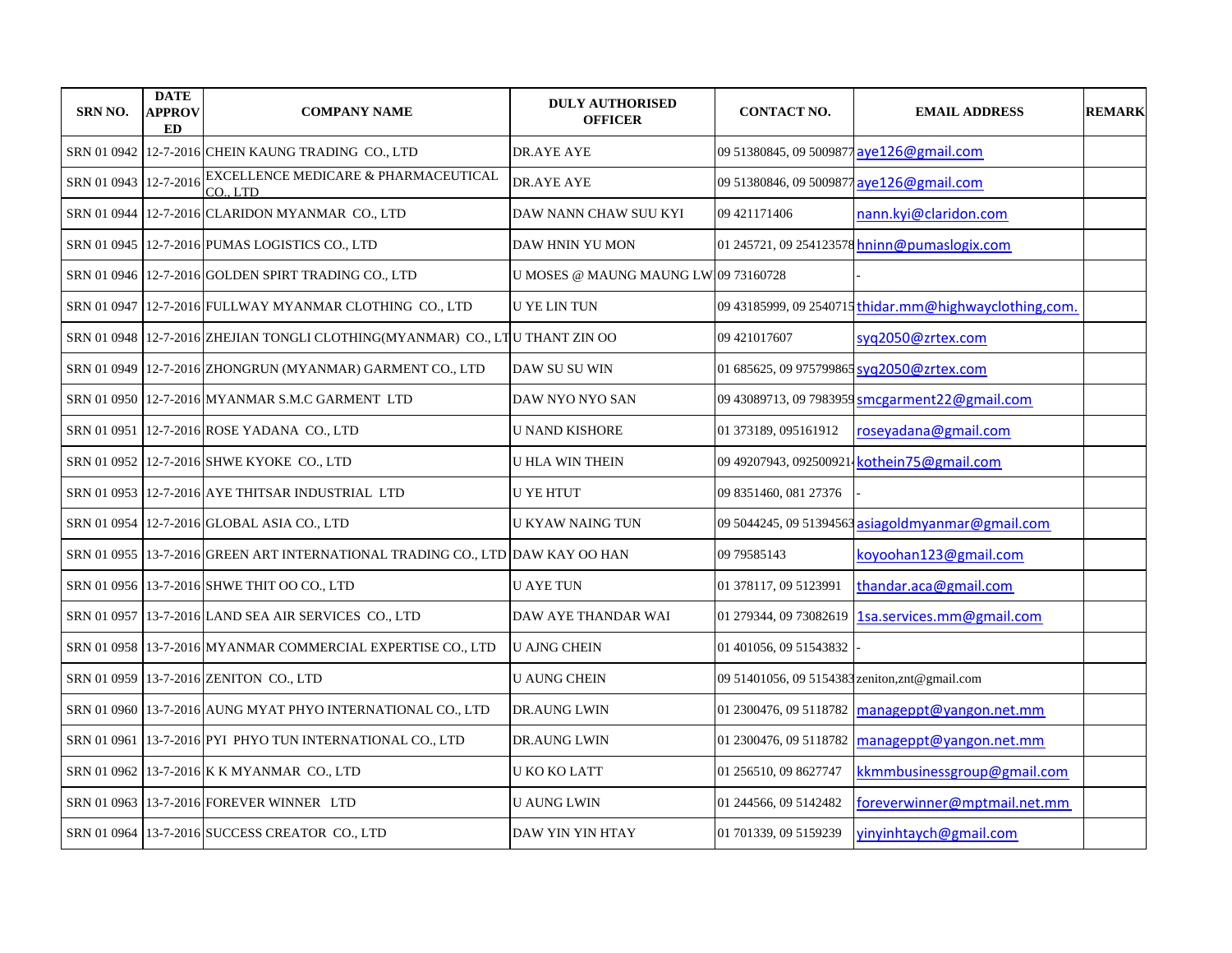| SRN NO. | DATE APPROVED | COMPANY NAME | DULY AUTHORISED OFFICER | CONTACT NO. | EMAIL ADDRESS | REMARK |
|---|---|---|---|---|---|---|
| SRN 01 0942 | 12-7-2016 | CHEIN KAUNG TRADING CO., LTD | DR.AYE AYE | 09 51380845, 09 5009877 | aye126@gmail.com | |
| SRN 01 0943 | 12-7-2016 | EXCELLENCE MEDICARE & PHARMACEUTICAL CO., LTD | DR.AYE AYE | 09 51380846, 09 5009877 | aye126@gmail.com | |
| SRN 01 0944 | 12-7-2016 | CLARIDON MYANMAR CO., LTD | DAW NANN CHAW SUU KYI | 09 421171406 | nann.kyi@claridon.com | |
| SRN 01 0945 | 12-7-2016 | PUMAS LOGISTICS CO., LTD | DAW HNIN YU MON | 01 245721, 09 254123578 | hninn@pumaslogix.com | |
| SRN 01 0946 | 12-7-2016 | GOLDEN SPIRT TRADING CO., LTD | U MOSES @ MAUNG MAUNG LW | 09 73160728 | - | |
| SRN 01 0947 | 12-7-2016 | FULLWAY MYANMAR CLOTHING CO., LTD | U YE LIN TUN | 09 43185999, 09 2540715 | thidar.mm@highwayclothing,com. | |
| SRN 01 0948 | 12-7-2016 | ZHEJIAN TONGLI CLOTHING(MYANMAR) CO., LT | U THANT ZIN OO | 09 421017607 | syq2050@zrtex.com | |
| SRN 01 0949 | 12-7-2016 | ZHONGRUN (MYANMAR) GARMENT CO., LTD | DAW SU SU WIN | 01 685625, 09 975799865 | syq2050@zrtex.com | |
| SRN 01 0950 | 12-7-2016 | MYANMAR S.M.C GARMENT LTD | DAW NYO NYO SAN | 09 43089713, 09 7983959 | smcgarment22@gmail.com | |
| SRN 01 0951 | 12-7-2016 | ROSE YADANA CO., LTD | U NAND KISHORE | 01 373189, 095161912 | roseyadana@gmail.com | |
| SRN 01 0952 | 12-7-2016 | SHWE KYOKE CO., LTD | U HLA WIN THEIN | 09 49207943, 09250092 | kothein75@gmail.com | |
| SRN 01 0953 | 12-7-2016 | AYE THITSAR INDUSTRIAL LTD | U YE HTUT | 09 8351460, 081 27376 | - | |
| SRN 01 0954 | 12-7-2016 | GLOBAL ASIA CO., LTD | U KYAW NAING TUN | 09 5044245, 09 51394563 | asiagoldmyanmar@gmail.com | |
| SRN 01 0955 | 13-7-2016 | GREEN ART INTERNATIONAL TRADING CO., LTD | DAW KAY OO HAN | 09 79585143 | koyoohan123@gmail.com | |
| SRN 01 0956 | 13-7-2016 | SHWE THIT OO CO., LTD | U AYE TUN | 01 378117, 09 5123991 | thandar.aca@gmail.com | |
| SRN 01 0957 | 13-7-2016 | LAND SEA AIR SERVICES CO., LTD | DAW AYE THANDAR WAI | 01 279344, 09 73082619 | 1sa.services.mm@gmail.com | |
| SRN 01 0958 | 13-7-2016 | MYANMAR COMMERCIAL EXPERTISE CO., LTD | U AJNG CHEIN | 01 401056, 09 51543832 | - | |
| SRN 01 0959 | 13-7-2016 | ZENITON CO., LTD | U AUNG CHEIN | 09 51401056, 09 5154383 | zeniton,znt@gmail.com | |
| SRN 01 0960 | 13-7-2016 | AUNG MYAT PHYO INTERNATIONAL CO., LTD | DR.AUNG LWIN | 01 2300476, 09 5118782 | manageppt@yangon.net.mm | |
| SRN 01 0961 | 13-7-2016 | PYI PHYO TUN INTERNATIONAL CO., LTD | DR.AUNG LWIN | 01 2300476, 09 5118782 | manageppt@yangon.net.mm | |
| SRN 01 0962 | 13-7-2016 | K K MYANMAR CO., LTD | U KO KO LATT | 01 256510, 09 8627747 | kkmmbusinessgroup@gmail.com | |
| SRN 01 0963 | 13-7-2016 | FOREVER WINNER LTD | U AUNG LWIN | 01 244566, 09 5142482 | foreverwinner@mptmail.net.mm | |
| SRN 01 0964 | 13-7-2016 | SUCCESS CREATOR CO., LTD | DAW YIN YIN HTAY | 01 701339, 09 5159239 | yinyinhtaych@gmail.com | |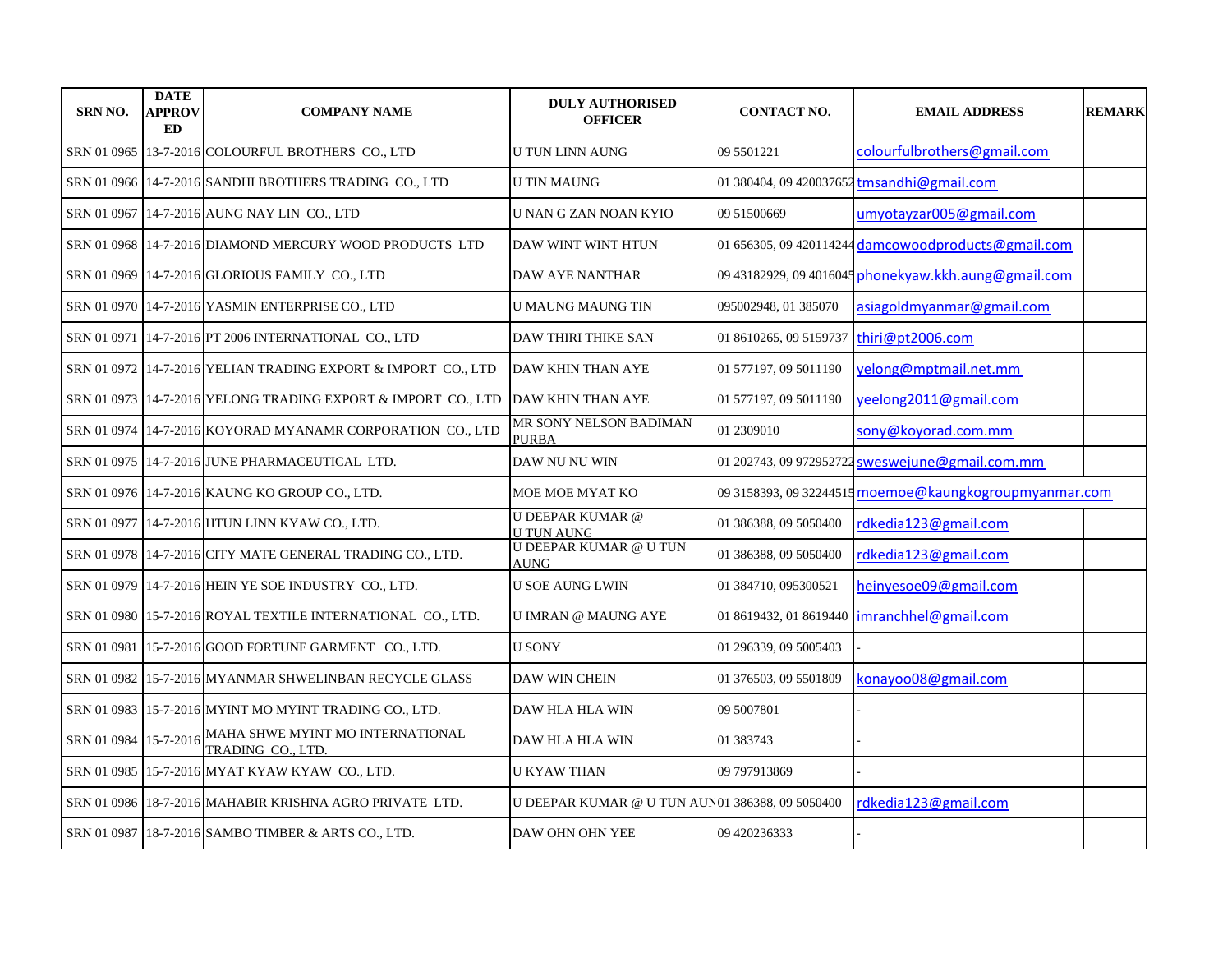| SRN NO. | DATE APPROVED | COMPANY NAME | DULY AUTHORISED OFFICER | CONTACT NO. | EMAIL ADDRESS | REMARK |
|---|---|---|---|---|---|---|
| SRN 01 0965 | 13-7-2016 | COLOURFUL BROTHERS CO., LTD | U TUN LINN AUNG | 09 5501221 | colourfulbrothers@gmail.com | |
| SRN 01 0966 | 14-7-2016 | SANDHI BROTHERS TRADING CO., LTD | U TIN MAUNG | 01 380404, 09 420037652 | tmsandhi@gmail.com | |
| SRN 01 0967 | 14-7-2016 | AUNG NAY LIN CO., LTD | U NAN G ZAN NOAN KYIO | 09 51500669 | umyotayzar005@gmail.com | |
| SRN 01 0968 | 14-7-2016 | DIAMOND MERCURY WOOD PRODUCTS LTD | DAW WINT WINT HTUN | 01 656305, 09 420114244 | damcowoodproducts@gmail.com | |
| SRN 01 0969 | 14-7-2016 | GLORIOUS FAMILY CO., LTD | DAW AYE NANTHAR | 09 43182929, 09 4016045 | phonekyaw.kkh.aung@gmail.com | |
| SRN 01 0970 | 14-7-2016 | YASMIN ENTERPRISE CO., LTD | U MAUNG MAUNG TIN | 095002948, 01 385070 | asiagoldmyanmar@gmail.com | |
| SRN 01 0971 | 14-7-2016 | PT 2006 INTERNATIONAL CO., LTD | DAW THIRI THIKE SAN | 01 8610265, 09 5159737 | thiri@pt2006.com | |
| SRN 01 0972 | 14-7-2016 | YELIAN TRADING EXPORT & IMPORT CO., LTD | DAW KHIN THAN AYE | 01 577197, 09 5011190 | yelong@mptmail.net.mm | |
| SRN 01 0973 | 14-7-2016 | YELONG TRADING EXPORT & IMPORT CO., LTD | DAW KHIN THAN AYE | 01 577197, 09 5011190 | yeelong2011@gmail.com | |
| SRN 01 0974 | 14-7-2016 | KOYORAD MYANAMR CORPORATION CO., LTD | MR SONY NELSON BADIMAN PURBA | 01 2309010 | sony@koyorad.com.mm | |
| SRN 01 0975 | 14-7-2016 | JUNE PHARMACEUTICAL LTD. | DAW NU NU WIN | 01 202743, 09 972952722 | sweswejune@gmail.com.mm | |
| SRN 01 0976 | 14-7-2016 | KAUNG KO GROUP CO., LTD. | MOE MOE MYAT KO | 09 3158393, 09 32244515 | moemoe@kaungkogroupmyanmar.com | |
| SRN 01 0977 | 14-7-2016 | HTUN LINN KYAW CO., LTD. | U DEEPAR KUMAR @ U TUN AUNG | 01 386388, 09 5050400 | rdkedia123@gmail.com | |
| SRN 01 0978 | 14-7-2016 | CITY MATE GENERAL TRADING CO., LTD. | U DEEPAR KUMAR @ U TUN AUNG | 01 386388, 09 5050400 | rdkedia123@gmail.com | |
| SRN 01 0979 | 14-7-2016 | HEIN YE SOE INDUSTRY CO., LTD. | U SOE AUNG LWIN | 01 384710, 095300521 | heinyesoe09@gmail.com | |
| SRN 01 0980 | 15-7-2016 | ROYAL TEXTILE INTERNATIONAL CO., LTD. | U IMRAN @ MAUNG AYE | 01 8619432, 01 8619440 | imranchhel@gmail.com | |
| SRN 01 0981 | 15-7-2016 | GOOD FORTUNE GARMENT CO., LTD. | U SONY | 01 296339, 09 5005403 | - | |
| SRN 01 0982 | 15-7-2016 | MYANMAR SHWELINBAN RECYCLE GLASS | DAW WIN CHEIN | 01 376503, 09 5501809 | konayoo08@gmail.com | |
| SRN 01 0983 | 15-7-2016 | MYINT MO MYINT TRADING CO., LTD. | DAW HLA HLA WIN | 09 5007801 | - | |
| SRN 01 0984 | 15-7-2016 | MAHA SHWE MYINT MO INTERNATIONAL TRADING CO., LTD. | DAW HLA HLA WIN | 01 383743 | - | |
| SRN 01 0985 | 15-7-2016 | MYAT KYAW KYAW CO., LTD. | U KYAW THAN | 09 797913869 | - | |
| SRN 01 0986 | 18-7-2016 | MAHABIR KRISHNA AGRO PRIVATE LTD. | U DEEPAR KUMAR @ U TUN AUN | 01 386388, 09 5050400 | rdkedia123@gmail.com | |
| SRN 01 0987 | 18-7-2016 | SAMBO TIMBER & ARTS CO., LTD. | DAW OHN OHN YEE | 09 420236333 | - | |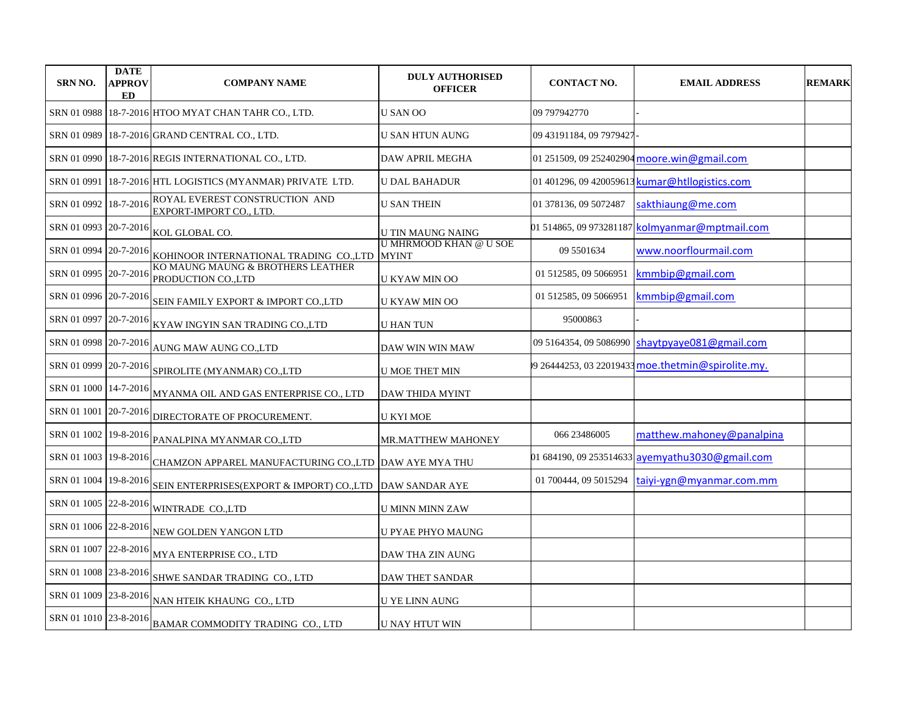| SRN NO. | DATE APPROVED | COMPANY NAME | DULY AUTHORISED OFFICER | CONTACT NO. | EMAIL ADDRESS | REMARK |
|---|---|---|---|---|---|---|
| SRN 01 0988 | 18-7-2016 | HTOO MYAT CHAN TAHR CO., LTD. | U SAN OO | 09 797942770 | - | |
| SRN 01 0989 | 18-7-2016 | GRAND CENTRAL CO., LTD. | U SAN HTUN AUNG | 09 43191184, 09 7979427 | - | |
| SRN 01 0990 | 18-7-2016 | REGIS INTERNATIONAL CO., LTD. | DAW APRIL MEGHA | 01 251509, 09 252402904 | moore.win@gmail.com | |
| SRN 01 0991 | 18-7-2016 | HTL LOGISTICS (MYANMAR) PRIVATE LTD. | U DAL BAHADUR | 01 401296, 09 420059613 | kumar@htllogistics.com | |
| SRN 01 0992 | 18-7-2016 | ROYAL EVEREST CONSTRUCTION AND EXPORT-IMPORT CO., LTD. | U SAN THEIN | 01 378136, 09 5072487 | sakthiaung@me.com | |
| SRN 01 0993 | 20-7-2016 | KOL GLOBAL CO. | U TIN MAUNG NAING | 01 514865, 09 973281187 | kolmyanmar@mptmail.com | |
| SRN 01 0994 | 20-7-2016 | KOHINOOR INTERNATIONAL TRADING CO.,LTD | U MHRMOOD KHAN @ U SOE MYINT | 09 5501634 | www.noorflourmail.com | |
| SRN 01 0995 | 20-7-2016 | KO MAUNG MAUNG & BROTHERS LEATHER PRODUCTION CO.,LTD | U KYAW MIN OO | 01 512585, 09 5066951 | kmmbip@gmail.com | |
| SRN 01 0996 | 20-7-2016 | SEIN FAMILY EXPORT & IMPORT CO.,LTD | U KYAW MIN OO | 01 512585, 09 5066951 | kmmbip@gmail.com | |
| SRN 01 0997 | 20-7-2016 | KYAW INGYIN SAN TRADING CO.,LTD | U HAN TUN | 95000863 | - | |
| SRN 01 0998 | 20-7-2016 | AUNG MAW AUNG CO.,LTD | DAW WIN WIN MAW | 09 5164354, 09 5086990 | shaytpyaye081@gmail.com | |
| SRN 01 0999 | 20-7-2016 | SPIROLITE (MYANMAR) CO.,LTD | U MOE THET MIN | 09 26444253, 03 22019433 | moe.thetmin@spirolite.my. | |
| SRN 01 1000 | 14-7-2016 | MYANMA OIL AND GAS ENTERPRISE CO., LTD | DAW THIDA MYINT | | | |
| SRN 01 1001 | 20-7-2016 | DIRECTORATE OF PROCUREMENT. | U KYI MOE | | | |
| SRN 01 1002 | 19-8-2016 | PANALPINA MYANMAR CO.,LTD | MR.MATTHEW MAHONEY | 066 23486005 | matthew.mahoney@panalpina | |
| SRN 01 1003 | 19-8-2016 | CHAMZON APPAREL MANUFACTURING CO.,LTD | DAW AYE MYA THU | 01 684190, 09 253514633 | ayemyathu3030@gmail.com | |
| SRN 01 1004 | 19-8-2016 | SEIN ENTERPRISES(EXPORT & IMPORT) CO.,LTD | DAW SANDAR AYE | 01 700444, 09 5015294 | taiyi-ygn@myanmar.com.mm | |
| SRN 01 1005 | 22-8-2016 | WINTRADE CO.,LTD | U MINN MINN ZAW | | | |
| SRN 01 1006 | 22-8-2016 | NEW GOLDEN YANGON LTD | U PYAE PHYO MAUNG | | | |
| SRN 01 1007 | 22-8-2016 | MYA ENTERPRISE CO., LTD | DAW THA ZIN AUNG | | | |
| SRN 01 1008 | 23-8-2016 | SHWE SANDAR TRADING CO., LTD | DAW THET SANDAR | | | |
| SRN 01 1009 | 23-8-2016 | NAN HTEIK KHAUNG CO., LTD | U YE LINN AUNG | | | |
| SRN 01 1010 | 23-8-2016 | BAMAR COMMODITY TRADING CO., LTD | U NAY HTUT WIN | | | |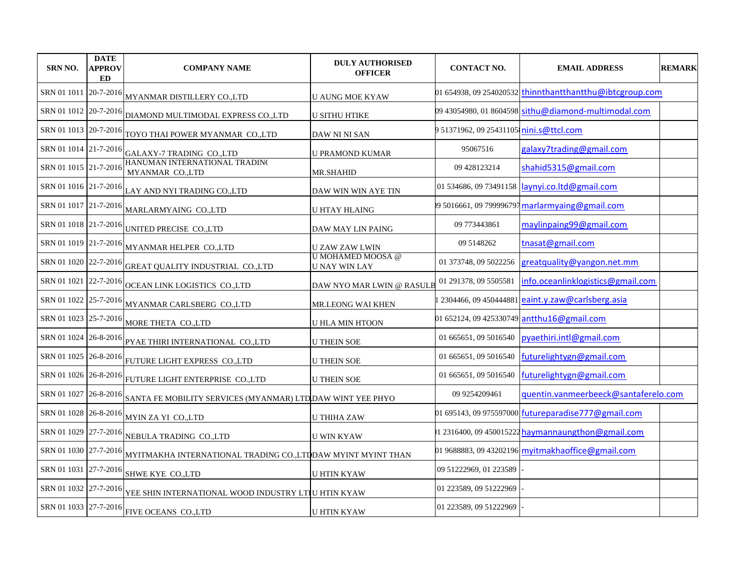| SRN NO. | DATE APPROVED | COMPANY NAME | DULY AUTHORISED OFFICER | CONTACT NO. | EMAIL ADDRESS | REMARK |
|---|---|---|---|---|---|---|
| SRN 01 1011 | 20-7-2016 | MYANMAR DISTILLERY CO.,LTD | U AUNG MOE KYAW | 01 654938, 09 254020532 | thinnthantthantthu@ibtcgroup.com | |
| SRN 01 1012 | 20-7-2016 | DIAMOND MULTIMODAL EXPRESS CO.,LTD | U SITHU HTIKE | 09 43054980, 01 8604598 | sithu@diamond-multimodal.com | |
| SRN 01 1013 | 20-7-2016 | TOYO THAI POWER MYANMAR CO.,LTD | DAW NI NI SAN | 9 51371962, 09 25431105 | nini.s@ttcl.com | |
| SRN 01 1014 | 21-7-2016 | GALAXY-7 TRADING CO.,LTD | U PRAMOND KUMAR | 95067516 | galaxy7trading@gmail.com | |
| SRN 01 1015 | 21-7-2016 | HANUMAN INTERNATIONAL TRADING MYANMAR CO.,LTD | MR.SHAHID | 09 428123214 | shahid5315@gmail.com | |
| SRN 01 1016 | 21-7-2016 | LAY AND NYI TRADING CO.,LTD | DAW WIN WIN AYE TIN | 01 534686, 09 73491158 | laynyi.co.ltd@gmail.com | |
| SRN 01 1017 | 21-7-2016 | MARLARMYAING CO.,LTD | U HTAY HLAING | 09 5016661, 09 799996797 | marlarmyaing@gmail.com | |
| SRN 01 1018 | 21-7-2016 | UNITED PRECISE CO.,LTD | DAW MAY LIN PAING | 09 773443861 | maylinpaing99@gmail.com | |
| SRN 01 1019 | 21-7-2016 | MYANMAR HELPER CO.,LTD | U ZAW ZAW LWIN | 09 5148262 | tnasat@gmail.com | |
| SRN 01 1020 | 22-7-2016 | GREAT QUALITY INDUSTRIAL CO.,LTD | U MOHAMED MOOSA @ U NAY WIN LAY | 01 373748, 09 5022256 | greatquality@yangon.net.mm | |
| SRN 01 1021 | 22-7-2016 | OCEAN LINK LOGISTICS CO.,LTD | DAW NYO MAR LWIN @ RASULB | 01 291378, 09 5505581 | info.oceanlinklogistics@gmail.com | |
| SRN 01 1022 | 25-7-2016 | MYANMAR CARLSBERG CO.,LTD | MR.LEONG WAI KHEN | 1 2304466, 09 450444881 | eaint.y.zaw@carlsberg.asia | |
| SRN 01 1023 | 25-7-2016 | MORE THETA CO.,LTD | U HLA MIN HTOON | 01 652124, 09 425330749 | antthu16@gmail.com | |
| SRN 01 1024 | 26-8-2016 | PYAE THIRI INTERNATIONAL CO.,LTD | U THEIN SOE | 01 665651, 09 5016540 | pyaethiri.intl@gmail.com | |
| SRN 01 1025 | 26-8-2016 | FUTURE LIGHT EXPRESS CO.,LTD | U THEIN SOE | 01 665651, 09 5016540 | futurelightygn@gmail.com | |
| SRN 01 1026 | 26-8-2016 | FUTURE LIGHT ENTERPRISE CO.,LTD | U THEIN SOE | 01 665651, 09 5016540 | futurelightygn@gmail.com | |
| SRN 01 1027 | 26-8-2016 | SANTA FE MOBILITY SERVICES (MYANMAR) LTD | DAW WINT YEE PHYO | 09 9254209461 | quentin.vanmeerbeeck@santaferelo.com | |
| SRN 01 1028 | 26-8-2016 | MYIN ZA YI CO.,LTD | U THIHA ZAW | 01 695143, 09 975597000 | futureparadise777@gmail.com | |
| SRN 01 1029 | 27-7-2016 | NEBULA TRADING CO.,LTD | U WIN KYAW | 01 2316400, 09 450015222 | haymannaungthon@gmail.com | |
| SRN 01 1030 | 27-7-2016 | MYITMAKHA INTERNATIONAL TRADING CO.,LTD | DAW MYINT MYINT THAN | 01 9688883, 09 43202196 | myitmakhaoffice@gmail.com | |
| SRN 01 1031 | 27-7-2016 | SHWE KYE CO.,LTD | U HTIN KYAW | 09 51222969, 01 223589 | - | |
| SRN 01 1032 | 27-7-2016 | YEE SHIN INTERNATIONAL WOOD INDUSTRY LTD | U HTIN KYAW | 01 223589, 09 51222969 | - | |
| SRN 01 1033 | 27-7-2016 | FIVE OCEANS CO.,LTD | U HTIN KYAW | 01 223589, 09 51222969 | - | |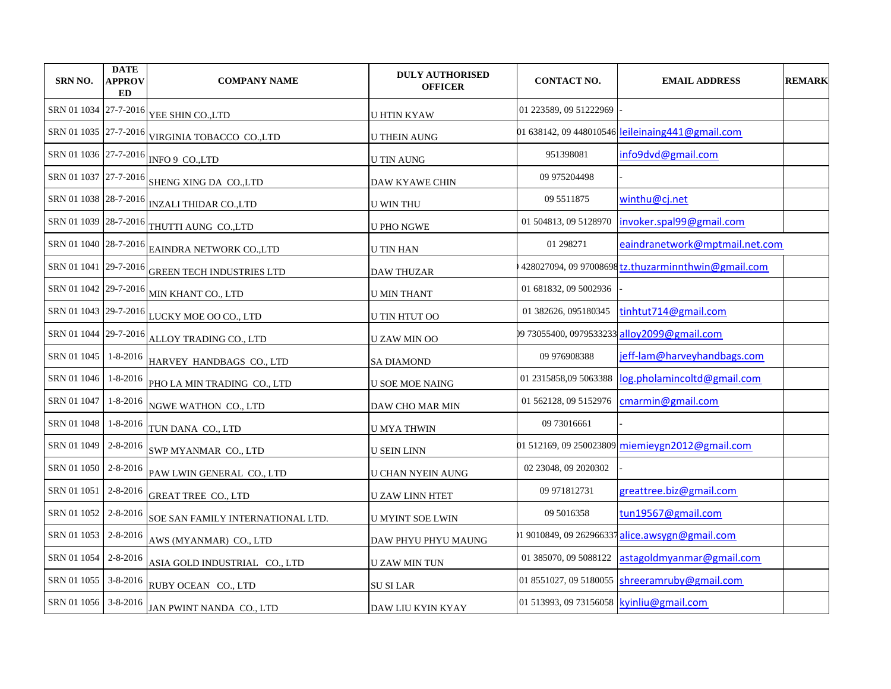| SRN NO. | DATE APPROVED | COMPANY NAME | DULY AUTHORISED OFFICER | CONTACT NO. | EMAIL ADDRESS | REMARK |
|---|---|---|---|---|---|---|
| SRN 01 1034 | 27-7-2016 | YEE SHIN CO.,LTD | U HTIN KYAW | 01 223589, 09 51222969 | - | |
| SRN 01 1035 | 27-7-2016 | VIRGINIA TOBACCO CO.,LTD | U THEIN AUNG | 01 638142, 09 448010546 | leileinaing441@gmail.com | |
| SRN 01 1036 | 27-7-2016 | INFO 9 CO.,LTD | U TIN AUNG | 951398081 | info9dvd@gmail.com | |
| SRN 01 1037 | 27-7-2016 | SHENG XING DA CO.,LTD | DAW KYAWE CHIN | 09 975204498 | - | |
| SRN 01 1038 | 28-7-2016 | INZALI THIDAR CO.,LTD | U WIN THU | 09 5511875 | winthu@cj.net | |
| SRN 01 1039 | 28-7-2016 | THUTTI AUNG CO.,LTD | U PHO NGWE | 01 504813, 09 5128970 | invoker.spal99@gmail.com | |
| SRN 01 1040 | 28-7-2016 | EAINDRA NETWORK CO.,LTD | U TIN HAN | 01 298271 | eaindranetwork@mptmail.net.com | |
| SRN 01 1041 | 29-7-2016 | GREEN TECH INDUSTRIES LTD | DAW THUZAR | 428027094, 09 97008698 | tz.thuzarminnthwin@gmail.com | |
| SRN 01 1042 | 29-7-2016 | MIN KHANT CO., LTD | U MIN THANT | 01 681832, 09 5002936 | - | |
| SRN 01 1043 | 29-7-2016 | LUCKY MOE OO CO., LTD | U TIN HTUT OO | 01 382626, 095180345 | tinhtut714@gmail.com | |
| SRN 01 1044 | 29-7-2016 | ALLOY TRADING CO., LTD | U ZAW MIN OO | 09 73055400, 0979533233 | alloy2099@gmail.com | |
| SRN 01 1045 | 1-8-2016 | HARVEY HANDBAGS CO., LTD | SA DIAMOND | 09 976908388 | jeff-lam@harveyhandbags.com | |
| SRN 01 1046 | 1-8-2016 | PHO LA MIN TRADING CO., LTD | U SOE MOE NAING | 01 2315858,09 5063388 | log.pholamincoltd@gmail.com | |
| SRN 01 1047 | 1-8-2016 | NGWE WATHON CO., LTD | DAW CHO MAR MIN | 01 562128, 09 5152976 | cmarmin@gmail.com | |
| SRN 01 1048 | 1-8-2016 | TUN DANA CO., LTD | U MYA THWIN | 09 73016661 | - | |
| SRN 01 1049 | 2-8-2016 | SWP MYANMAR CO., LTD | U SEIN LINN | 01 512169, 09 250023809 | miemieygn2012@gmail.com | |
| SRN 01 1050 | 2-8-2016 | PAW LWIN GENERAL CO., LTD | U CHAN NYEIN AUNG | 02 23048, 09 2020302 | - | |
| SRN 01 1051 | 2-8-2016 | GREAT TREE CO., LTD | U ZAW LINN HTET | 09 971812731 | greattree.biz@gmail.com | |
| SRN 01 1052 | 2-8-2016 | SOE SAN FAMILY INTERNATIONAL LTD. | U MYINT SOE LWIN | 09 5016358 | tun19567@gmail.com | |
| SRN 01 1053 | 2-8-2016 | AWS (MYANMAR) CO., LTD | DAW PHYU PHYU MAUNG | 01 9010849, 09 262966337 | alice.awsygn@gmail.com | |
| SRN 01 1054 | 2-8-2016 | ASIA GOLD INDUSTRIAL CO., LTD | U ZAW MIN TUN | 01 385070, 09 5088122 | astagoldmyanmar@gmail.com | |
| SRN 01 1055 | 3-8-2016 | RUBY OCEAN CO., LTD | SU SI LAR | 01 8551027, 09 5180055 | shreeramruby@gmail.com | |
| SRN 01 1056 | 3-8-2016 | JAN PWINT NANDA CO., LTD | DAW LIU KYIN KYAY | 01 513993, 09 73156058 | kyinliu@gmail.com | |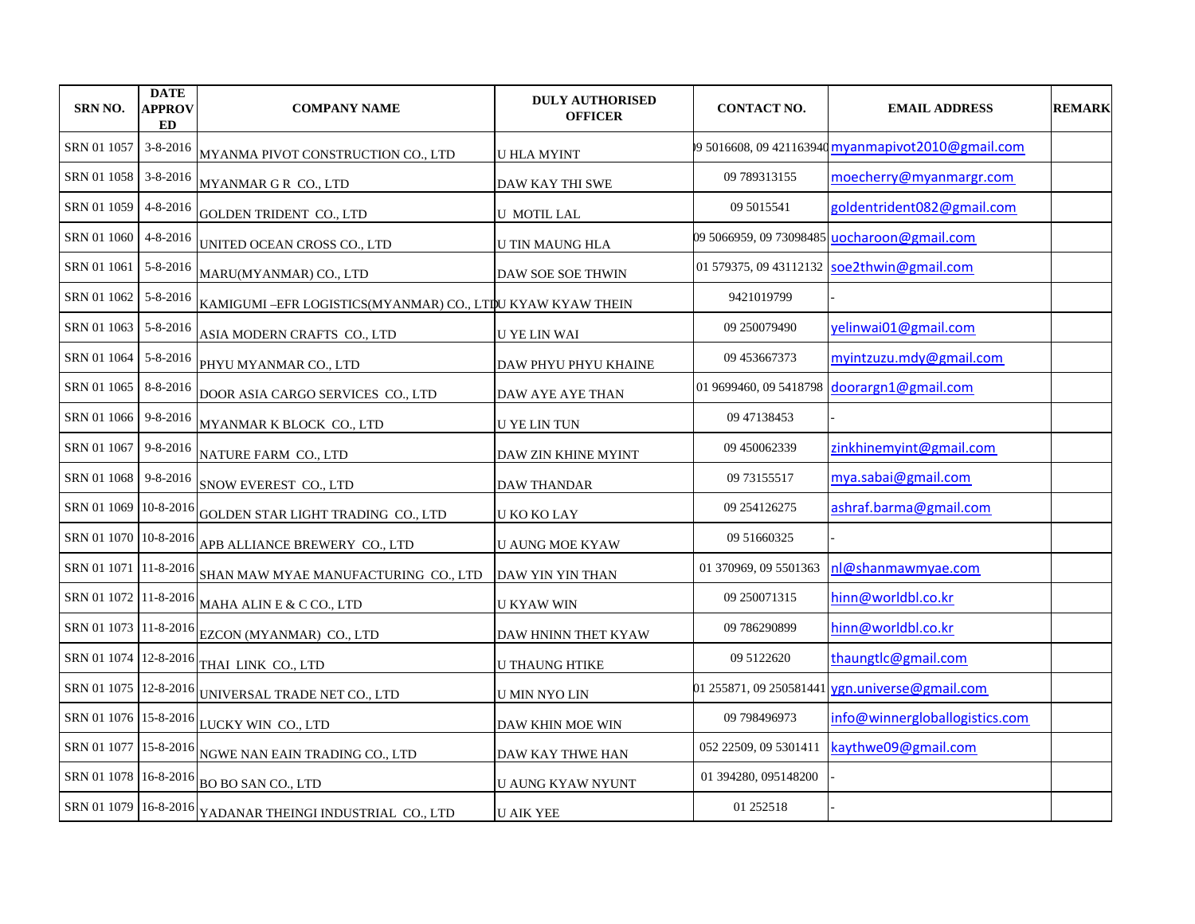| SRN NO. | DATE APPROVED | COMPANY NAME | DULY AUTHORISED OFFICER | CONTACT NO. | EMAIL ADDRESS | REMARK |
|---|---|---|---|---|---|---|
| SRN 01 1057 | 3-8-2016 | MYANMA PIVOT CONSTRUCTION CO., LTD | U HLA MYINT | 09 5016608, 09 421163940 | myanmapivot2010@gmail.com | |
| SRN 01 1058 | 3-8-2016 | MYANMAR G R CO., LTD | DAW KAY THI SWE | 09 789313155 | moecherry@myanmargr.com | |
| SRN 01 1059 | 4-8-2016 | GOLDEN TRIDENT CO., LTD | U MOTIL LAL | 09 5015541 | goldentrident082@gmail.com | |
| SRN 01 1060 | 4-8-2016 | UNITED OCEAN CROSS CO., LTD | U TIN MAUNG HLA | 09 5066959, 09 73098485 | uocharoon@gmail.com | |
| SRN 01 1061 | 5-8-2016 | MARU(MYANMAR) CO., LTD | DAW SOE SOE THWIN | 01 579375, 09 43112132 | soe2thwin@gmail.com | |
| SRN 01 1062 | 5-8-2016 | KAMIGUMI –EFR LOGISTICS(MYANMAR) CO., LTD | U KYAW KYAW THEIN | 9421019799 | - | |
| SRN 01 1063 | 5-8-2016 | ASIA MODERN CRAFTS CO., LTD | U YE LIN WAI | 09 250079490 | yelinwai01@gmail.com | |
| SRN 01 1064 | 5-8-2016 | PHYU MYANMAR CO., LTD | DAW PHYU PHYU KHAINE | 09 453667373 | myintzuzu.mdy@gmail.com | |
| SRN 01 1065 | 8-8-2016 | DOOR ASIA CARGO SERVICES CO., LTD | DAW AYE AYE THAN | 01 9699460, 09 5418798 | doorargn1@gmail.com | |
| SRN 01 1066 | 9-8-2016 | MYANMAR K BLOCK CO., LTD | U YE LIN TUN | 09 47138453 | - | |
| SRN 01 1067 | 9-8-2016 | NATURE FARM CO., LTD | DAW ZIN KHINE MYINT | 09 450062339 | zinkhinemyint@gmail.com | |
| SRN 01 1068 | 9-8-2016 | SNOW EVEREST CO., LTD | DAW THANDAR | 09 73155517 | mya.sabai@gmail.com | |
| SRN 01 1069 | 10-8-2016 | GOLDEN STAR LIGHT TRADING CO., LTD | U KO KO LAY | 09 254126275 | ashraf.barma@gmail.com | |
| SRN 01 1070 | 10-8-2016 | APB ALLIANCE BREWERY CO., LTD | U AUNG MOE KYAW | 09 51660325 | - | |
| SRN 01 1071 | 11-8-2016 | SHAN MAW MYAE MANUFACTURING CO., LTD | DAW YIN YIN THAN | 01 370969, 09 5501363 | nl@shanmawmyae.com | |
| SRN 01 1072 | 11-8-2016 | MAHA ALIN E & C CO., LTD | U KYAW WIN | 09 250071315 | hinn@worldbl.co.kr | |
| SRN 01 1073 | 11-8-2016 | EZCON (MYANMAR) CO., LTD | DAW HNINN THET KYAW | 09 786290899 | hinn@worldbl.co.kr | |
| SRN 01 1074 | 12-8-2016 | THAI LINK CO., LTD | U THAUNG HTIKE | 09 5122620 | thaungtlc@gmail.com | |
| SRN 01 1075 | 12-8-2016 | UNIVERSAL TRADE NET CO., LTD | U MIN NYO LIN | 01 255871, 09 250581441 | ygn.universe@gmail.com | |
| SRN 01 1076 | 15-8-2016 | LUCKY WIN CO., LTD | DAW KHIN MOE WIN | 09 798496973 | info@winnergloballogistics.com | |
| SRN 01 1077 | 15-8-2016 | NGWE NAN EAIN TRADING CO., LTD | DAW KAY THWE HAN | 052 22509, 09 5301411 | kaythwe09@gmail.com | |
| SRN 01 1078 | 16-8-2016 | BO BO SAN CO., LTD | U AUNG KYAW NYUNT | 01 394280, 095148200 | - | |
| SRN 01 1079 | 16-8-2016 | YADANAR THEINGI INDUSTRIAL CO., LTD | U AIK YEE | 01 252518 | - | |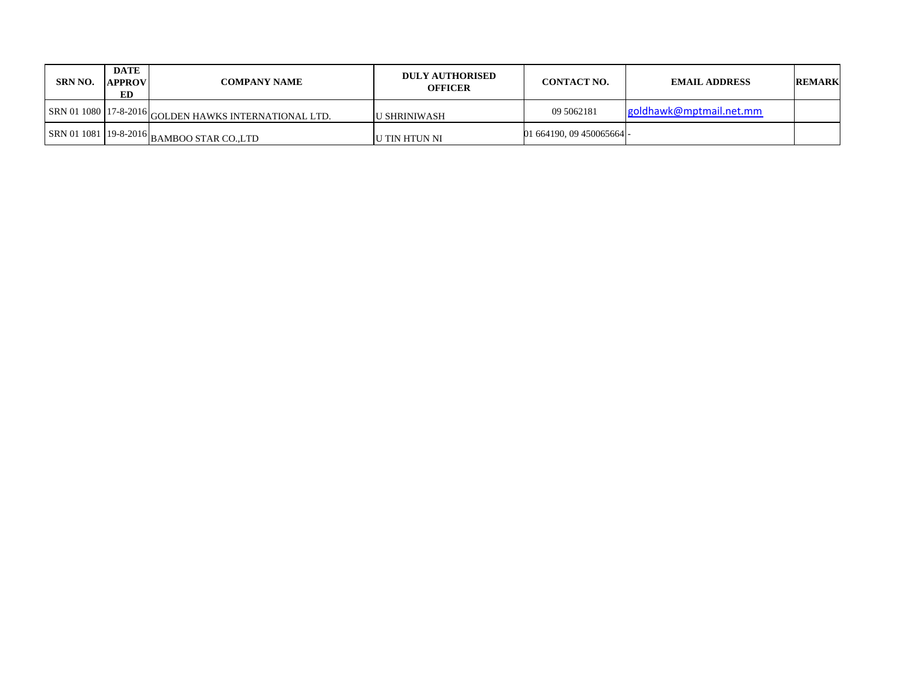| SRN NO. | DATE APPROVED | COMPANY NAME | DULY AUTHORISED OFFICER | CONTACT NO. | EMAIL ADDRESS | REMARK |
|---|---|---|---|---|---|---|
| SRN 01 1080 | 17-8-2016 | GOLDEN HAWKS INTERNATIONAL LTD. | U SHRINIWASH | 09 5062181 | goldhawk@mptmail.net.mm | |
| SRN 01 1081 | 19-8-2016 | BAMBOO STAR CO.,LTD | U TIN HTUN NI | 01 664190, 09 450065664 | - | |